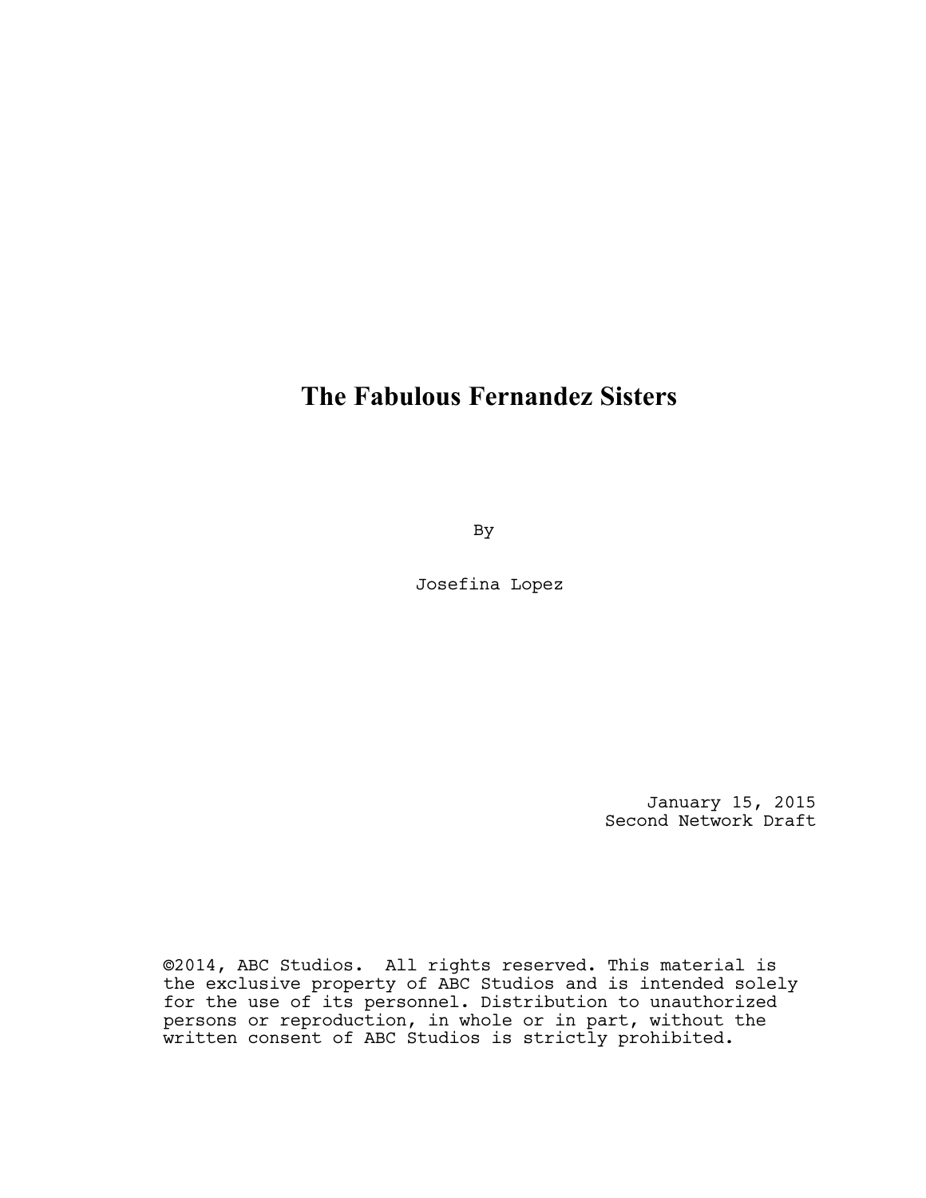# The Fabulous Fernandez Sisters

By

Josefina Lopez

January 15, 2015
Second Network Draft

©2014, ABC Studios. All rights reserved. This material is the exclusive property of ABC Studios and is intended solely for the use of its personnel. Distribution to unauthorized persons or reproduction, in whole or in part, without the written consent of ABC Studios is strictly prohibited.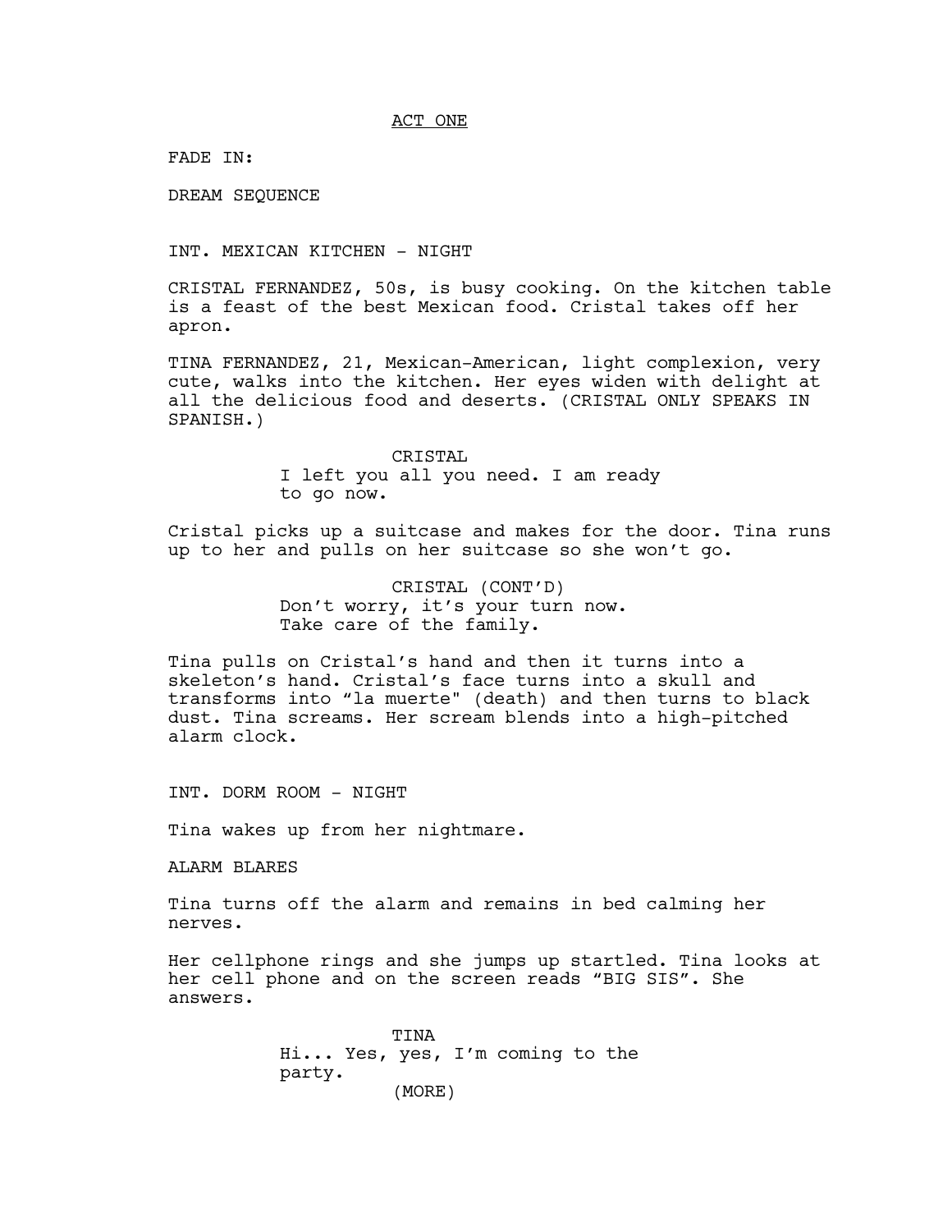ACT ONE

FADE IN:

DREAM SEQUENCE

INT. MEXICAN KITCHEN - NIGHT

CRISTAL FERNANDEZ, 50s, is busy cooking. On the kitchen table is a feast of the best Mexican food. Cristal takes off her apron.

TINA FERNANDEZ, 21, Mexican-American, light complexion, very cute, walks into the kitchen. Her eyes widen with delight at all the delicious food and deserts. (CRISTAL ONLY SPEAKS IN SPANISH.)

CRISTAL
I left you all you need. I am ready to go now.

Cristal picks up a suitcase and makes for the door. Tina runs up to her and pulls on her suitcase so she won't go.

CRISTAL (CONT'D)
Don't worry, it's your turn now. Take care of the family.

Tina pulls on Cristal's hand and then it turns into a skeleton's hand. Cristal's face turns into a skull and transforms into "la muerte" (death) and then turns to black dust. Tina screams. Her scream blends into a high-pitched alarm clock.

INT. DORM ROOM - NIGHT

Tina wakes up from her nightmare.

ALARM BLARES

Tina turns off the alarm and remains in bed calming her nerves.

Her cellphone rings and she jumps up startled. Tina looks at her cell phone and on the screen reads "BIG SIS". She answers.

TINA
Hi... Yes, yes, I'm coming to the party.
(MORE)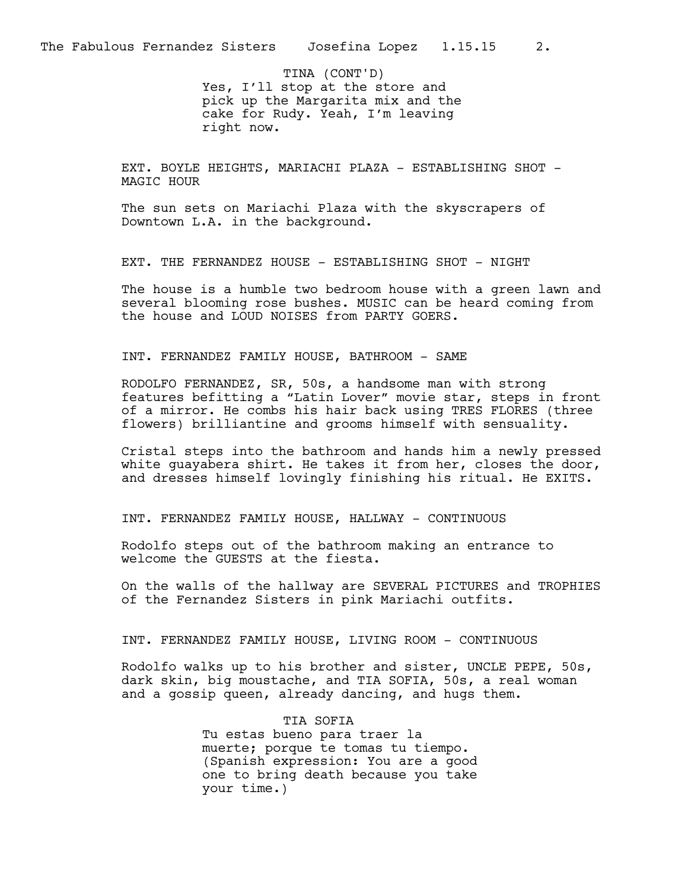TINA (CONT'D)
Yes, I'll stop at the store and pick up the Margarita mix and the cake for Rudy. Yeah, I'm leaving right now.

EXT. BOYLE HEIGHTS, MARIACHI PLAZA - ESTABLISHING SHOT - MAGIC HOUR

The sun sets on Mariachi Plaza with the skyscrapers of Downtown L.A. in the background.

EXT. THE FERNANDEZ HOUSE - ESTABLISHING SHOT - NIGHT

The house is a humble two bedroom house with a green lawn and several blooming rose bushes. MUSIC can be heard coming from the house and LOUD NOISES from PARTY GOERS.

INT. FERNANDEZ FAMILY HOUSE, BATHROOM - SAME

RODOLFO FERNANDEZ, SR, 50s, a handsome man with strong features befitting a "Latin Lover" movie star, steps in front of a mirror. He combs his hair back using TRES FLORES (three flowers) brilliantine and grooms himself with sensuality.

Cristal steps into the bathroom and hands him a newly pressed white guayabera shirt. He takes it from her, closes the door, and dresses himself lovingly finishing his ritual. He EXITS.

INT. FERNANDEZ FAMILY HOUSE, HALLWAY - CONTINUOUS

Rodolfo steps out of the bathroom making an entrance to welcome the GUESTS at the fiesta.

On the walls of the hallway are SEVERAL PICTURES and TROPHIES of the Fernandez Sisters in pink Mariachi outfits.

INT. FERNANDEZ FAMILY HOUSE, LIVING ROOM - CONTINUOUS

Rodolfo walks up to his brother and sister, UNCLE PEPE, 50s, dark skin, big moustache, and TIA SOFIA, 50s, a real woman and a gossip queen, already dancing, and hugs them.

TIA SOFIA
Tu estas bueno para traer la muerte; porque te tomas tu tiempo. (Spanish expression: You are a good one to bring death because you take your time.)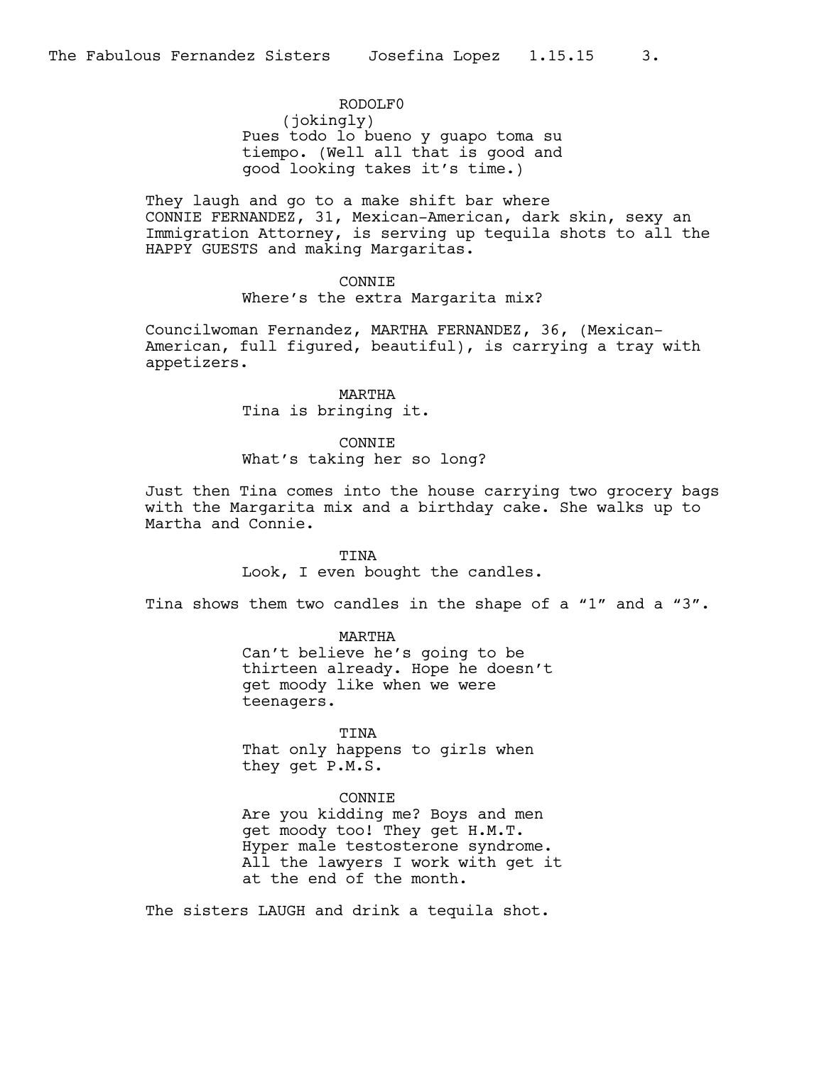RODOLF0
(jokingly)
Pues todo lo bueno y guapo toma su tiempo. (Well all that is good and good looking takes it's time.)

They laugh and go to a make shift bar where CONNIE FERNANDEZ, 31, Mexican-American, dark skin, sexy an Immigration Attorney, is serving up tequila shots to all the HAPPY GUESTS and making Margaritas.

CONNIE
Where's the extra Margarita mix?

Councilwoman Fernandez, MARTHA FERNANDEZ, 36, (Mexican-American, full figured, beautiful), is carrying a tray with appetizers.

MARTHA
Tina is bringing it.

CONNIE
What's taking her so long?

Just then Tina comes into the house carrying two grocery bags with the Margarita mix and a birthday cake. She walks up to Martha and Connie.

TINA
Look, I even bought the candles.

Tina shows them two candles in the shape of a "1" and a "3".

MARTHA
Can't believe he's going to be thirteen already. Hope he doesn't get moody like when we were teenagers.

TINA
That only happens to girls when they get P.M.S.

CONNIE
Are you kidding me? Boys and men get moody too! They get H.M.T. Hyper male testosterone syndrome. All the lawyers I work with get it at the end of the month.

The sisters LAUGH and drink a tequila shot.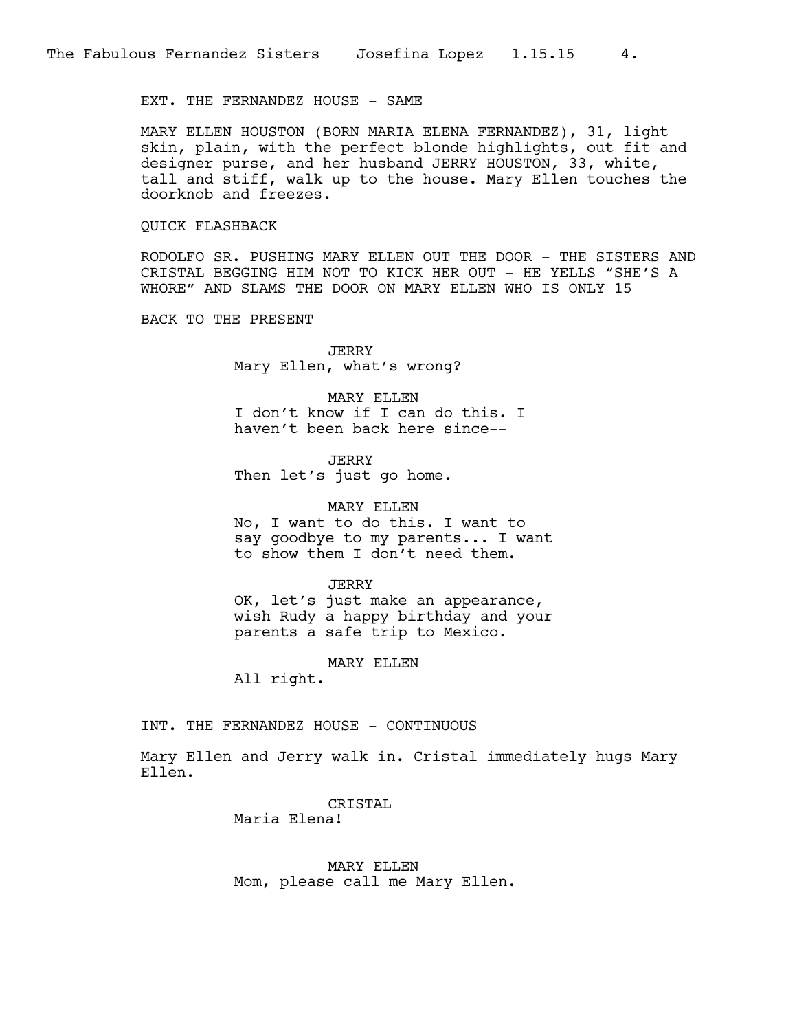EXT. THE FERNANDEZ HOUSE - SAME

MARY ELLEN HOUSTON (BORN MARIA ELENA FERNANDEZ), 31, light skin, plain, with the perfect blonde highlights, out fit and designer purse, and her husband JERRY HOUSTON, 33, white, tall and stiff, walk up to the house. Mary Ellen touches the doorknob and freezes.

QUICK FLASHBACK

RODOLFO SR. PUSHING MARY ELLEN OUT THE DOOR - THE SISTERS AND CRISTAL BEGGING HIM NOT TO KICK HER OUT - HE YELLS "SHE'S A WHORE" AND SLAMS THE DOOR ON MARY ELLEN WHO IS ONLY 15

BACK TO THE PRESENT

JERRY
Mary Ellen, what's wrong?

MARY ELLEN
I don't know if I can do this. I haven't been back here since--

JERRY
Then let's just go home.

MARY ELLEN
No, I want to do this. I want to say goodbye to my parents... I want to show them I don't need them.

JERRY
OK, let's just make an appearance, wish Rudy a happy birthday and your parents a safe trip to Mexico.

MARY ELLEN
All right.

INT. THE FERNANDEZ HOUSE - CONTINUOUS

Mary Ellen and Jerry walk in. Cristal immediately hugs Mary Ellen.

CRISTAL
Maria Elena!

MARY ELLEN
Mom, please call me Mary Ellen.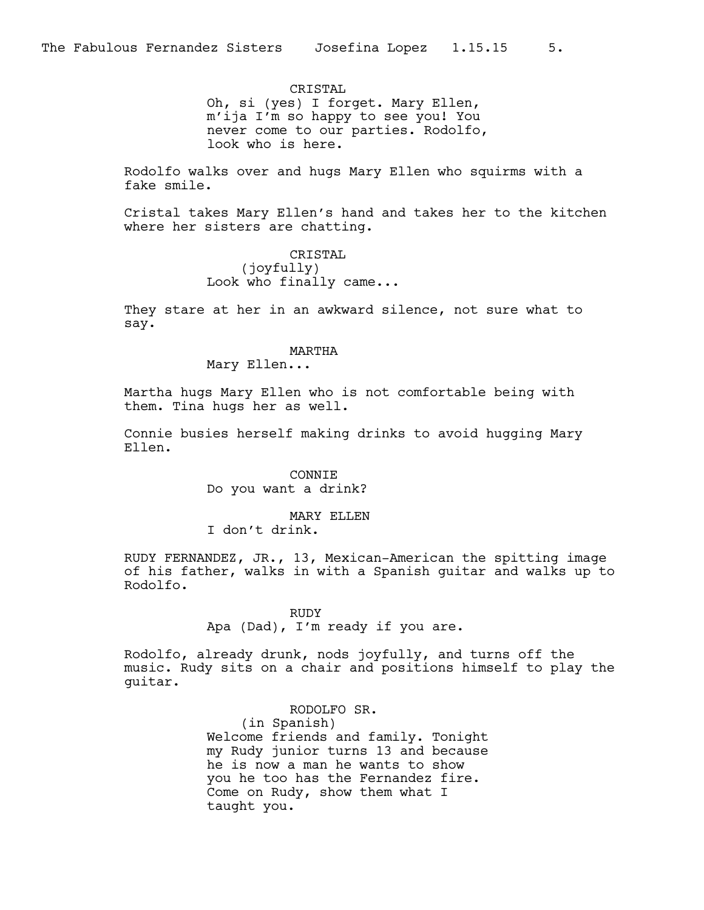CRISTAL
Oh, si (yes) I forget. Mary Ellen, m'ija I'm so happy to see you! You never come to our parties. Rodolfo, look who is here.

Rodolfo walks over and hugs Mary Ellen who squirms with a fake smile.

Cristal takes Mary Ellen's hand and takes her to the kitchen where her sisters are chatting.

CRISTAL
(joyfully)
Look who finally came...

They stare at her in an awkward silence, not sure what to say.

MARTHA
Mary Ellen...

Martha hugs Mary Ellen who is not comfortable being with them. Tina hugs her as well.

Connie busies herself making drinks to avoid hugging Mary Ellen.

CONNIE
Do you want a drink?

MARY ELLEN
I don't drink.

RUDY FERNANDEZ, JR., 13, Mexican-American the spitting image of his father, walks in with a Spanish guitar and walks up to Rodolfo.

RUDY
Apa (Dad), I'm ready if you are.

Rodolfo, already drunk, nods joyfully, and turns off the music. Rudy sits on a chair and positions himself to play the guitar.

RODOLFO SR.
(in Spanish)
Welcome friends and family. Tonight my Rudy junior turns 13 and because he is now a man he wants to show you he too has the Fernandez fire. Come on Rudy, show them what I taught you.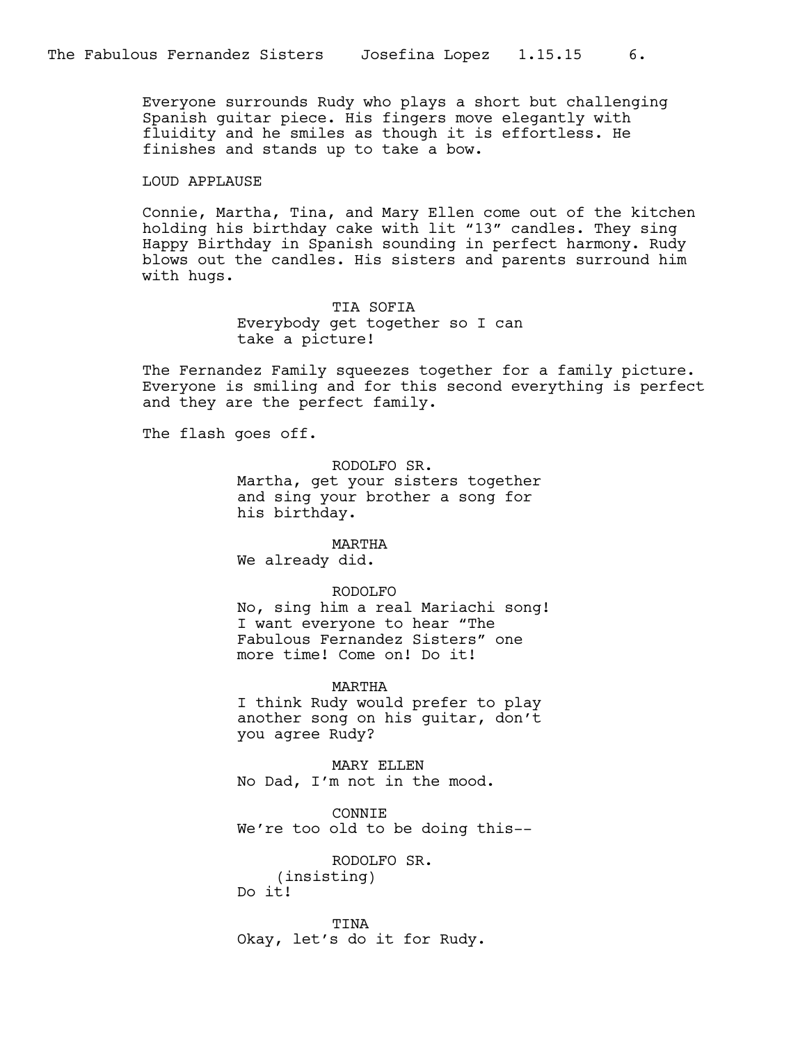Everyone surrounds Rudy who plays a short but challenging Spanish guitar piece. His fingers move elegantly with fluidity and he smiles as though it is effortless. He finishes and stands up to take a bow.

LOUD APPLAUSE

Connie, Martha, Tina, and Mary Ellen come out of the kitchen holding his birthday cake with lit "13" candles. They sing Happy Birthday in Spanish sounding in perfect harmony. Rudy blows out the candles. His sisters and parents surround him with hugs.

TIA SOFIA
Everybody get together so I can take a picture!

The Fernandez Family squeezes together for a family picture. Everyone is smiling and for this second everything is perfect and they are the perfect family.

The flash goes off.

RODOLFO SR.
Martha, get your sisters together and sing your brother a song for his birthday.

MARTHA
We already did.

RODOLFO
No, sing him a real Mariachi song! I want everyone to hear "The Fabulous Fernandez Sisters" one more time! Come on! Do it!

MARTHA
I think Rudy would prefer to play another song on his guitar, don't you agree Rudy?

MARY ELLEN
No Dad, I'm not in the mood.

CONNIE
We're too old to be doing this--

RODOLFO SR.
(insisting)
Do it!

TINA
Okay, let's do it for Rudy.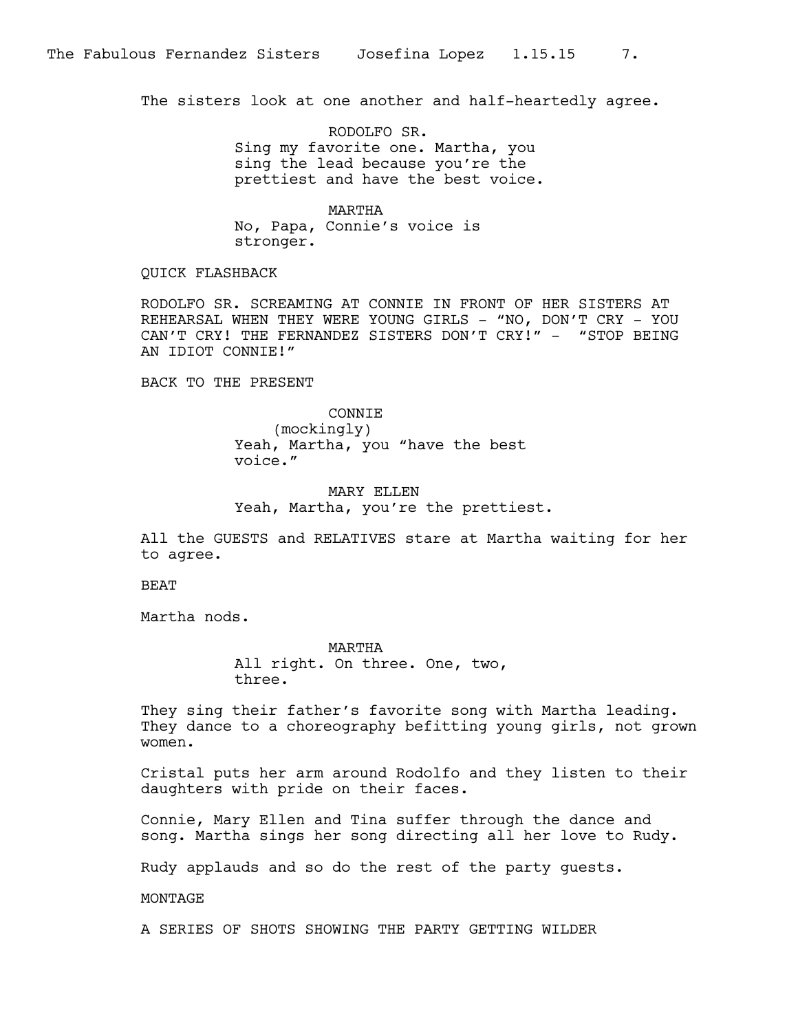The sisters look at one another and half-heartedly agree.

RODOLFO SR.
Sing my favorite one. Martha, you sing the lead because you're the prettiest and have the best voice.

MARTHA
No, Papa, Connie's voice is stronger.

QUICK FLASHBACK

RODOLFO SR. SCREAMING AT CONNIE IN FRONT OF HER SISTERS AT REHEARSAL WHEN THEY WERE YOUNG GIRLS - "NO, DON'T CRY - YOU CAN'T CRY! THE FERNANDEZ SISTERS DON'T CRY!" - "STOP BEING AN IDIOT CONNIE!"

BACK TO THE PRESENT

CONNIE
(mockingly)
Yeah, Martha, you "have the best voice."

MARY ELLEN
Yeah, Martha, you're the prettiest.

All the GUESTS and RELATIVES stare at Martha waiting for her to agree.

BEAT

Martha nods.

MARTHA
All right. On three. One, two, three.

They sing their father's favorite song with Martha leading. They dance to a choreography befitting young girls, not grown women.

Cristal puts her arm around Rodolfo and they listen to their daughters with pride on their faces.

Connie, Mary Ellen and Tina suffer through the dance and song. Martha sings her song directing all her love to Rudy.

Rudy applauds and so do the rest of the party guests.

MONTAGE

A SERIES OF SHOTS SHOWING THE PARTY GETTING WILDER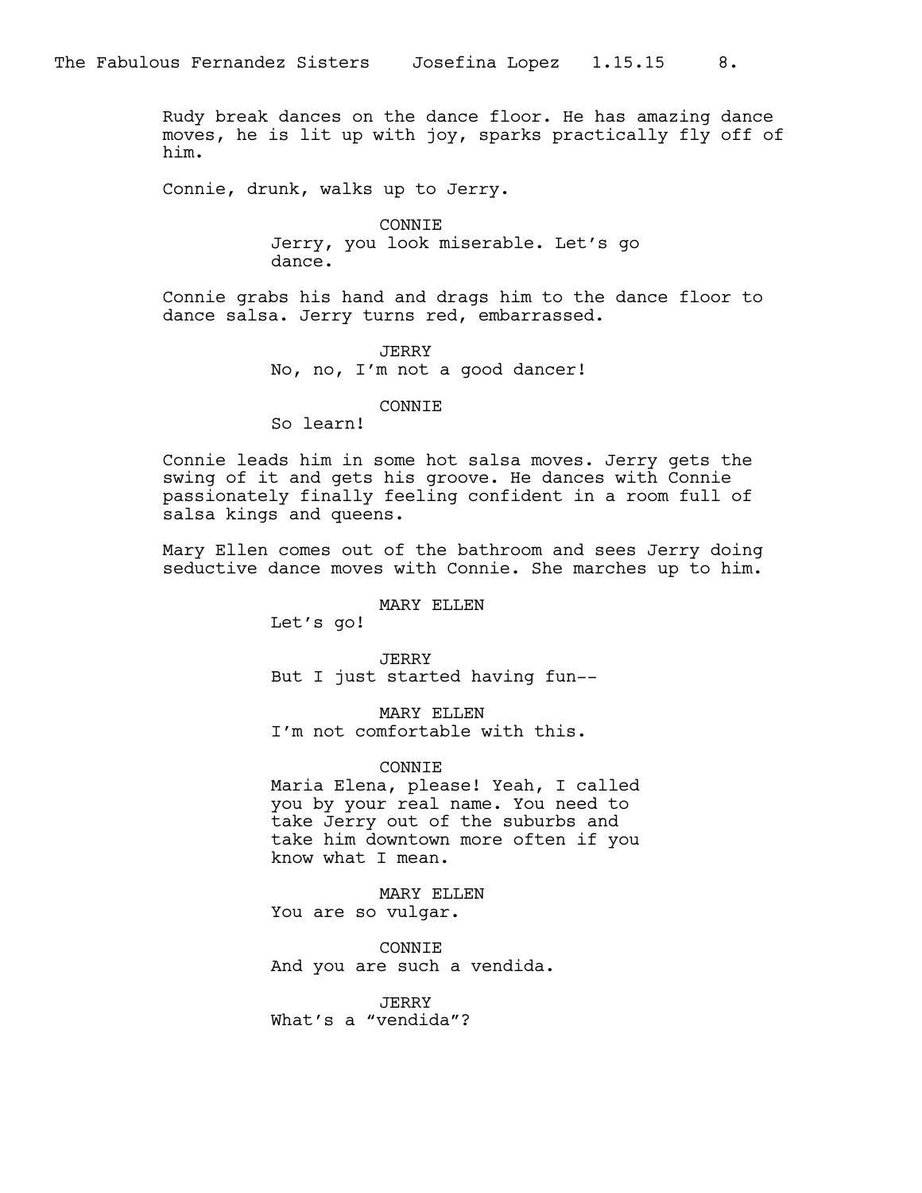Rudy break dances on the dance floor. He has amazing dance moves, he is lit up with joy, sparks practically fly off of him.

Connie, drunk, walks up to Jerry.

CONNIE
Jerry, you look miserable. Let's go dance.

Connie grabs his hand and drags him to the dance floor to dance salsa. Jerry turns red, embarrassed.

JERRY
No, no, I'm not a good dancer!

CONNIE
So learn!

Connie leads him in some hot salsa moves. Jerry gets the swing of it and gets his groove. He dances with Connie passionately finally feeling confident in a room full of salsa kings and queens.

Mary Ellen comes out of the bathroom and sees Jerry doing seductive dance moves with Connie. She marches up to him.

MARY ELLEN
Let's go!

JERRY
But I just started having fun--

MARY ELLEN
I'm not comfortable with this.

CONNIE
Maria Elena, please! Yeah, I called you by your real name. You need to take Jerry out of the suburbs and take him downtown more often if you know what I mean.

MARY ELLEN
You are so vulgar.

CONNIE
And you are such a vendida.

JERRY
What's a "vendida"?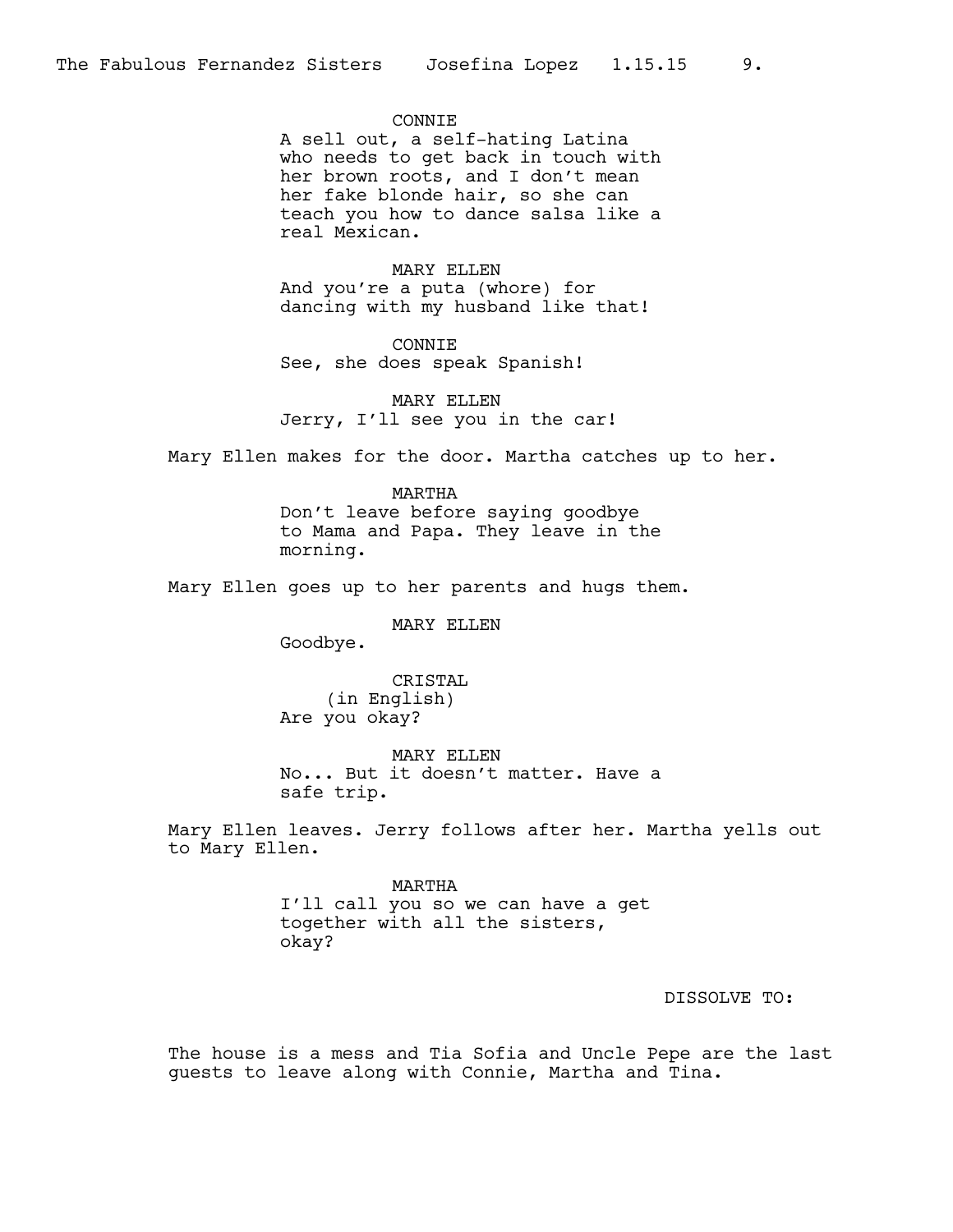CONNIE
A sell out, a self-hating Latina who needs to get back in touch with her brown roots, and I don't mean her fake blonde hair, so she can teach you how to dance salsa like a real Mexican.

MARY ELLEN
And you're a puta (whore) for dancing with my husband like that!

CONNIE
See, she does speak Spanish!

MARY ELLEN
Jerry, I'll see you in the car!

Mary Ellen makes for the door. Martha catches up to her.

MARTHA
Don't leave before saying goodbye to Mama and Papa. They leave in the morning.

Mary Ellen goes up to her parents and hugs them.

MARY ELLEN
Goodbye.

CRISTAL
(in English)
Are you okay?

MARY ELLEN
No... But it doesn't matter. Have a safe trip.

Mary Ellen leaves. Jerry follows after her. Martha yells out to Mary Ellen.

MARTHA
I'll call you so we can have a get together with all the sisters, okay?

DISSOLVE TO:

The house is a mess and Tia Sofia and Uncle Pepe are the last guests to leave along with Connie, Martha and Tina.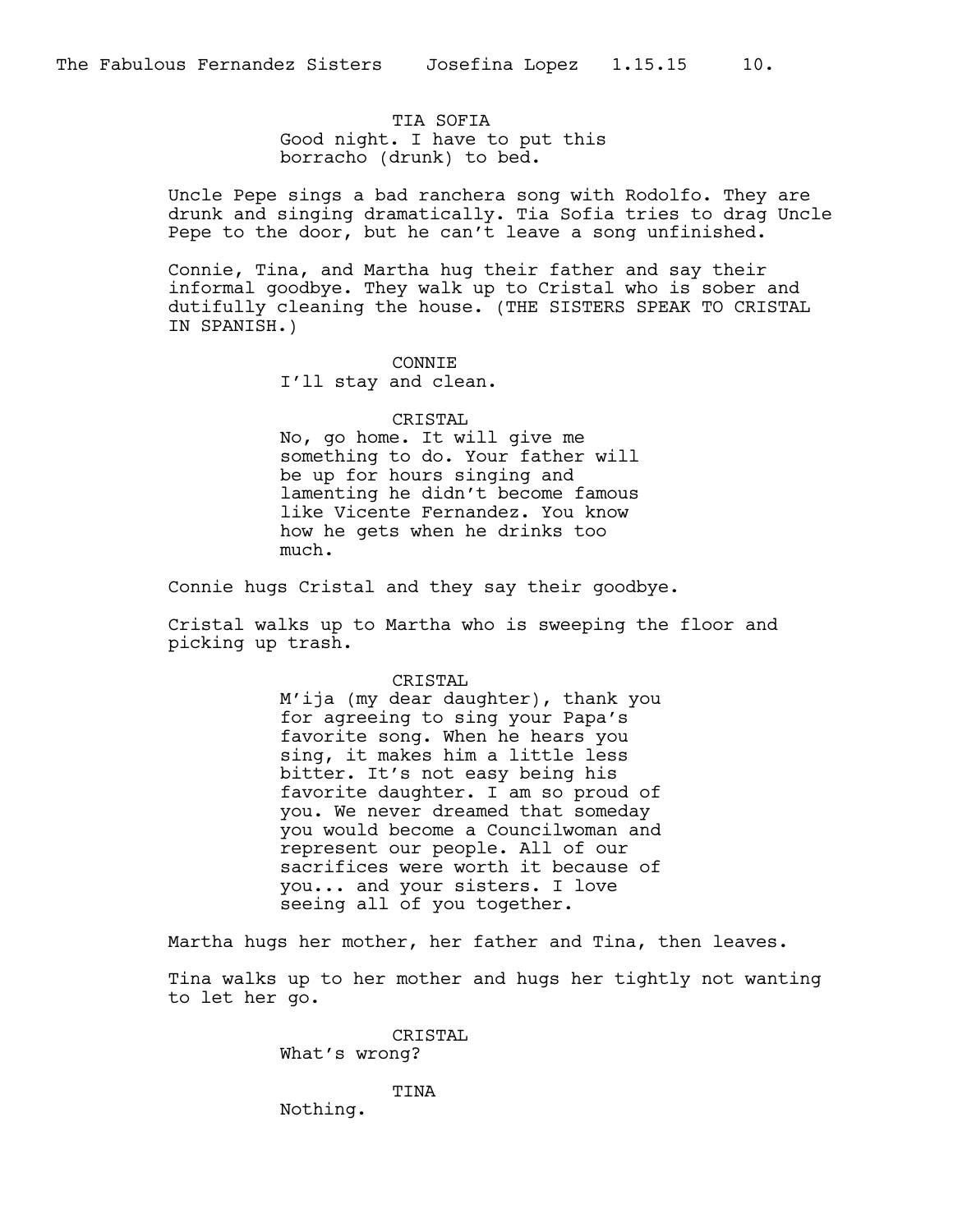TIA SOFIA

Good night. I have to put this borracho (drunk) to bed.

Uncle Pepe sings a bad ranchera song with Rodolfo. They are drunk and singing dramatically. Tia Sofia tries to drag Uncle Pepe to the door, but he can't leave a song unfinished.

Connie, Tina, and Martha hug their father and say their informal goodbye. They walk up to Cristal who is sober and dutifully cleaning the house. (THE SISTERS SPEAK TO CRISTAL IN SPANISH.)

CONNIE

I'll stay and clean.

CRISTAL

No, go home. It will give me something to do. Your father will be up for hours singing and lamenting he didn't become famous like Vicente Fernandez. You know how he gets when he drinks too much.

Connie hugs Cristal and they say their goodbye.

Cristal walks up to Martha who is sweeping the floor and picking up trash.

CRISTAL

M'ija (my dear daughter), thank you for agreeing to sing your Papa's favorite song. When he hears you sing, it makes him a little less bitter. It's not easy being his favorite daughter. I am so proud of you. We never dreamed that someday you would become a Councilwoman and represent our people. All of our sacrifices were worth it because of you... and your sisters. I love seeing all of you together.

Martha hugs her mother, her father and Tina, then leaves.

Tina walks up to her mother and hugs her tightly not wanting to let her go.

CRISTAL

What's wrong?

TINA

Nothing.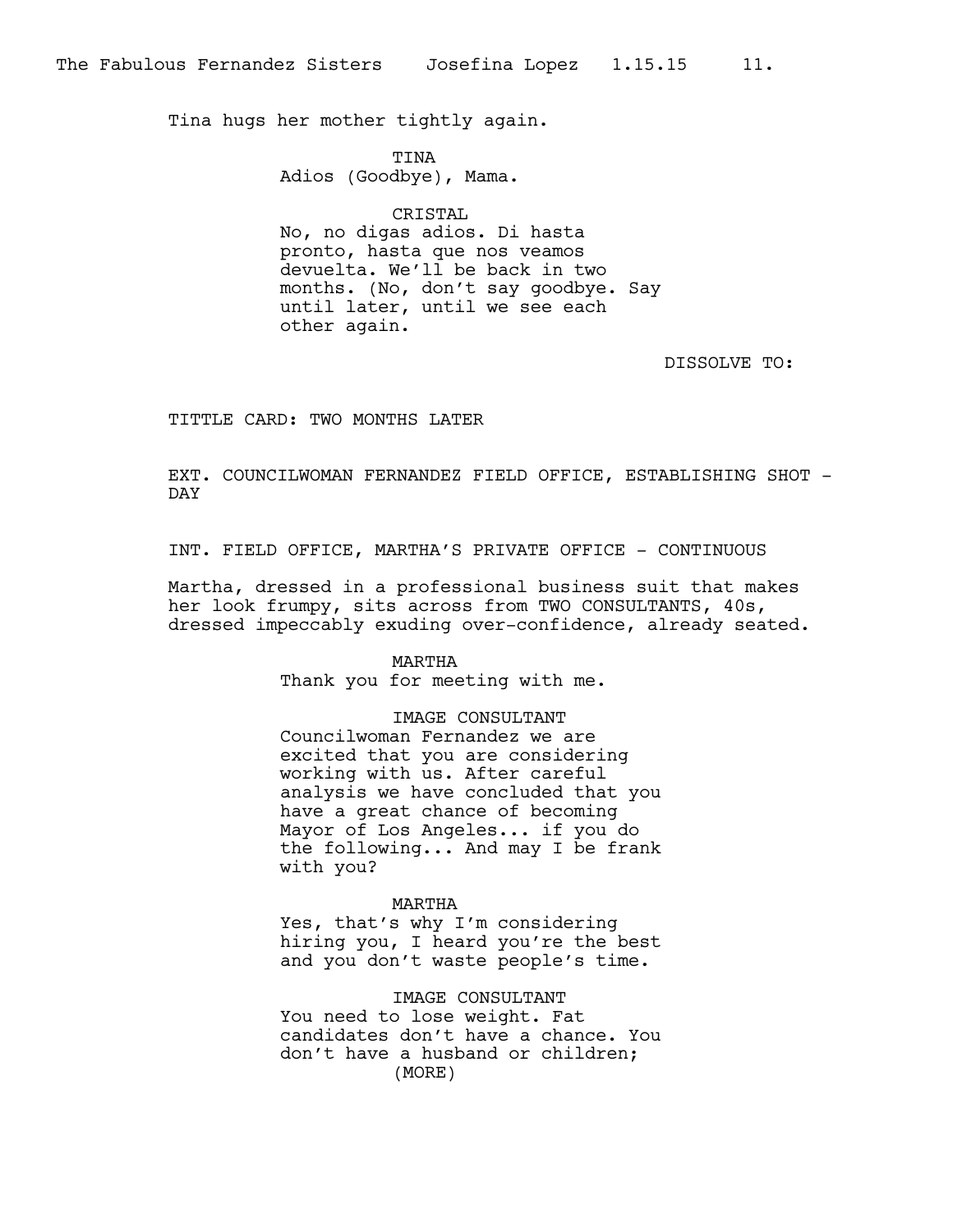Tina hugs her mother tightly again.

TINA
Adios (Goodbye), Mama.

CRISTAL
No, no digas adios. Di hasta pronto, hasta que nos veamos devuelta. We'll be back in two months. (No, don't say goodbye. Say until later, until we see each other again.

DISSOLVE TO:

TITTLE CARD: TWO MONTHS LATER

EXT. COUNCILWOMAN FERNANDEZ FIELD OFFICE, ESTABLISHING SHOT - DAY

INT. FIELD OFFICE, MARTHA'S PRIVATE OFFICE - CONTINUOUS

Martha, dressed in a professional business suit that makes her look frumpy, sits across from TWO CONSULTANTS, 40s, dressed impeccably exuding over-confidence, already seated.

MARTHA
Thank you for meeting with me.

IMAGE CONSULTANT
Councilwoman Fernandez we are excited that you are considering working with us. After careful analysis we have concluded that you have a great chance of becoming Mayor of Los Angeles... if you do the following... And may I be frank with you?

MARTHA
Yes, that's why I'm considering hiring you, I heard you're the best and you don't waste people's time.

IMAGE CONSULTANT
You need to lose weight. Fat candidates don't have a chance. You don't have a husband or children;
(MORE)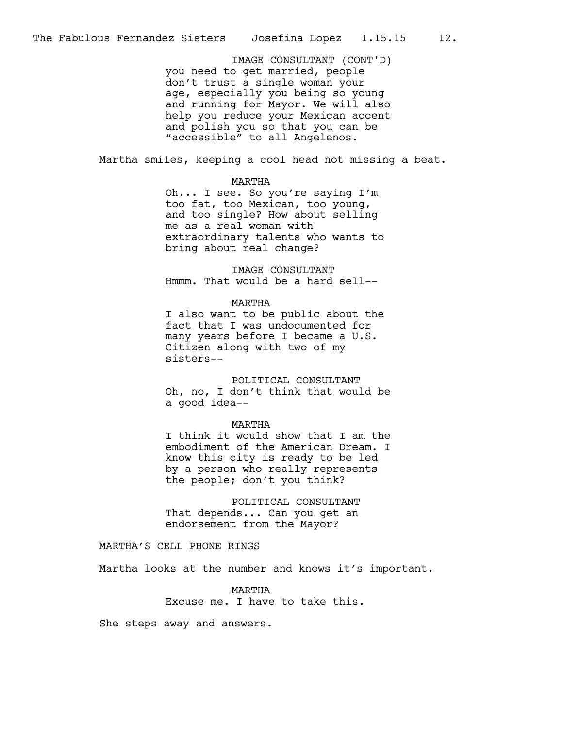IMAGE CONSULTANT (CONT'D)
you need to get married, people don't trust a single woman your age, especially you being so young and running for Mayor. We will also help you reduce your Mexican accent and polish you so that you can be "accessible" to all Angelenos.

Martha smiles, keeping a cool head not missing a beat.

MARTHA
Oh... I see. So you're saying I'm too fat, too Mexican, too young, and too single? How about selling me as a real woman with extraordinary talents who wants to bring about real change?

IMAGE CONSULTANT
Hmmm. That would be a hard sell--

MARTHA
I also want to be public about the fact that I was undocumented for many years before I became a U.S. Citizen along with two of my sisters--

POLITICAL CONSULTANT
Oh, no, I don't think that would be a good idea--

MARTHA
I think it would show that I am the embodiment of the American Dream. I know this city is ready to be led by a person who really represents the people; don't you think?

POLITICAL CONSULTANT
That depends... Can you get an endorsement from the Mayor?

MARTHA'S CELL PHONE RINGS

Martha looks at the number and knows it's important.

MARTHA
Excuse me. I have to take this.

She steps away and answers.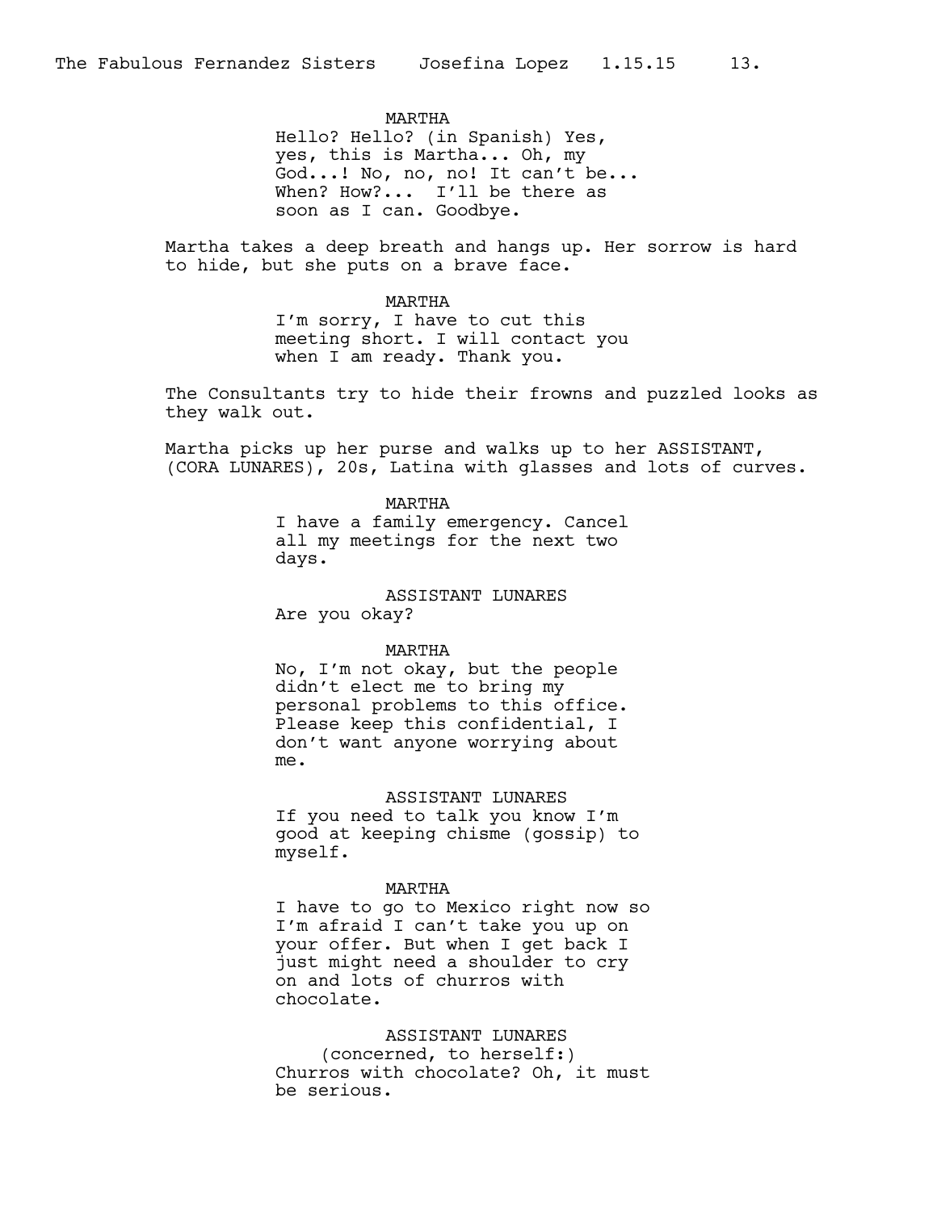MARTHA

Hello? Hello? (in Spanish) Yes, yes, this is Martha... Oh, my God...! No, no, no! It can't be... When? How?... I'll be there as soon as I can. Goodbye.

Martha takes a deep breath and hangs up. Her sorrow is hard to hide, but she puts on a brave face.

MARTHA

I'm sorry, I have to cut this meeting short. I will contact you when I am ready. Thank you.

The Consultants try to hide their frowns and puzzled looks as they walk out.

Martha picks up her purse and walks up to her ASSISTANT, (CORA LUNARES), 20s, Latina with glasses and lots of curves.

MARTHA

I have a family emergency. Cancel all my meetings for the next two days.

ASSISTANT LUNARES

Are you okay?

MARTHA

No, I'm not okay, but the people didn't elect me to bring my personal problems to this office. Please keep this confidential, I don't want anyone worrying about me.

ASSISTANT LUNARES

If you need to talk you know I'm good at keeping chisme (gossip) to myself.

MARTHA

I have to go to Mexico right now so I'm afraid I can't take you up on your offer. But when I get back I just might need a shoulder to cry on and lots of churros with chocolate.

ASSISTANT LUNARES

(concerned, to herself:)

Churros with chocolate? Oh, it must be serious.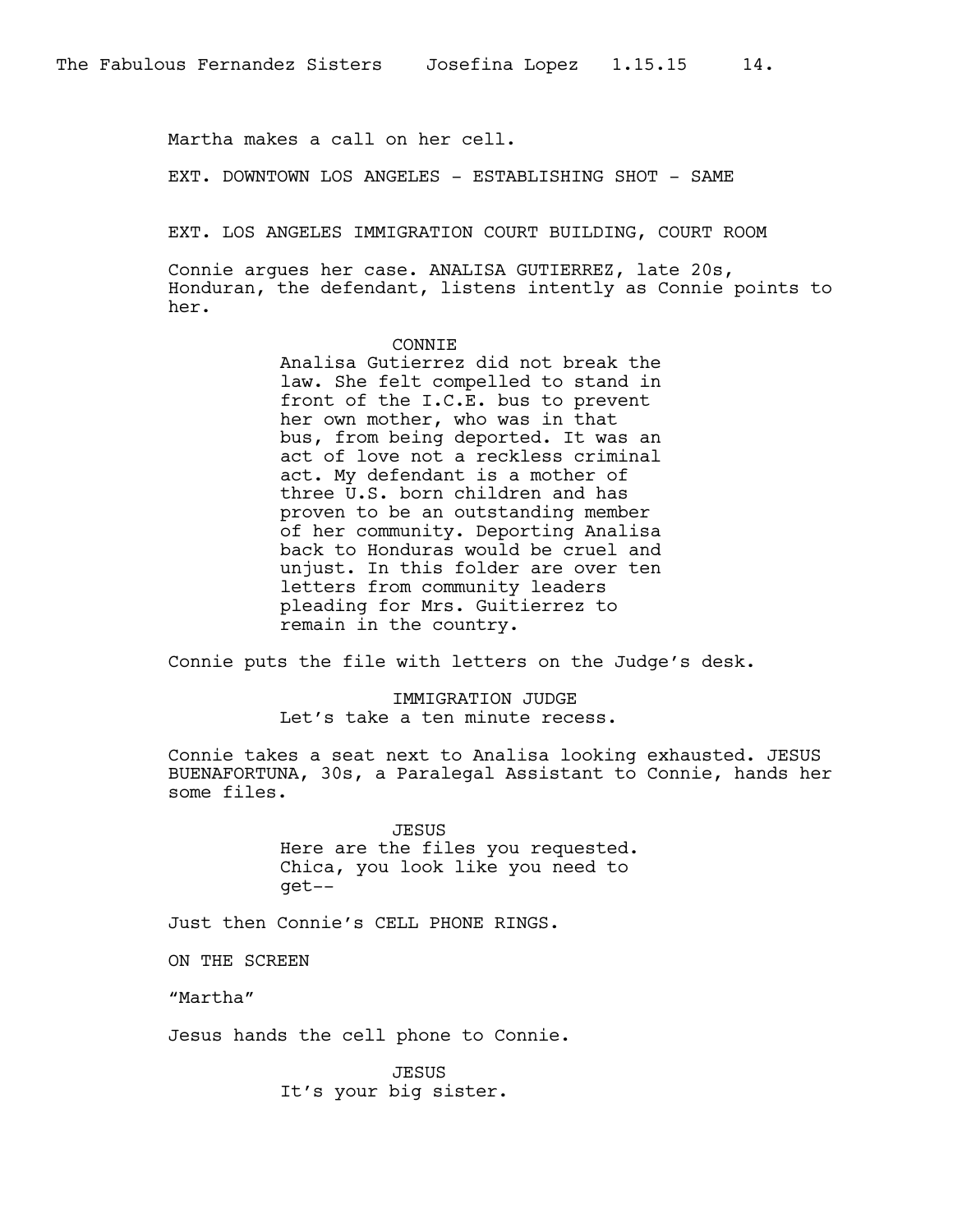Martha makes a call on her cell.

EXT. DOWNTOWN LOS ANGELES - ESTABLISHING SHOT - SAME

EXT. LOS ANGELES IMMIGRATION COURT BUILDING, COURT ROOM

Connie argues her case. ANALISA GUTIERREZ, late 20s, Honduran, the defendant, listens intently as Connie points to her.

CONNIE

Analisa Gutierrez did not break the law. She felt compelled to stand in front of the I.C.E. bus to prevent her own mother, who was in that bus, from being deported. It was an act of love not a reckless criminal act. My defendant is a mother of three U.S. born children and has proven to be an outstanding member of her community. Deporting Analisa back to Honduras would be cruel and unjust. In this folder are over ten letters from community leaders pleading for Mrs. Guitierrez to remain in the country.

Connie puts the file with letters on the Judge's desk.

IMMIGRATION JUDGE

Let's take a ten minute recess.

Connie takes a seat next to Analisa looking exhausted. JESUS BUENAFORTUNA, 30s, a Paralegal Assistant to Connie, hands her some files.

JESUS

Here are the files you requested. Chica, you look like you need to get--

Just then Connie's CELL PHONE RINGS.

ON THE SCREEN

"Martha"

Jesus hands the cell phone to Connie.

JESUS

It's your big sister.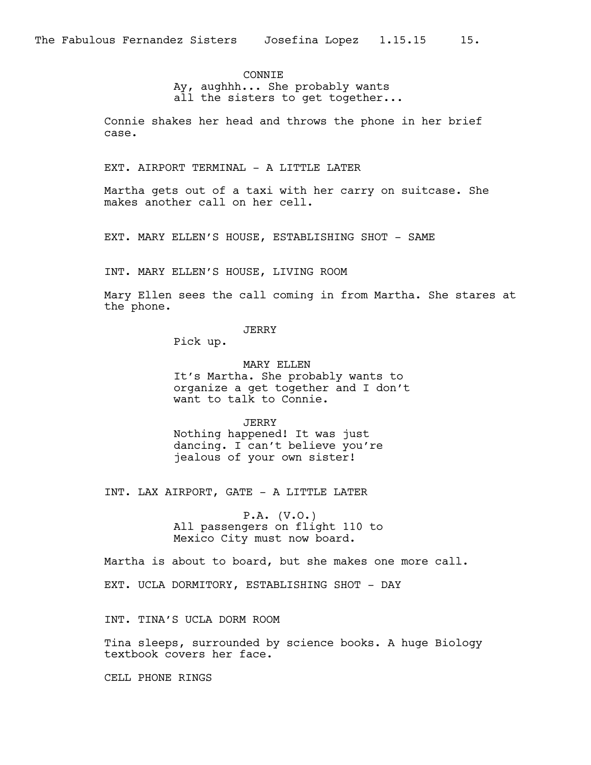CONNIE

Ay, aughhh... She probably wants all the sisters to get together...

Connie shakes her head and throws the phone in her brief case.

EXT. AIRPORT TERMINAL - A LITTLE LATER

Martha gets out of a taxi with her carry on suitcase. She makes another call on her cell.

EXT. MARY ELLEN'S HOUSE, ESTABLISHING SHOT - SAME

INT. MARY ELLEN'S HOUSE, LIVING ROOM

Mary Ellen sees the call coming in from Martha. She stares at the phone.

JERRY

Pick up.

MARY ELLEN

It's Martha. She probably wants to organize a get together and I don't want to talk to Connie.

JERRY

Nothing happened! It was just dancing. I can't believe you're jealous of your own sister!

INT. LAX AIRPORT, GATE - A LITTLE LATER

P.A. (V.O.)

All passengers on flight 110 to Mexico City must now board.

Martha is about to board, but she makes one more call.

EXT. UCLA DORMITORY, ESTABLISHING SHOT - DAY

INT. TINA'S UCLA DORM ROOM

Tina sleeps, surrounded by science books. A huge Biology textbook covers her face.

CELL PHONE RINGS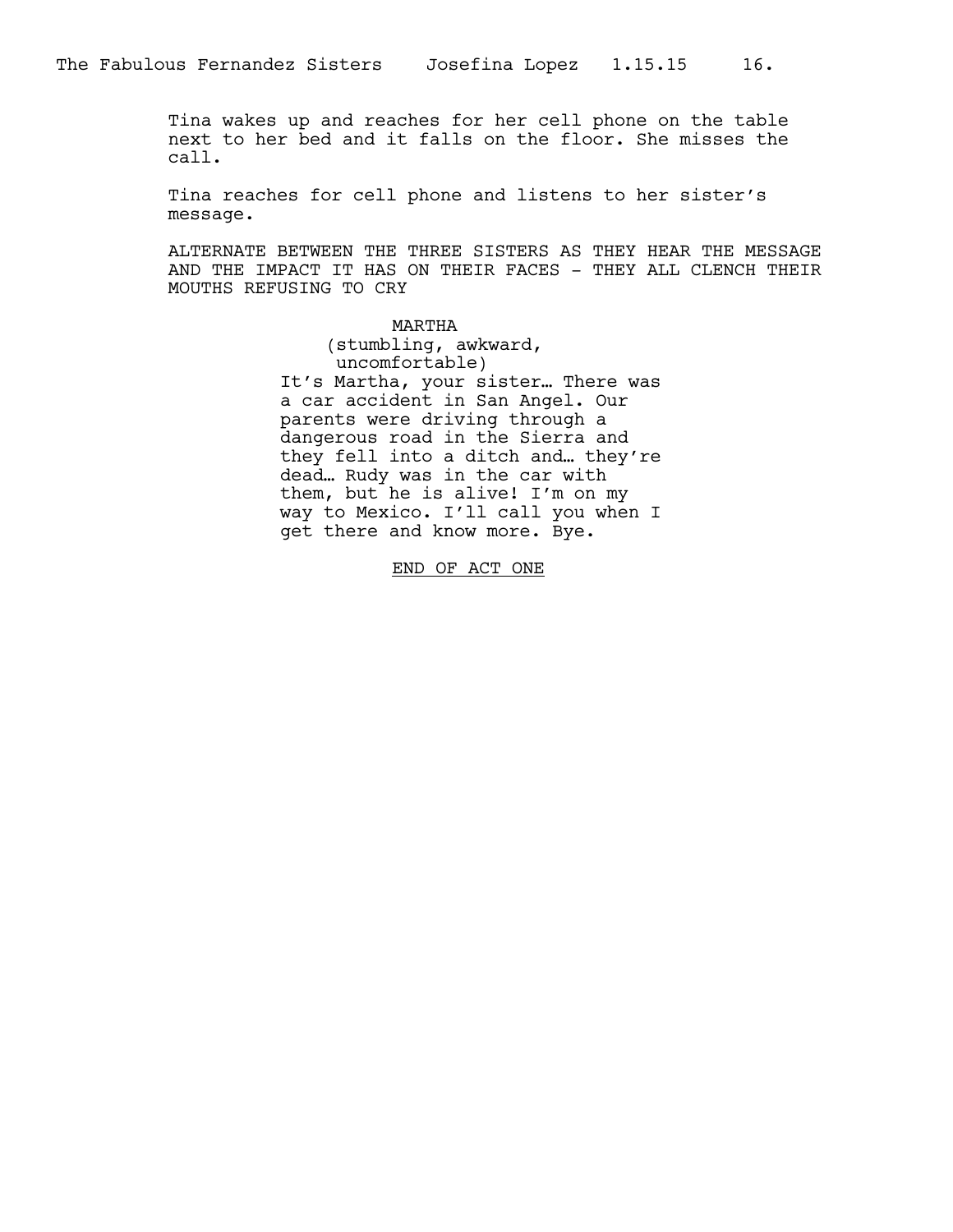Tina wakes up and reaches for her cell phone on the table next to her bed and it falls on the floor. She misses the call.

Tina reaches for cell phone and listens to her sister's message.

ALTERNATE BETWEEN THE THREE SISTERS AS THEY HEAR THE MESSAGE AND THE IMPACT IT HAS ON THEIR FACES - THEY ALL CLENCH THEIR MOUTHS REFUSING TO CRY

MARTHA
(stumbling, awkward, uncomfortable)
It's Martha, your sister… There was a car accident in San Angel. Our parents were driving through a dangerous road in the Sierra and they fell into a ditch and… they're dead… Rudy was in the car with them, but he is alive! I'm on my way to Mexico. I'll call you when I get there and know more. Bye.

<u>END OF ACT ONE</u>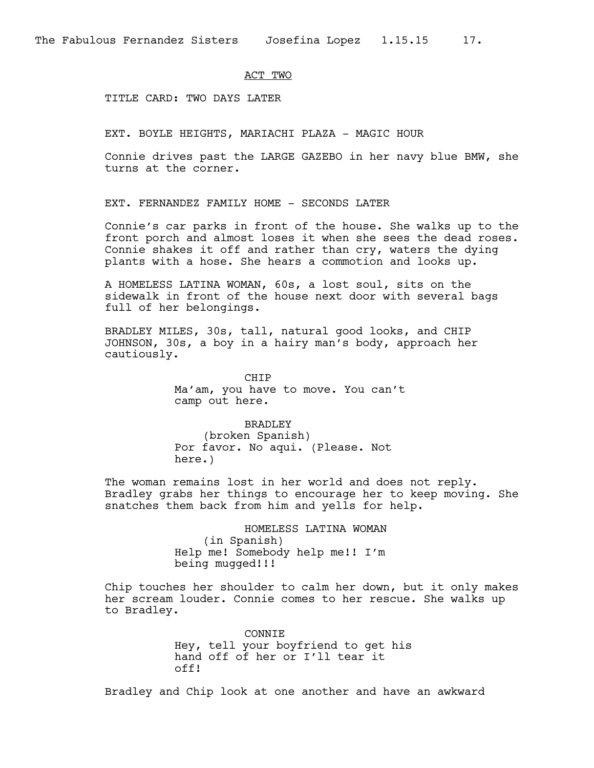ACT TWO

TITLE CARD: TWO DAYS LATER

EXT. BOYLE HEIGHTS, MARIACHI PLAZA - MAGIC HOUR

Connie drives past the LARGE GAZEBO in her navy blue BMW, she turns at the corner.

EXT. FERNANDEZ FAMILY HOME - SECONDS LATER

Connie's car parks in front of the house. She walks up to the front porch and almost loses it when she sees the dead roses. Connie shakes it off and rather than cry, waters the dying plants with a hose. She hears a commotion and looks up.

A HOMELESS LATINA WOMAN, 60s, a lost soul, sits on the sidewalk in front of the house next door with several bags full of her belongings.

BRADLEY MILES, 30s, tall, natural good looks, and CHIP JOHNSON, 30s, a boy in a hairy man's body, approach her cautiously.

CHIP
Ma'am, you have to move. You can't camp out here.

BRADLEY
(broken Spanish)
Por favor. No aqui. (Please. Not here.)

The woman remains lost in her world and does not reply. Bradley grabs her things to encourage her to keep moving. She snatches them back from him and yells for help.

HOMELESS LATINA WOMAN
(in Spanish)
Help me! Somebody help me!! I'm being mugged!!!

Chip touches her shoulder to calm her down, but it only makes her scream louder. Connie comes to her rescue. She walks up to Bradley.

CONNIE
Hey, tell your boyfriend to get his hand off of her or I'll tear it off!

Bradley and Chip look at one another and have an awkward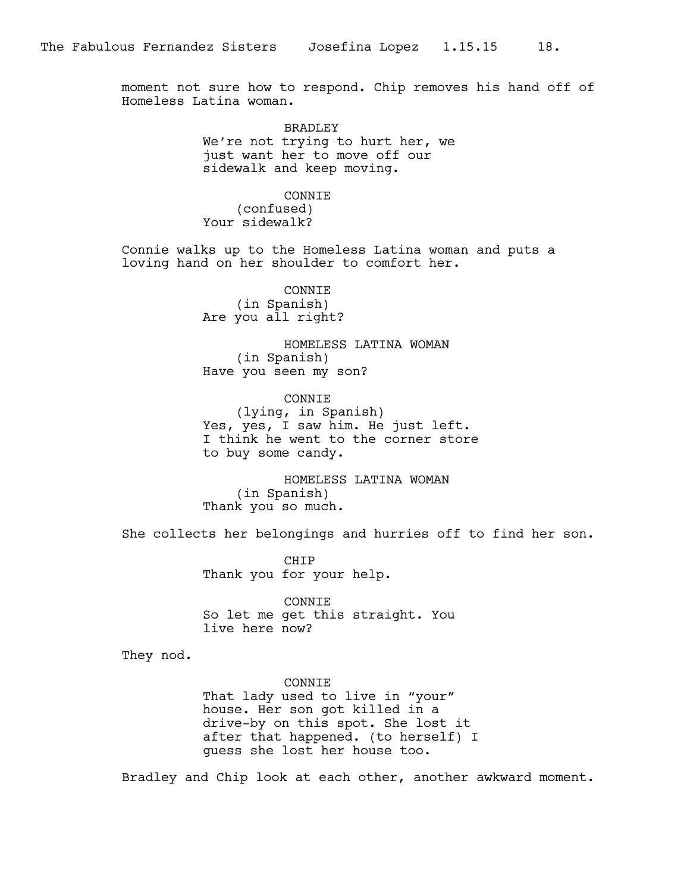moment not sure how to respond. Chip removes his hand off of Homeless Latina woman.

BRADLEY
We're not trying to hurt her, we just want her to move off our sidewalk and keep moving.

CONNIE
(confused)
Your sidewalk?

Connie walks up to the Homeless Latina woman and puts a loving hand on her shoulder to comfort her.

CONNIE
(in Spanish)
Are you all right?

HOMELESS LATINA WOMAN
(in Spanish)
Have you seen my son?

CONNIE
(lying, in Spanish)
Yes, yes, I saw him. He just left. I think he went to the corner store to buy some candy.

HOMELESS LATINA WOMAN
(in Spanish)
Thank you so much.

She collects her belongings and hurries off to find her son.

CHIP
Thank you for your help.

CONNIE
So let me get this straight. You live here now?

They nod.

CONNIE
That lady used to live in "your" house. Her son got killed in a drive-by on this spot. She lost it after that happened. (to herself) I guess she lost her house too.

Bradley and Chip look at each other, another awkward moment.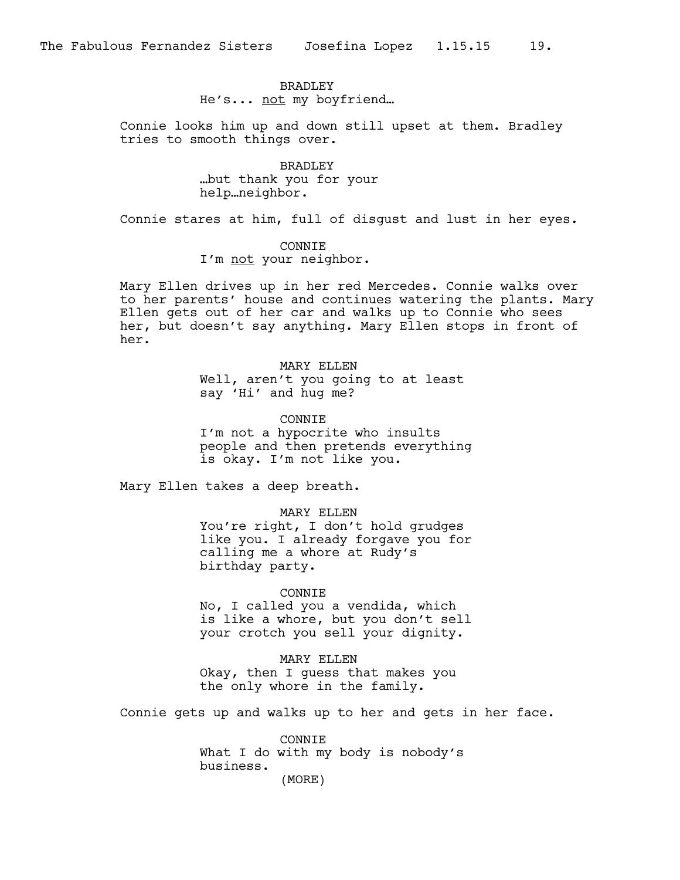BRADLEY

He's... <u>not</u> my boyfriend…

Connie looks him up and down still upset at them. Bradley tries to smooth things over.

BRADLEY

…but thank you for your help…neighbor.

Connie stares at him, full of disgust and lust in her eyes.

CONNIE

I'm <u>not</u> your neighbor.

Mary Ellen drives up in her red Mercedes. Connie walks over to her parents' house and continues watering the plants. Mary Ellen gets out of her car and walks up to Connie who sees her, but doesn't say anything. Mary Ellen stops in front of her.

MARY ELLEN

Well, aren't you going to at least say 'Hi' and hug me?

CONNIE

I'm not a hypocrite who insults people and then pretends everything is okay. I'm not like you.

Mary Ellen takes a deep breath.

MARY ELLEN

You're right, I don't hold grudges like you. I already forgave you for calling me a whore at Rudy's birthday party.

CONNIE

No, I called you a vendida, which is like a whore, but you don't sell your crotch you sell your dignity.

MARY ELLEN

Okay, then I guess that makes you the only whore in the family.

Connie gets up and walks up to her and gets in her face.

CONNIE

What I do with my body is nobody's business.

(MORE)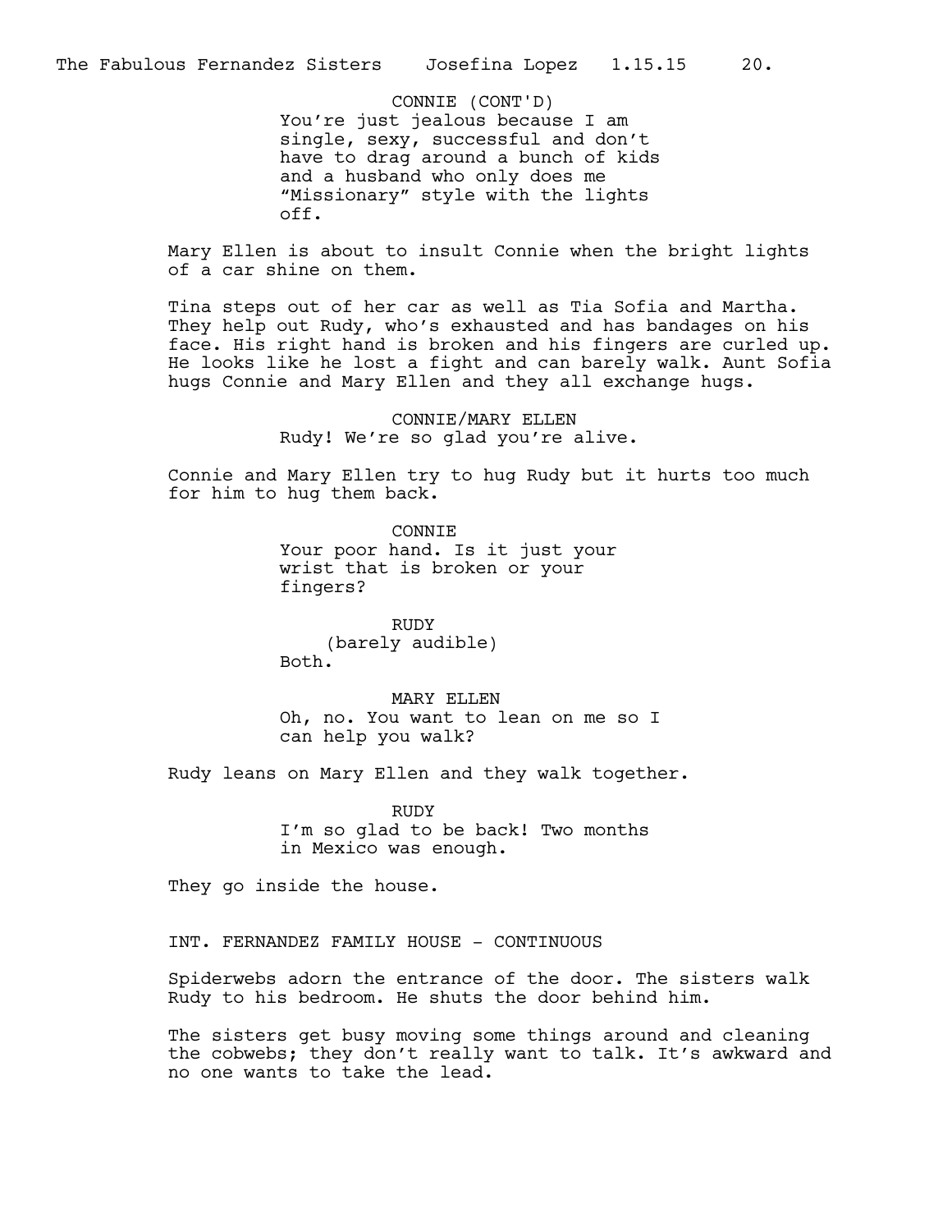CONNIE (CONT'D)
You're just jealous because I am single, sexy, successful and don't have to drag around a bunch of kids and a husband who only does me "Missionary" style with the lights off.

Mary Ellen is about to insult Connie when the bright lights of a car shine on them.

Tina steps out of her car as well as Tia Sofia and Martha. They help out Rudy, who's exhausted and has bandages on his face. His right hand is broken and his fingers are curled up. He looks like he lost a fight and can barely walk. Aunt Sofia hugs Connie and Mary Ellen and they all exchange hugs.

CONNIE/MARY ELLEN
Rudy! We're so glad you're alive.

Connie and Mary Ellen try to hug Rudy but it hurts too much for him to hug them back.

CONNIE
Your poor hand. Is it just your wrist that is broken or your fingers?

RUDY
(barely audible)
Both.

MARY ELLEN
Oh, no. You want to lean on me so I can help you walk?

Rudy leans on Mary Ellen and they walk together.

RUDY
I'm so glad to be back! Two months in Mexico was enough.

They go inside the house.

INT. FERNANDEZ FAMILY HOUSE - CONTINUOUS

Spiderwebs adorn the entrance of the door. The sisters walk Rudy to his bedroom. He shuts the door behind him.

The sisters get busy moving some things around and cleaning the cobwebs; they don't really want to talk. It's awkward and no one wants to take the lead.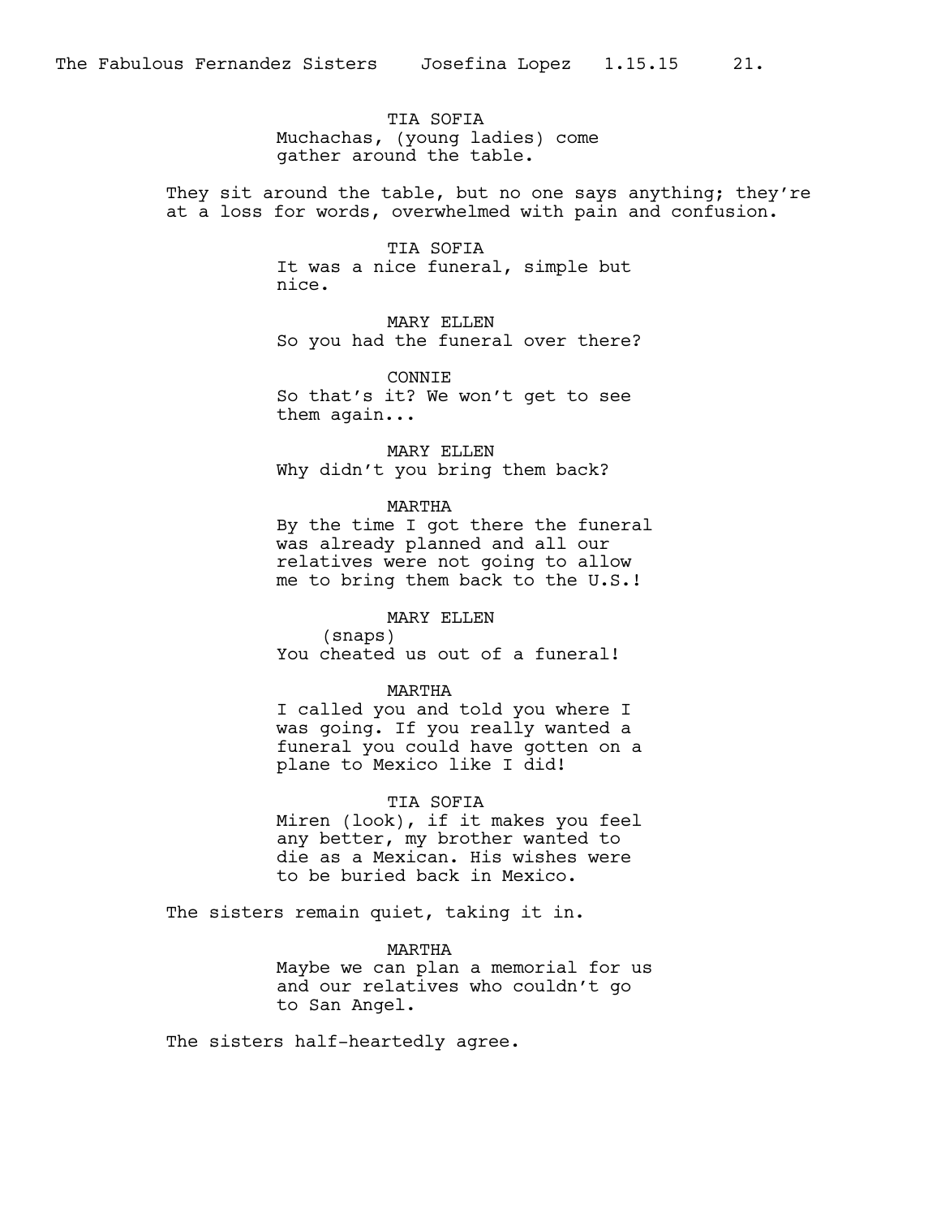TIA SOFIA
Muchachas, (young ladies) come gather around the table.

They sit around the table, but no one says anything; they're at a loss for words, overwhelmed with pain and confusion.

TIA SOFIA
It was a nice funeral, simple but nice.

MARY ELLEN
So you had the funeral over there?

CONNIE
So that's it? We won't get to see them again...

MARY ELLEN
Why didn't you bring them back?

MARTHA
By the time I got there the funeral was already planned and all our relatives were not going to allow me to bring them back to the U.S.!

MARY ELLEN
(snaps)
You cheated us out of a funeral!

MARTHA
I called you and told you where I was going. If you really wanted a funeral you could have gotten on a plane to Mexico like I did!

TIA SOFIA
Miren (look), if it makes you feel any better, my brother wanted to die as a Mexican. His wishes were to be buried back in Mexico.

The sisters remain quiet, taking it in.

MARTHA
Maybe we can plan a memorial for us and our relatives who couldn't go to San Angel.

The sisters half-heartedly agree.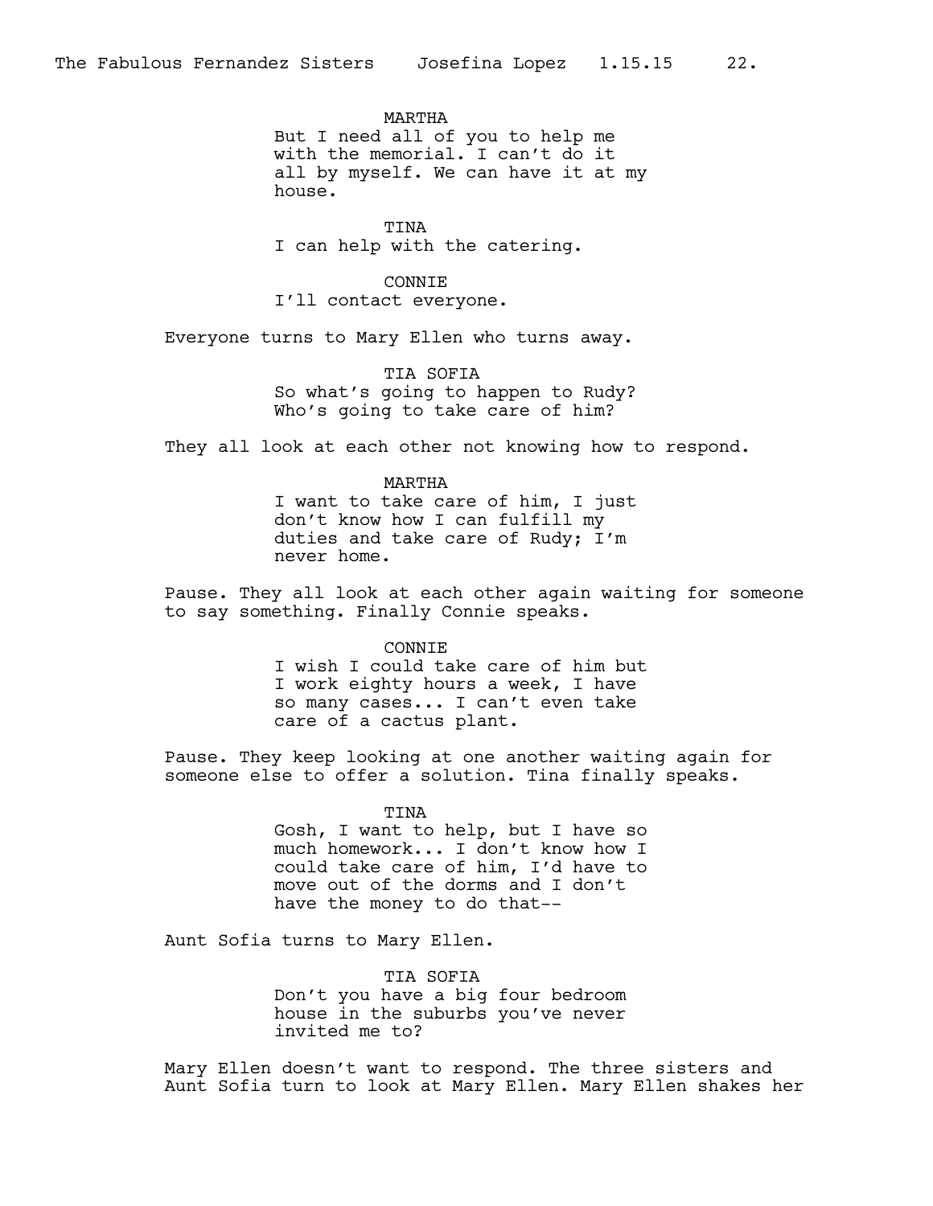MARTHA
But I need all of you to help me with the memorial. I can't do it all by myself. We can have it at my house.

TINA
I can help with the catering.

CONNIE
I'll contact everyone.

Everyone turns to Mary Ellen who turns away.

TIA SOFIA
So what's going to happen to Rudy? Who's going to take care of him?

They all look at each other not knowing how to respond.

MARTHA
I want to take care of him, I just don't know how I can fulfill my duties and take care of Rudy; I'm never home.

Pause. They all look at each other again waiting for someone to say something. Finally Connie speaks.

CONNIE
I wish I could take care of him but I work eighty hours a week, I have so many cases... I can't even take care of a cactus plant.

Pause. They keep looking at one another waiting again for someone else to offer a solution. Tina finally speaks.

TINA
Gosh, I want to help, but I have so much homework... I don't know how I could take care of him, I'd have to move out of the dorms and I don't have the money to do that--

Aunt Sofia turns to Mary Ellen.

TIA SOFIA
Don't you have a big four bedroom house in the suburbs you've never invited me to?

Mary Ellen doesn't want to respond. The three sisters and Aunt Sofia turn to look at Mary Ellen. Mary Ellen shakes her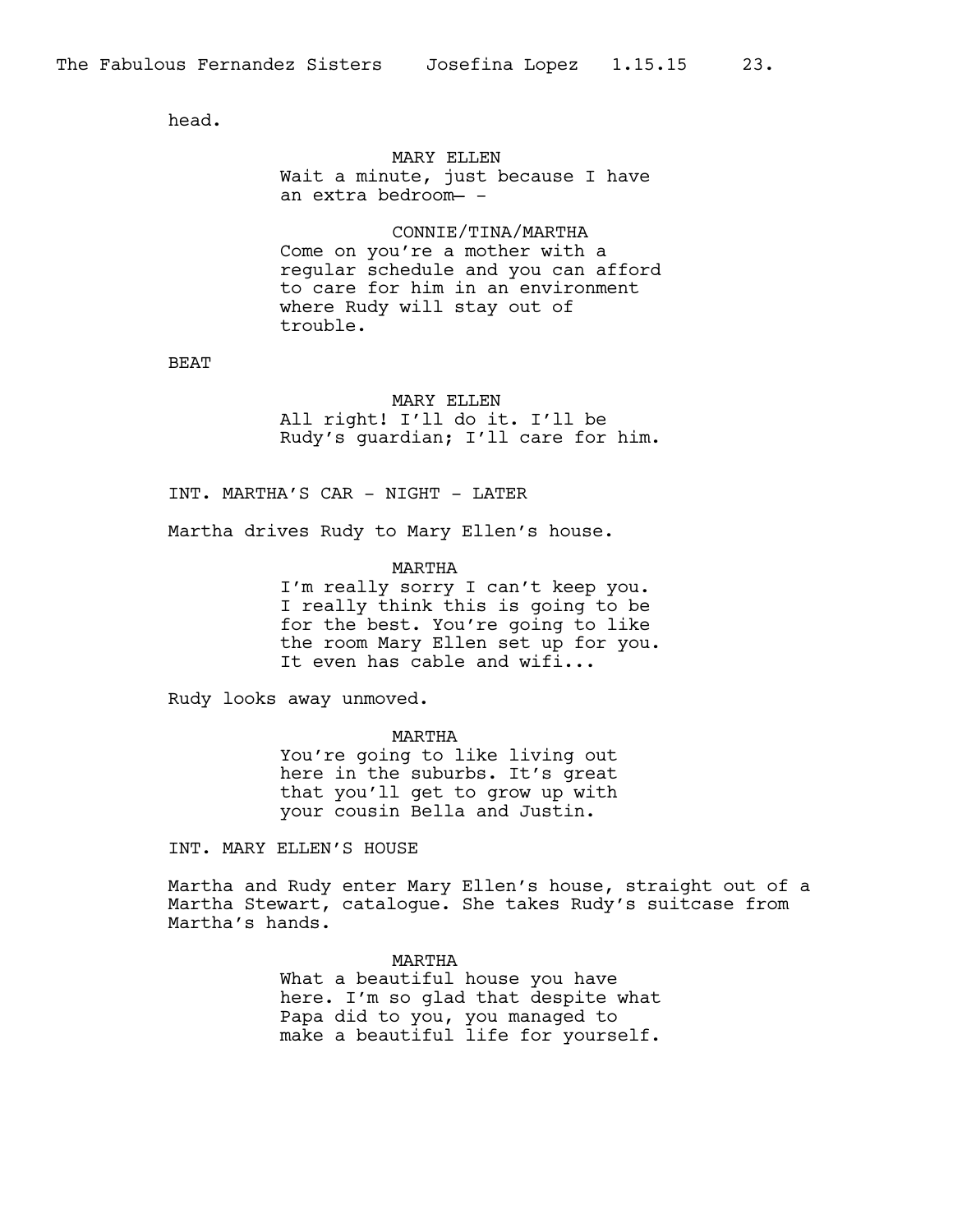head.

MARY ELLEN
Wait a minute, just because I have an extra bedroom– -

CONNIE/TINA/MARTHA
Come on you're a mother with a regular schedule and you can afford to care for him in an environment where Rudy will stay out of trouble.

BEAT

MARY ELLEN
All right! I'll do it. I'll be Rudy's guardian; I'll care for him.

INT. MARTHA'S CAR - NIGHT - LATER

Martha drives Rudy to Mary Ellen's house.

MARTHA
I'm really sorry I can't keep you. I really think this is going to be for the best. You're going to like the room Mary Ellen set up for you. It even has cable and wifi...

Rudy looks away unmoved.

MARTHA
You're going to like living out here in the suburbs. It's great that you'll get to grow up with your cousin Bella and Justin.

INT. MARY ELLEN'S HOUSE

Martha and Rudy enter Mary Ellen's house, straight out of a Martha Stewart, catalogue. She takes Rudy's suitcase from Martha's hands.

MARTHA
What a beautiful house you have here. I'm so glad that despite what Papa did to you, you managed to make a beautiful life for yourself.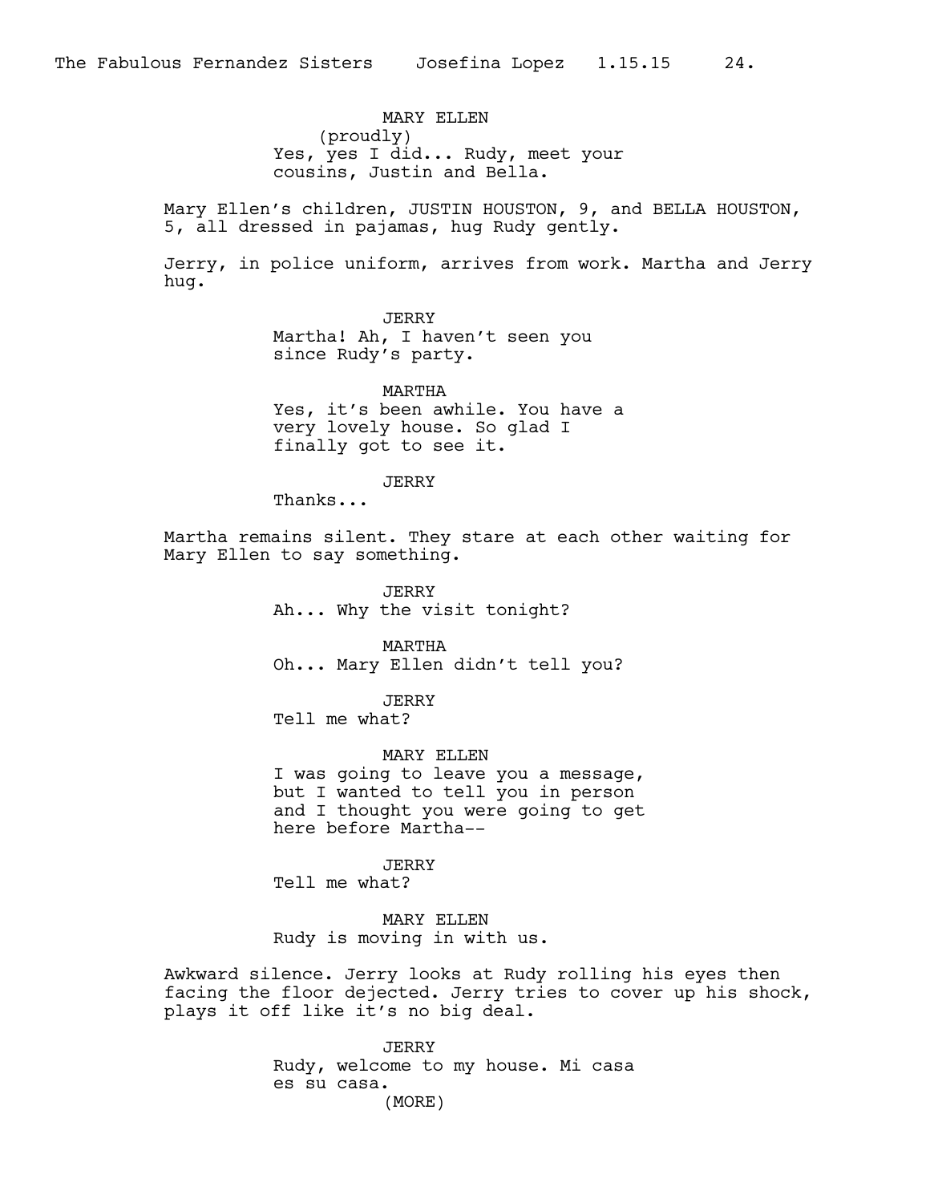MARY ELLEN
(proudly)
Yes, yes I did... Rudy, meet your cousins, Justin and Bella.

Mary Ellen's children, JUSTIN HOUSTON, 9, and BELLA HOUSTON, 5, all dressed in pajamas, hug Rudy gently.

Jerry, in police uniform, arrives from work. Martha and Jerry hug.

JERRY
Martha! Ah, I haven't seen you since Rudy's party.

MARTHA
Yes, it's been awhile. You have a very lovely house. So glad I finally got to see it.

JERRY
Thanks...

Martha remains silent. They stare at each other waiting for Mary Ellen to say something.

JERRY
Ah... Why the visit tonight?

MARTHA
Oh... Mary Ellen didn't tell you?

JERRY
Tell me what?

MARY ELLEN
I was going to leave you a message, but I wanted to tell you in person and I thought you were going to get here before Martha--

JERRY
Tell me what?

MARY ELLEN
Rudy is moving in with us.

Awkward silence. Jerry looks at Rudy rolling his eyes then facing the floor dejected. Jerry tries to cover up his shock, plays it off like it's no big deal.

JERRY
Rudy, welcome to my house. Mi casa es su casa.
(MORE)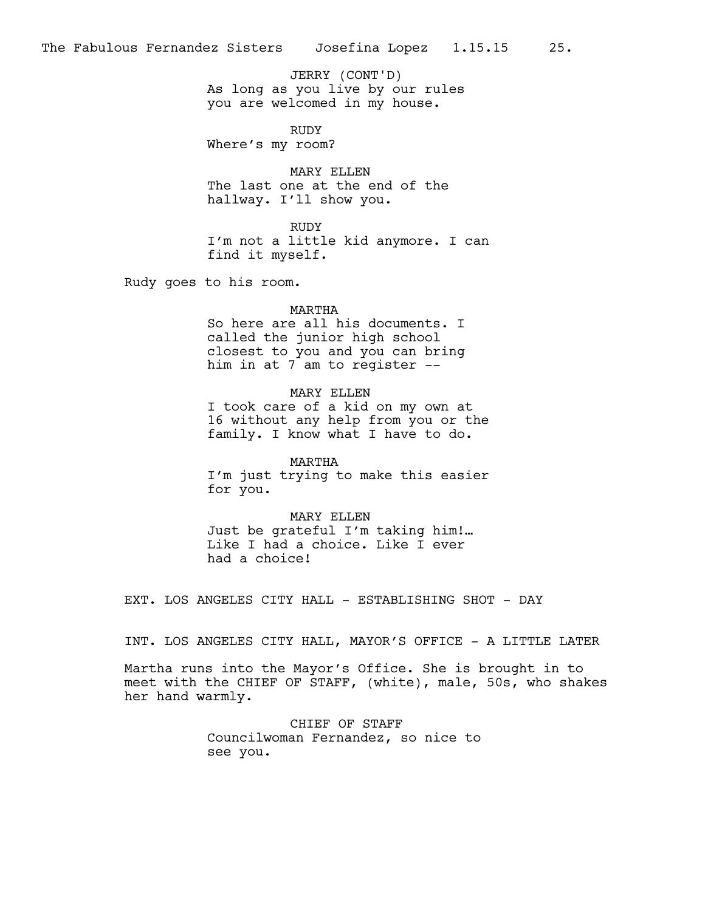JERRY (CONT'D)
As long as you live by our rules you are welcomed in my house.

RUDY
Where's my room?

MARY ELLEN
The last one at the end of the hallway. I'll show you.

RUDY
I'm not a little kid anymore. I can find it myself.

Rudy goes to his room.

MARTHA
So here are all his documents. I called the junior high school closest to you and you can bring him in at 7 am to register --

MARY ELLEN
I took care of a kid on my own at 16 without any help from you or the family. I know what I have to do.

MARTHA
I'm just trying to make this easier for you.

MARY ELLEN
Just be grateful I'm taking him!… Like I had a choice. Like I ever had a choice!

EXT. LOS ANGELES CITY HALL - ESTABLISHING SHOT - DAY

INT. LOS ANGELES CITY HALL, MAYOR'S OFFICE - A LITTLE LATER

Martha runs into the Mayor's Office. She is brought in to meet with the CHIEF OF STAFF, (white), male, 50s, who shakes her hand warmly.

CHIEF OF STAFF
Councilwoman Fernandez, so nice to see you.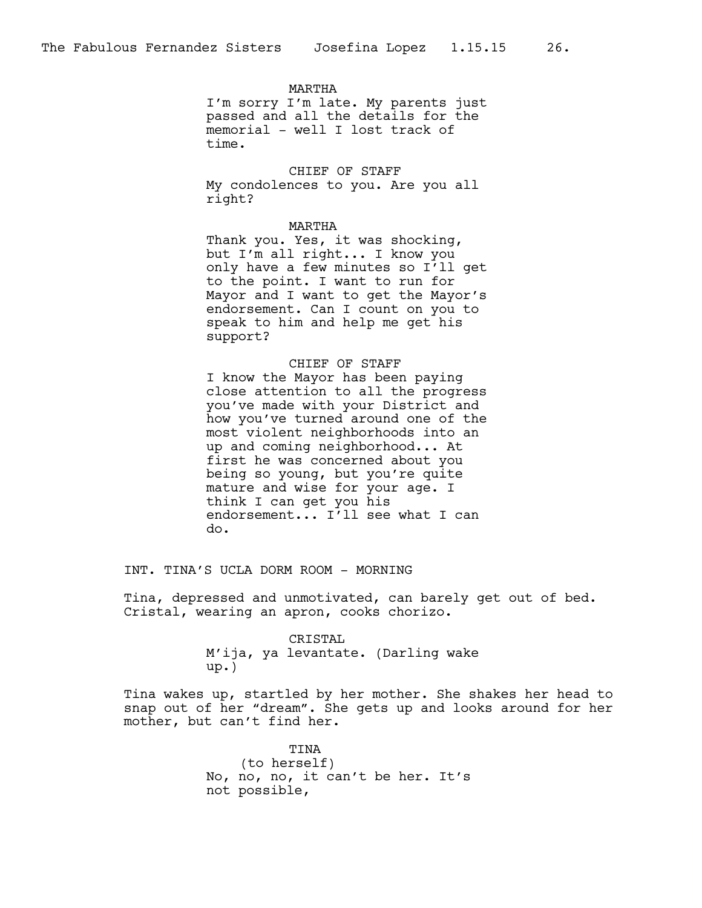MARTHA

I'm sorry I'm late. My parents just passed and all the details for the memorial - well I lost track of time.

CHIEF OF STAFF

My condolences to you. Are you all right?

MARTHA

Thank you. Yes, it was shocking, but I'm all right... I know you only have a few minutes so I'll get to the point. I want to run for Mayor and I want to get the Mayor's endorsement. Can I count on you to speak to him and help me get his support?

CHIEF OF STAFF

I know the Mayor has been paying close attention to all the progress you've made with your District and how you've turned around one of the most violent neighborhoods into an up and coming neighborhood... At first he was concerned about you being so young, but you're quite mature and wise for your age. I think I can get you his endorsement... I'll see what I can do.

INT. TINA'S UCLA DORM ROOM - MORNING

Tina, depressed and unmotivated, can barely get out of bed. Cristal, wearing an apron, cooks chorizo.

CRISTAL

M'ija, ya levantate. (Darling wake up.)

Tina wakes up, startled by her mother. She shakes her head to snap out of her "dream". She gets up and looks around for her mother, but can't find her.

TINA

(to herself)

No, no, no, it can't be her. It's not possible,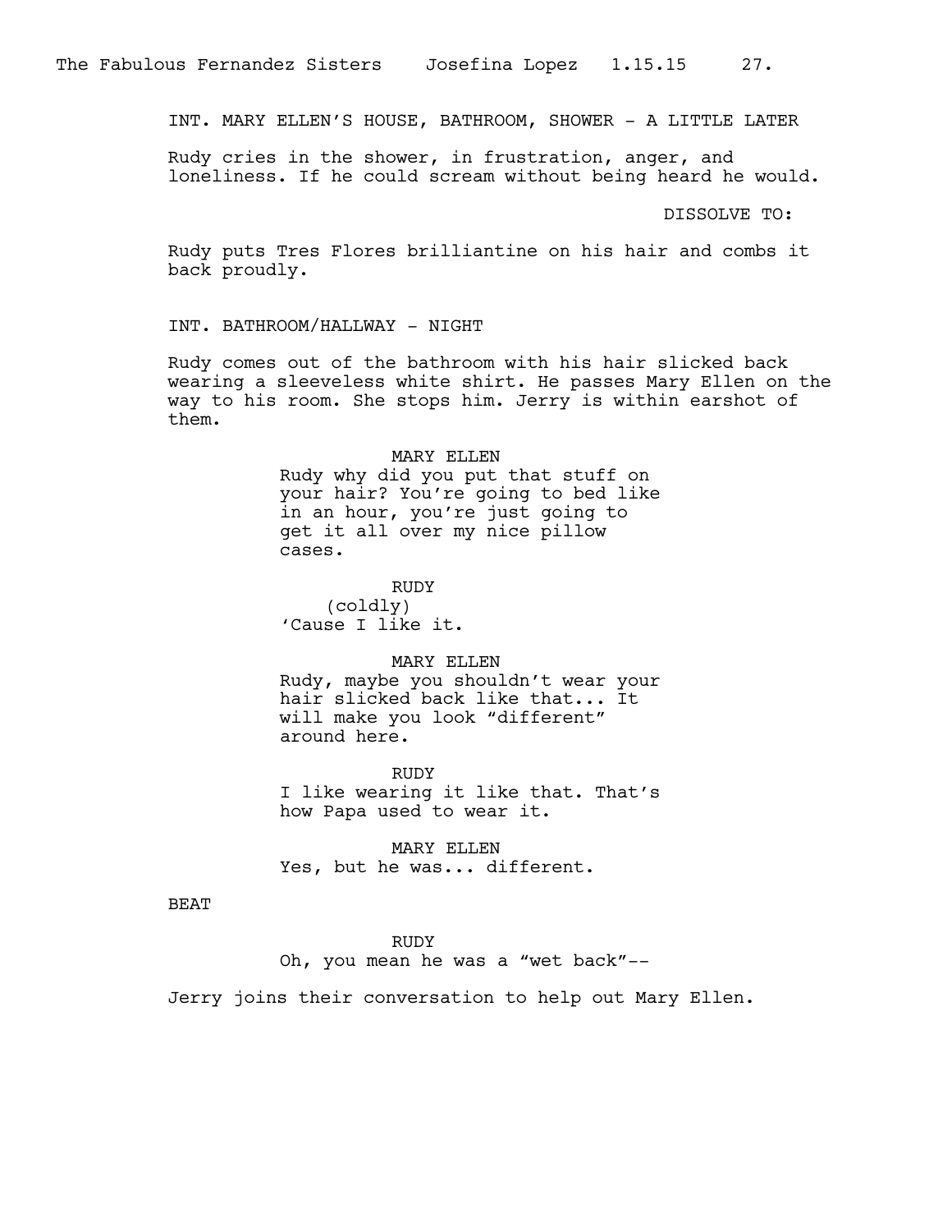INT. MARY ELLEN'S HOUSE, BATHROOM, SHOWER - A LITTLE LATER

Rudy cries in the shower, in frustration, anger, and loneliness. If he could scream without being heard he would.

DISSOLVE TO:

Rudy puts Tres Flores brilliantine on his hair and combs it back proudly.

INT. BATHROOM/HALLWAY - NIGHT

Rudy comes out of the bathroom with his hair slicked back wearing a sleeveless white shirt. He passes Mary Ellen on the way to his room. She stops him. Jerry is within earshot of them.

MARY ELLEN
Rudy why did you put that stuff on your hair? You're going to bed like in an hour, you're just going to get it all over my nice pillow cases.

RUDY
(coldly)
'Cause I like it.

MARY ELLEN
Rudy, maybe you shouldn't wear your hair slicked back like that... It will make you look "different" around here.

RUDY
I like wearing it like that. That's how Papa used to wear it.

MARY ELLEN
Yes, but he was... different.

BEAT

RUDY
Oh, you mean he was a "wet back"--

Jerry joins their conversation to help out Mary Ellen.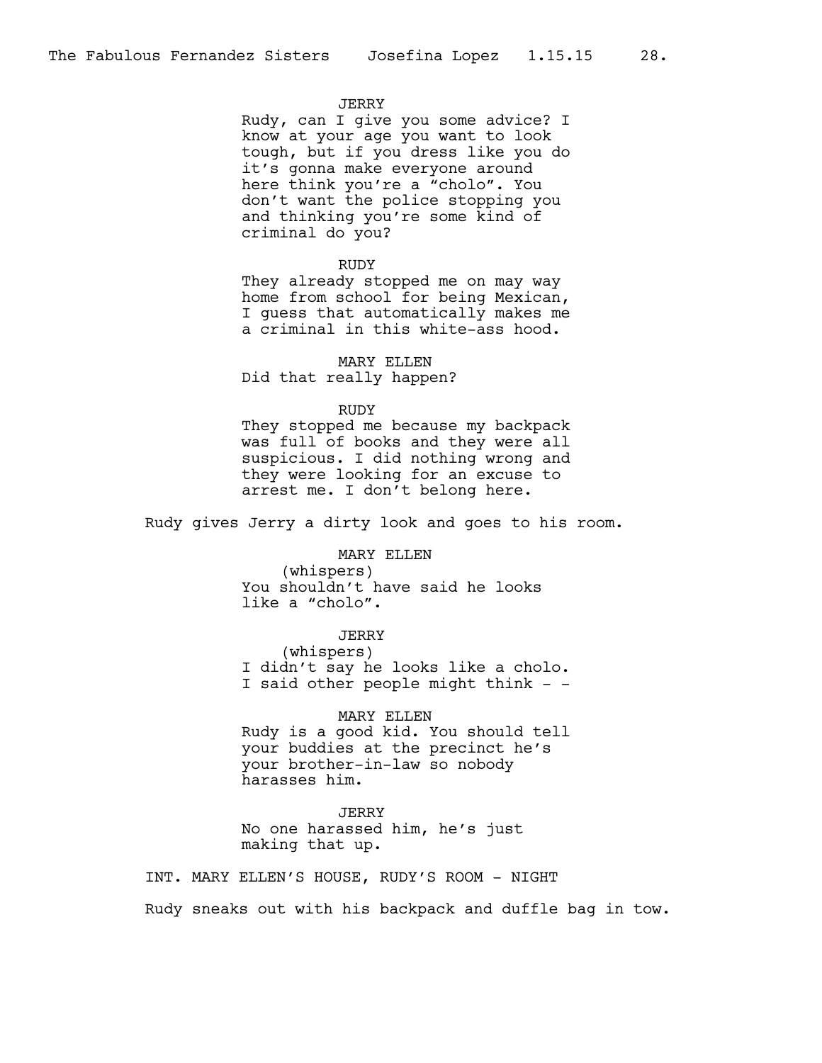JERRY

Rudy, can I give you some advice? I know at your age you want to look tough, but if you dress like you do it's gonna make everyone around here think you're a "cholo". You don't want the police stopping you and thinking you're some kind of criminal do you?

RUDY

They already stopped me on may way home from school for being Mexican, I guess that automatically makes me a criminal in this white-ass hood.

MARY ELLEN

Did that really happen?

RUDY

They stopped me because my backpack was full of books and they were all suspicious. I did nothing wrong and they were looking for an excuse to arrest me. I don't belong here.

Rudy gives Jerry a dirty look and goes to his room.

MARY ELLEN

(whispers)

You shouldn't have said he looks like a "cholo".

JERRY

(whispers)

I didn't say he looks like a cholo. I said other people might think - -

MARY ELLEN

Rudy is a good kid. You should tell your buddies at the precinct he's your brother-in-law so nobody harasses him.

JERRY

No one harassed him, he's just making that up.

INT. MARY ELLEN'S HOUSE, RUDY'S ROOM - NIGHT

Rudy sneaks out with his backpack and duffle bag in tow.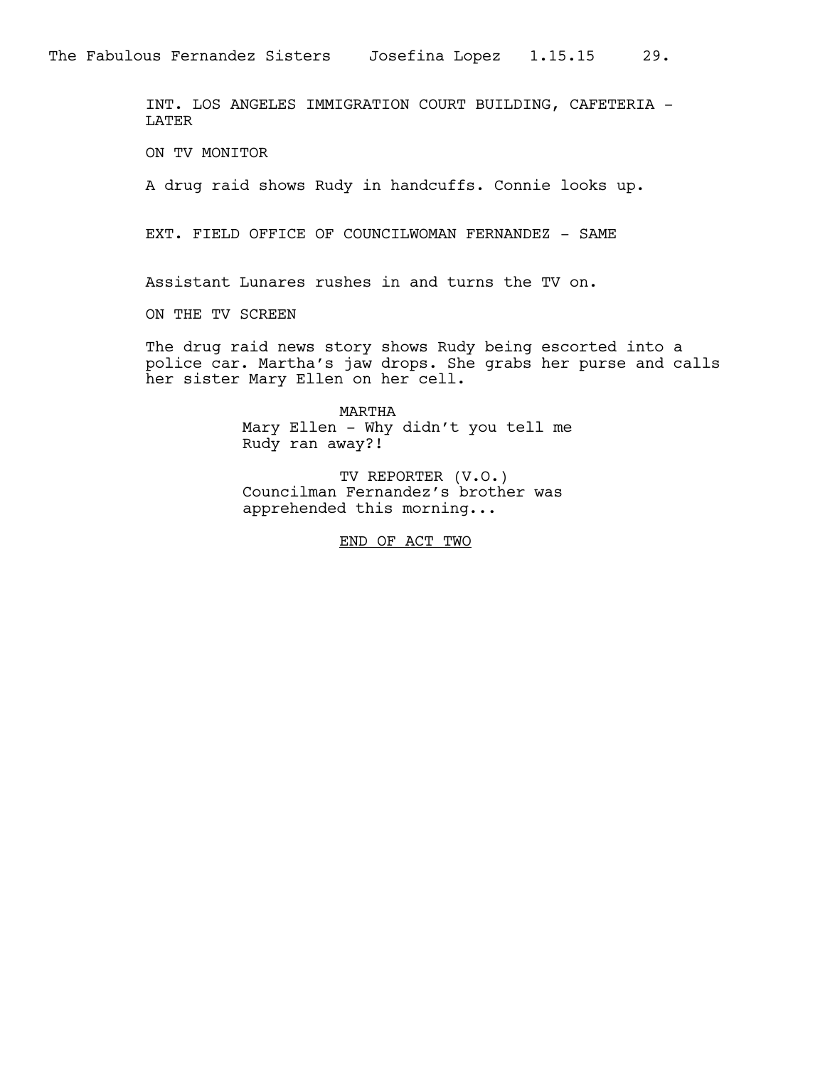INT. LOS ANGELES IMMIGRATION COURT BUILDING, CAFETERIA - LATER

ON TV MONITOR

A drug raid shows Rudy in handcuffs. Connie looks up.

EXT. FIELD OFFICE OF COUNCILWOMAN FERNANDEZ - SAME

Assistant Lunares rushes in and turns the TV on.

ON THE TV SCREEN

The drug raid news story shows Rudy being escorted into a police car. Martha's jaw drops. She grabs her purse and calls her sister Mary Ellen on her cell.

MARTHA
Mary Ellen - Why didn't you tell me Rudy ran away?!

TV REPORTER (V.O.)
Councilman Fernandez's brother was apprehended this morning...

END OF ACT TWO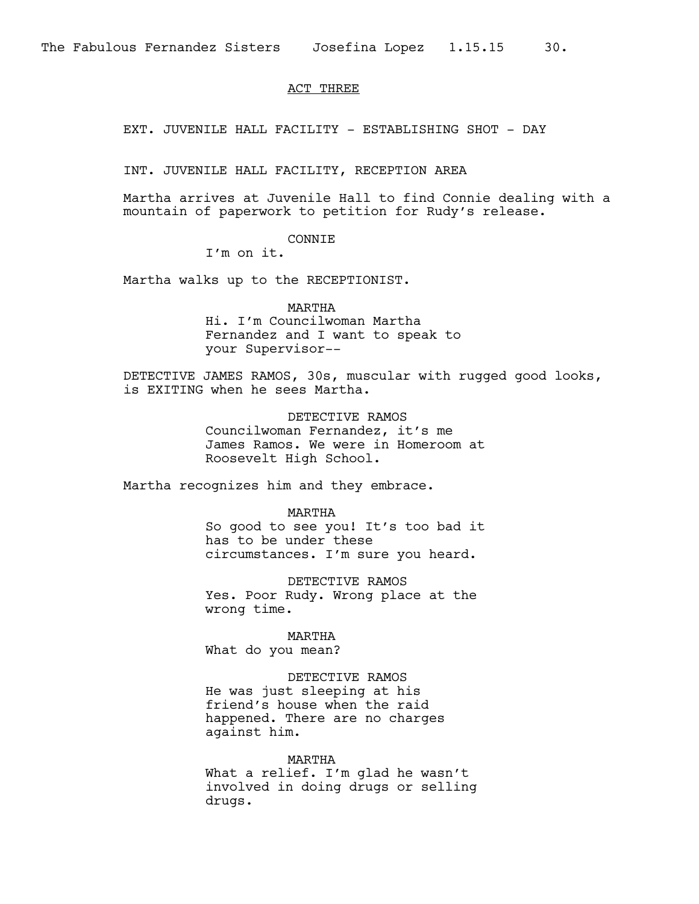ACT THREE

EXT. JUVENILE HALL FACILITY - ESTABLISHING SHOT - DAY

INT. JUVENILE HALL FACILITY, RECEPTION AREA

Martha arrives at Juvenile Hall to find Connie dealing with a mountain of paperwork to petition for Rudy's release.

CONNIE
I'm on it.

Martha walks up to the RECEPTIONIST.

MARTHA
Hi. I'm Councilwoman Martha Fernandez and I want to speak to your Supervisor--

DETECTIVE JAMES RAMOS, 30s, muscular with rugged good looks, is EXITING when he sees Martha.

DETECTIVE RAMOS
Councilwoman Fernandez, it's me James Ramos. We were in Homeroom at Roosevelt High School.

Martha recognizes him and they embrace.

MARTHA
So good to see you! It's too bad it has to be under these circumstances. I'm sure you heard.

DETECTIVE RAMOS
Yes. Poor Rudy. Wrong place at the wrong time.

MARTHA
What do you mean?

DETECTIVE RAMOS
He was just sleeping at his friend's house when the raid happened. There are no charges against him.

MARTHA
What a relief. I'm glad he wasn't involved in doing drugs or selling drugs.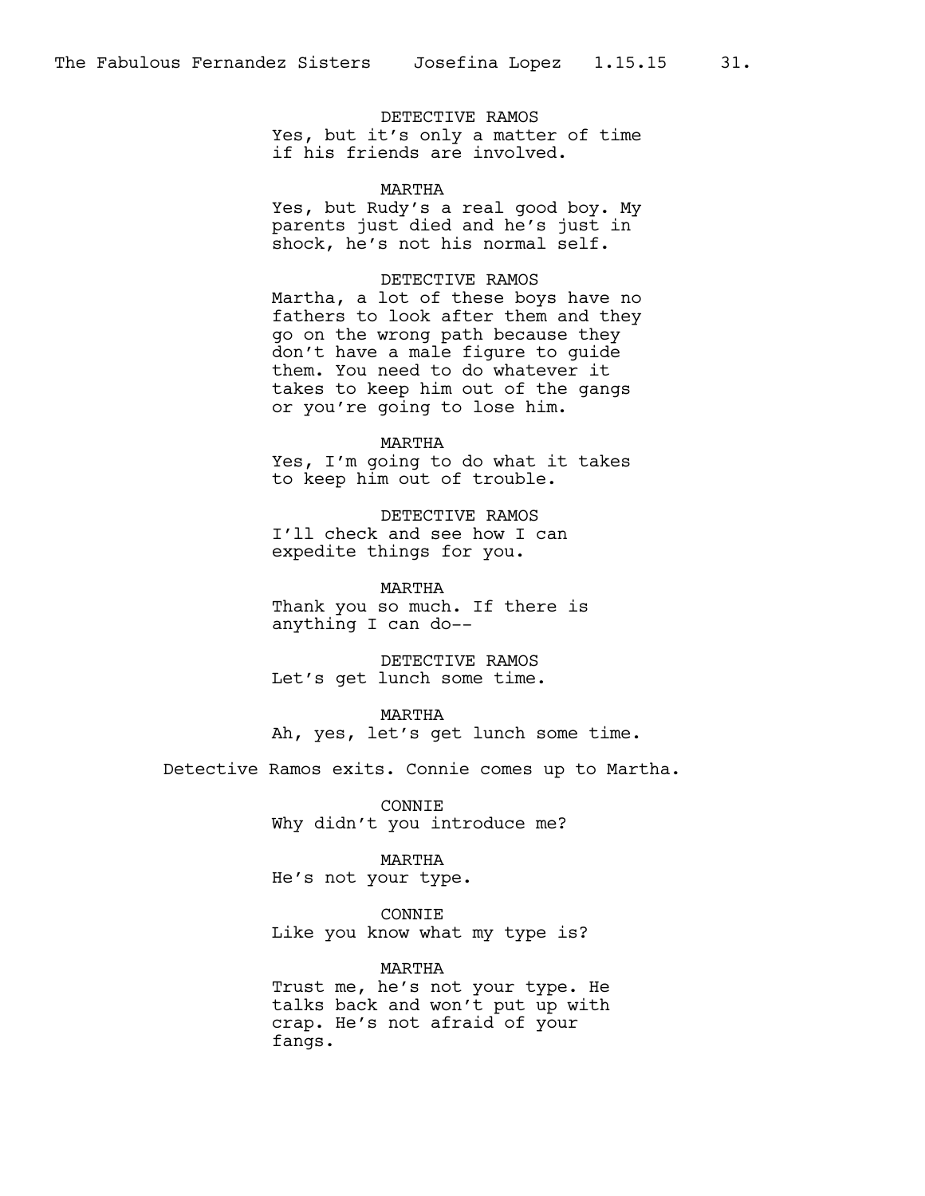DETECTIVE RAMOS
Yes, but it's only a matter of time if his friends are involved.

MARTHA
Yes, but Rudy's a real good boy. My parents just died and he's just in shock, he's not his normal self.

DETECTIVE RAMOS
Martha, a lot of these boys have no fathers to look after them and they go on the wrong path because they don't have a male figure to guide them. You need to do whatever it takes to keep him out of the gangs or you're going to lose him.

MARTHA
Yes, I'm going to do what it takes to keep him out of trouble.

DETECTIVE RAMOS
I'll check and see how I can expedite things for you.

MARTHA
Thank you so much. If there is anything I can do--

DETECTIVE RAMOS
Let's get lunch some time.

MARTHA
Ah, yes, let's get lunch some time.

Detective Ramos exits. Connie comes up to Martha.

CONNIE
Why didn't you introduce me?

MARTHA
He's not your type.

CONNIE
Like you know what my type is?

MARTHA
Trust me, he's not your type. He talks back and won't put up with crap. He's not afraid of your fangs.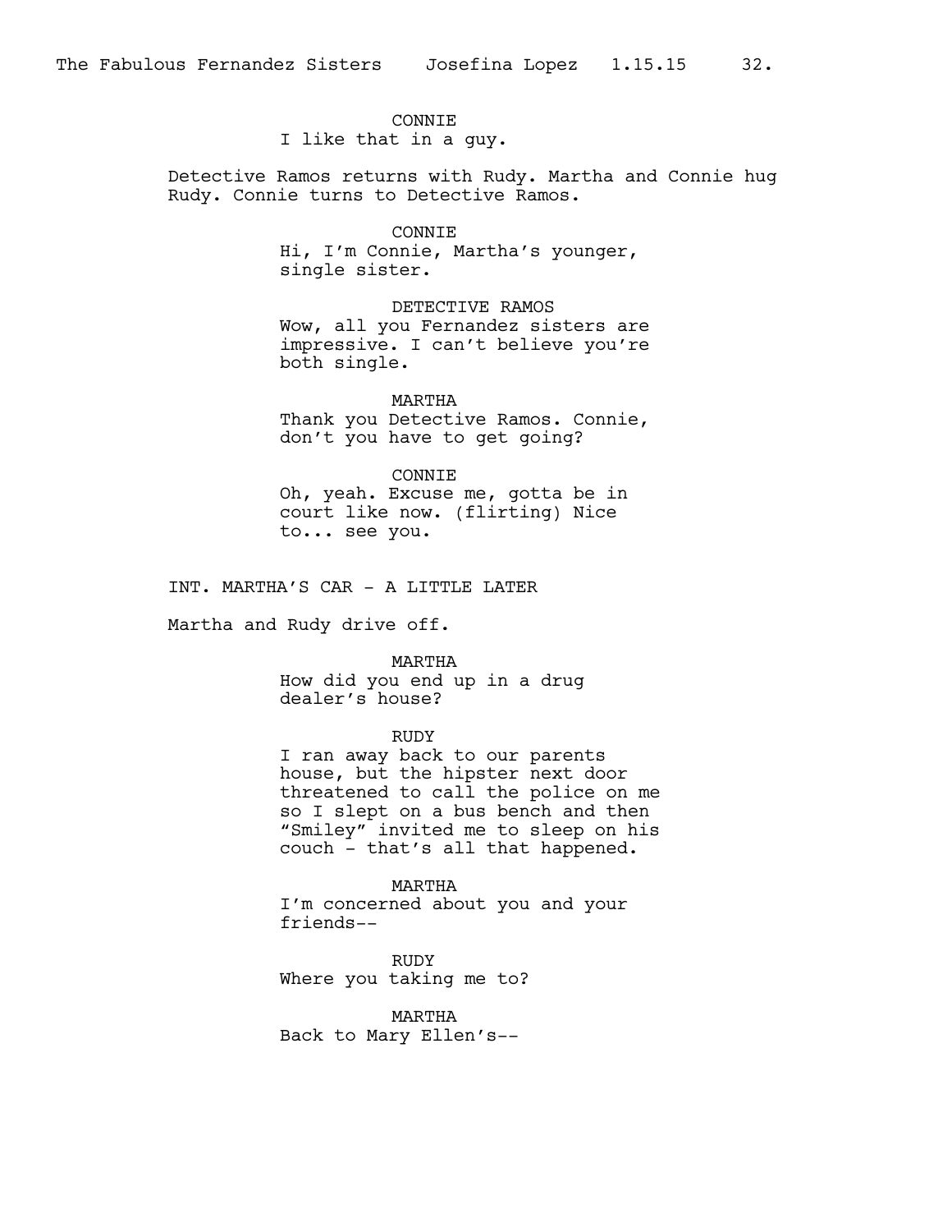CONNIE
I like that in a guy.

Detective Ramos returns with Rudy. Martha and Connie hug Rudy. Connie turns to Detective Ramos.

CONNIE
Hi, I'm Connie, Martha's younger, single sister.

DETECTIVE RAMOS
Wow, all you Fernandez sisters are impressive. I can't believe you're both single.

MARTHA
Thank you Detective Ramos. Connie, don't you have to get going?

CONNIE
Oh, yeah. Excuse me, gotta be in court like now. (flirting) Nice to... see you.

INT. MARTHA'S CAR - A LITTLE LATER

Martha and Rudy drive off.

MARTHA
How did you end up in a drug dealer's house?

RUDY
I ran away back to our parents house, but the hipster next door threatened to call the police on me so I slept on a bus bench and then "Smiley" invited me to sleep on his couch - that's all that happened.

MARTHA
I'm concerned about you and your friends--

RUDY
Where you taking me to?

MARTHA
Back to Mary Ellen's--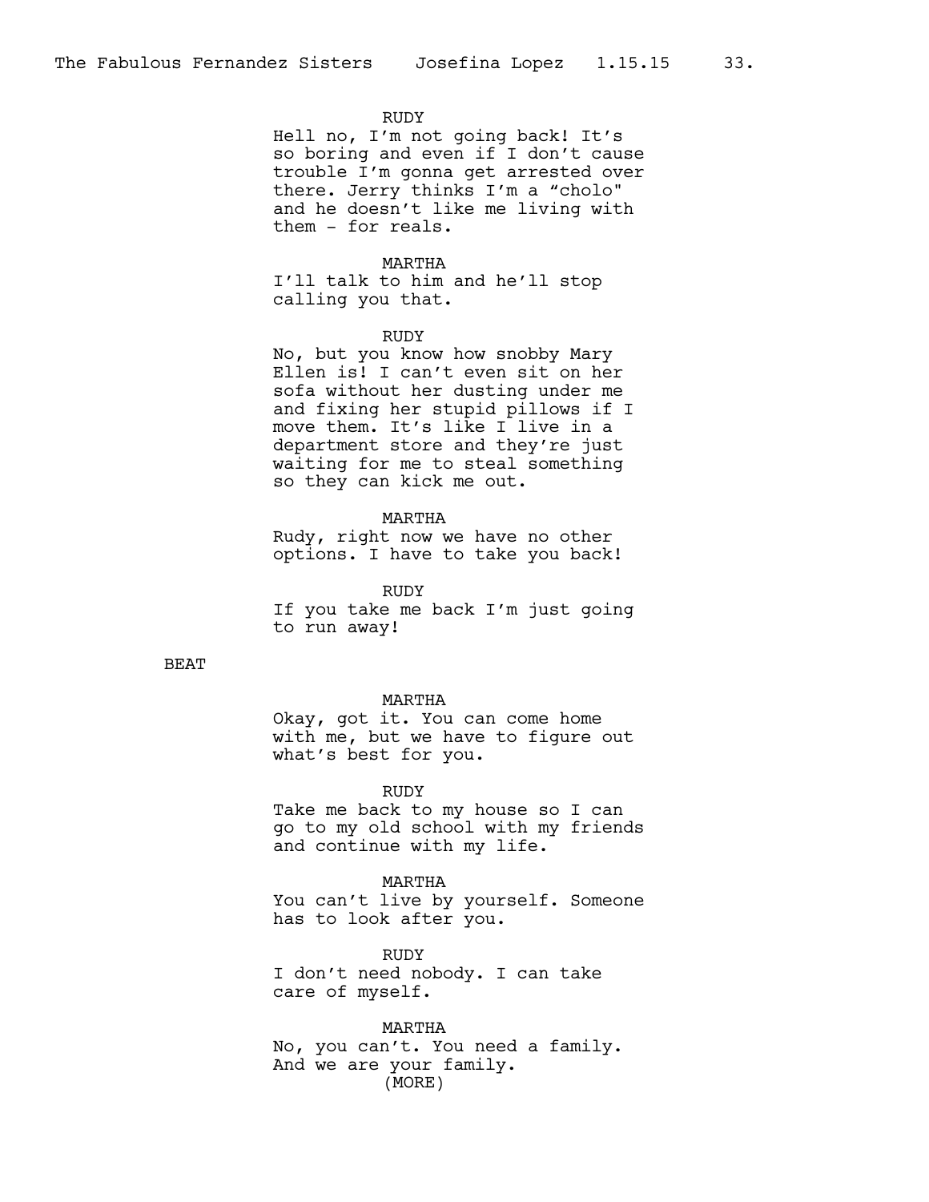RUDY
Hell no, I'm not going back! It's so boring and even if I don't cause trouble I'm gonna get arrested over there. Jerry thinks I'm a "cholo" and he doesn't like me living with them - for reals.

MARTHA
I'll talk to him and he'll stop calling you that.

RUDY
No, but you know how snobby Mary Ellen is! I can't even sit on her sofa without her dusting under me and fixing her stupid pillows if I move them. It's like I live in a department store and they're just waiting for me to steal something so they can kick me out.

MARTHA
Rudy, right now we have no other options. I have to take you back!

RUDY
If you take me back I'm just going to run away!

BEAT

MARTHA
Okay, got it. You can come home with me, but we have to figure out what's best for you.

RUDY
Take me back to my house so I can go to my old school with my friends and continue with my life.

MARTHA
You can't live by yourself. Someone has to look after you.

RUDY
I don't need nobody. I can take care of myself.

MARTHA
No, you can't. You need a family. And we are your family.
(MORE)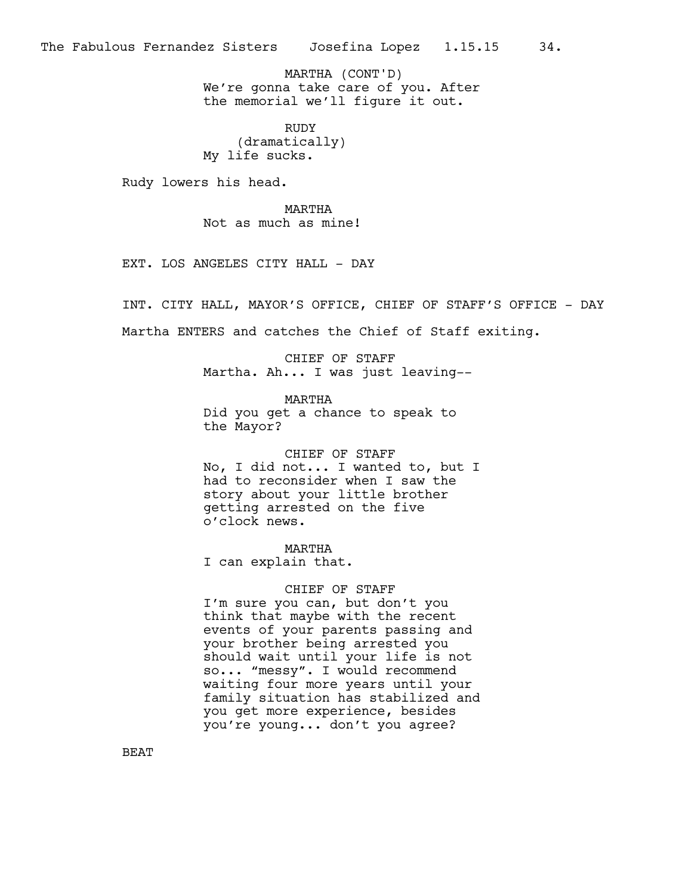MARTHA (CONT'D)
We're gonna take care of you. After the memorial we'll figure it out.

RUDY
(dramatically)
My life sucks.

Rudy lowers his head.

MARTHA
Not as much as mine!

EXT. LOS ANGELES CITY HALL - DAY

INT. CITY HALL, MAYOR'S OFFICE, CHIEF OF STAFF'S OFFICE - DAY

Martha ENTERS and catches the Chief of Staff exiting.

CHIEF OF STAFF
Martha. Ah... I was just leaving--

MARTHA
Did you get a chance to speak to the Mayor?

CHIEF OF STAFF
No, I did not... I wanted to, but I had to reconsider when I saw the story about your little brother getting arrested on the five o'clock news.

MARTHA
I can explain that.

CHIEF OF STAFF
I'm sure you can, but don't you think that maybe with the recent events of your parents passing and your brother being arrested you should wait until your life is not so... "messy". I would recommend waiting four more years until your family situation has stabilized and you get more experience, besides you're young... don't you agree?

BEAT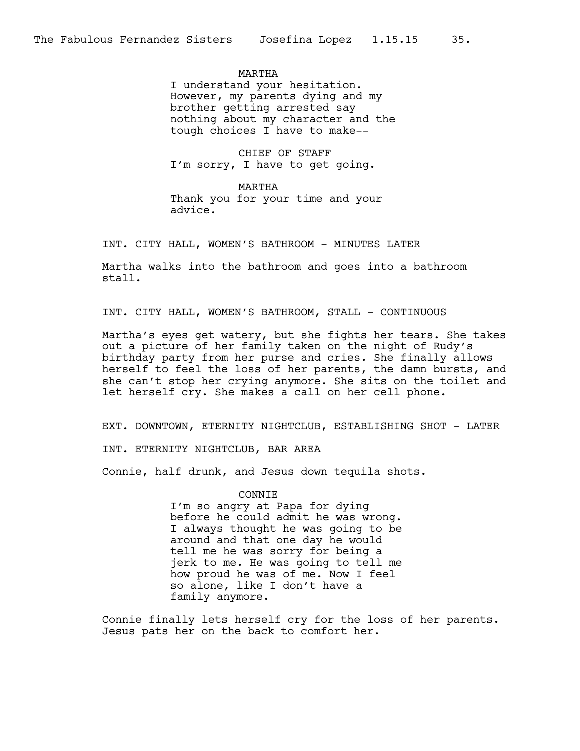MARTHA
I understand your hesitation. However, my parents dying and my brother getting arrested say nothing about my character and the tough choices I have to make--

CHIEF OF STAFF
I'm sorry, I have to get going.

MARTHA
Thank you for your time and your advice.

INT. CITY HALL, WOMEN'S BATHROOM - MINUTES LATER

Martha walks into the bathroom and goes into a bathroom stall.

INT. CITY HALL, WOMEN'S BATHROOM, STALL - CONTINUOUS

Martha's eyes get watery, but she fights her tears. She takes out a picture of her family taken on the night of Rudy's birthday party from her purse and cries. She finally allows herself to feel the loss of her parents, the damn bursts, and she can't stop her crying anymore. She sits on the toilet and let herself cry. She makes a call on her cell phone.

EXT. DOWNTOWN, ETERNITY NIGHTCLUB, ESTABLISHING SHOT - LATER

INT. ETERNITY NIGHTCLUB, BAR AREA

Connie, half drunk, and Jesus down tequila shots.

CONNIE
I'm so angry at Papa for dying before he could admit he was wrong. I always thought he was going to be around and that one day he would tell me he was sorry for being a jerk to me. He was going to tell me how proud he was of me. Now I feel so alone, like I don't have a family anymore.

Connie finally lets herself cry for the loss of her parents. Jesus pats her on the back to comfort her.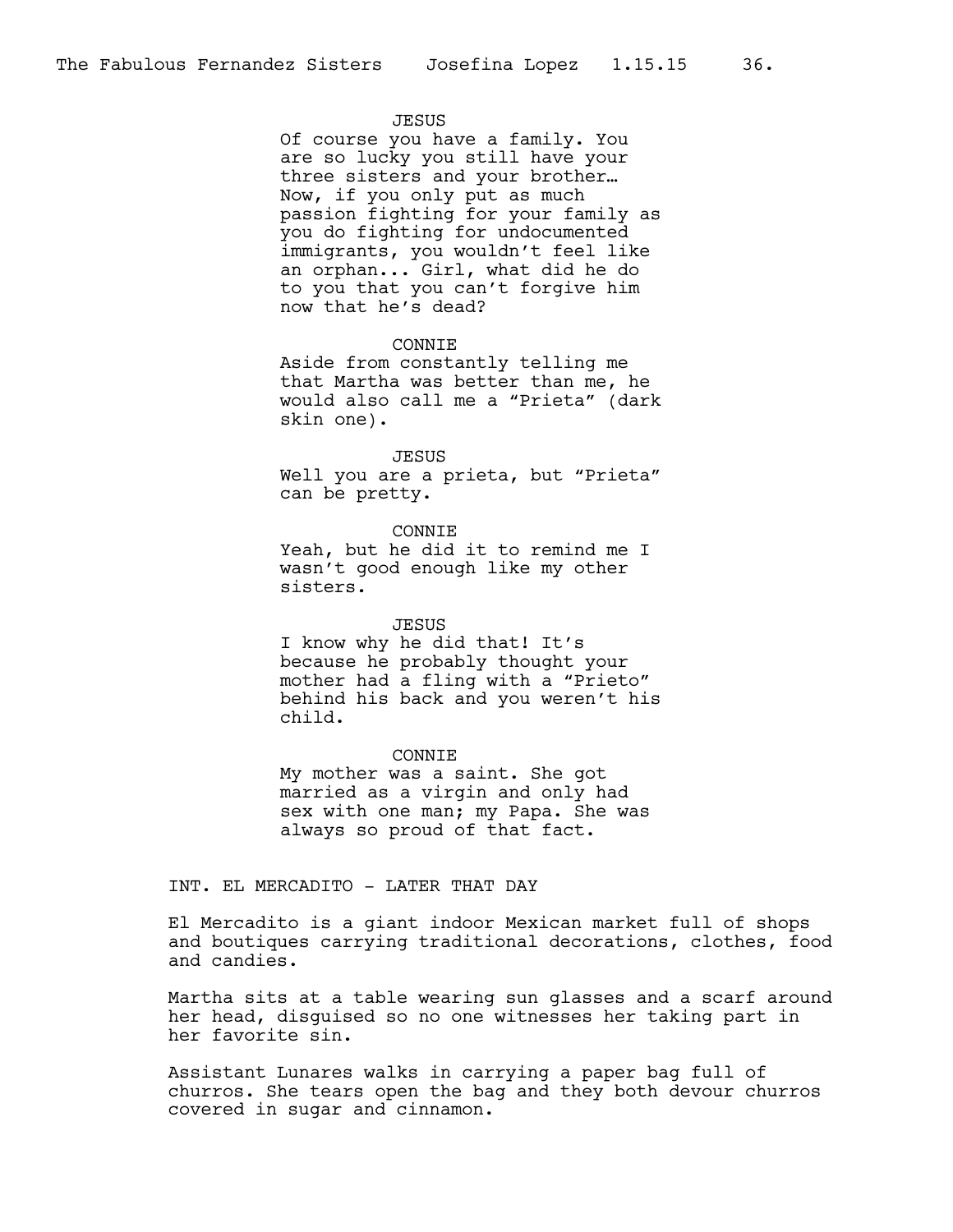JESUS

Of course you have a family. You are so lucky you still have your three sisters and your brother… Now, if you only put as much passion fighting for your family as you do fighting for undocumented immigrants, you wouldn't feel like an orphan... Girl, what did he do to you that you can't forgive him now that he's dead?

CONNIE

Aside from constantly telling me that Martha was better than me, he would also call me a "Prieta" (dark skin one).

JESUS

Well you are a prieta, but "Prieta" can be pretty.

CONNIE

Yeah, but he did it to remind me I wasn't good enough like my other sisters.

JESUS

I know why he did that! It's because he probably thought your mother had a fling with a "Prieto" behind his back and you weren't his child.

CONNIE

My mother was a saint. She got married as a virgin and only had sex with one man; my Papa. She was always so proud of that fact.

INT. EL MERCADITO - LATER THAT DAY

El Mercadito is a giant indoor Mexican market full of shops and boutiques carrying traditional decorations, clothes, food and candies.

Martha sits at a table wearing sun glasses and a scarf around her head, disguised so no one witnesses her taking part in her favorite sin.

Assistant Lunares walks in carrying a paper bag full of churros. She tears open the bag and they both devour churros covered in sugar and cinnamon.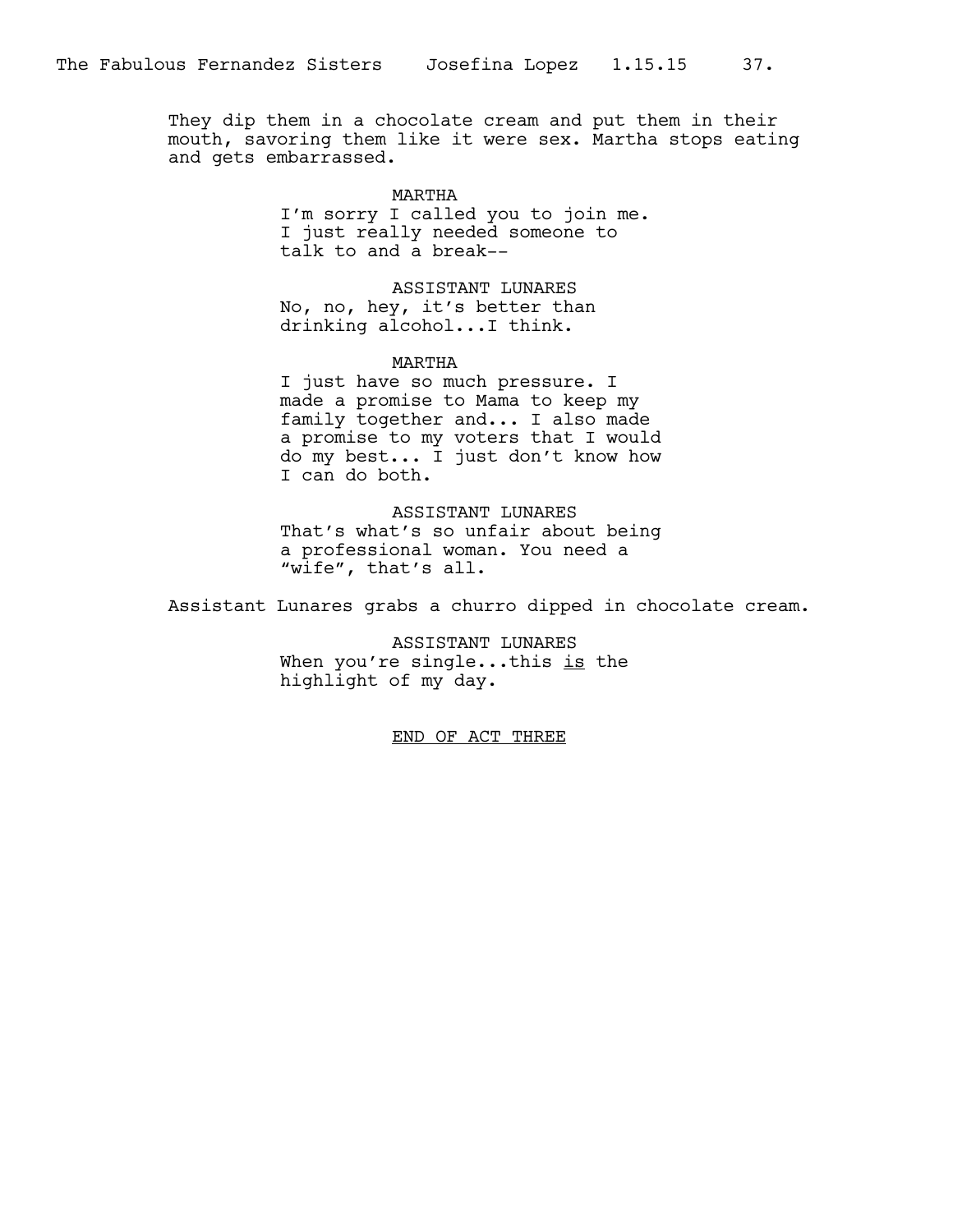They dip them in a chocolate cream and put them in their mouth, savoring them like it were sex. Martha stops eating and gets embarrassed.

MARTHA
I'm sorry I called you to join me. I just really needed someone to talk to and a break--

ASSISTANT LUNARES
No, no, hey, it's better than drinking alcohol...I think.

MARTHA
I just have so much pressure. I made a promise to Mama to keep my family together and... I also made a promise to my voters that I would do my best... I just don't know how I can do both.

ASSISTANT LUNARES
That's what's so unfair about being a professional woman. You need a "wife", that's all.

Assistant Lunares grabs a churro dipped in chocolate cream.

ASSISTANT LUNARES
When you're single...this <u>is</u> the highlight of my day.

<u>END OF ACT THREE</u>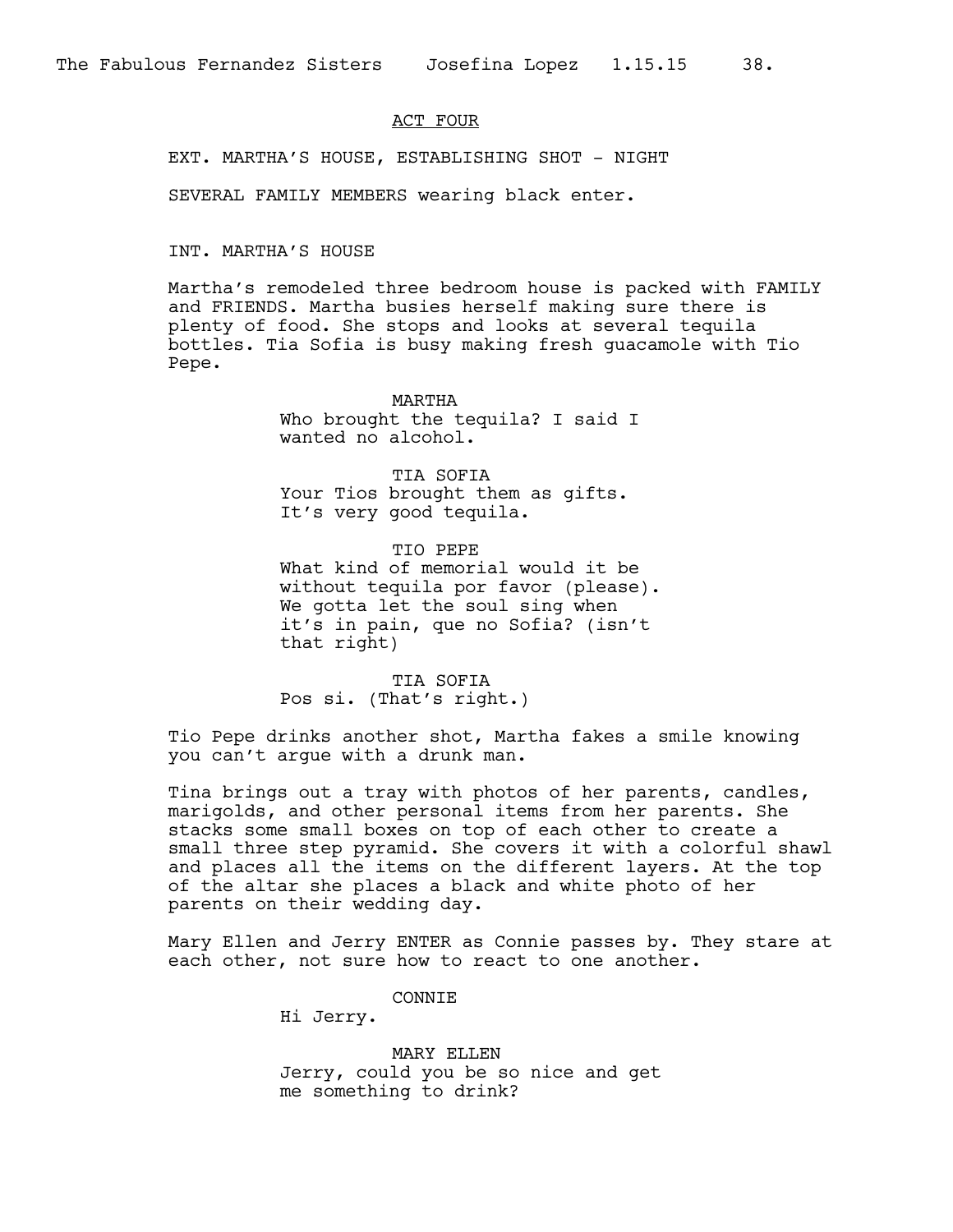ACT FOUR

EXT. MARTHA'S HOUSE, ESTABLISHING SHOT - NIGHT

SEVERAL FAMILY MEMBERS wearing black enter.

INT. MARTHA'S HOUSE

Martha's remodeled three bedroom house is packed with FAMILY and FRIENDS. Martha busies herself making sure there is plenty of food. She stops and looks at several tequila bottles. Tia Sofia is busy making fresh guacamole with Tio Pepe.

MARTHA
Who brought the tequila? I said I wanted no alcohol.

TIA SOFIA
Your Tios brought them as gifts. It's very good tequila.

TIO PEPE
What kind of memorial would it be without tequila por favor (please). We gotta let the soul sing when it's in pain, que no Sofia? (isn't that right)

TIA SOFIA
Pos si. (That's right.)

Tio Pepe drinks another shot, Martha fakes a smile knowing you can't argue with a drunk man.

Tina brings out a tray with photos of her parents, candles, marigolds, and other personal items from her parents. She stacks some small boxes on top of each other to create a small three step pyramid. She covers it with a colorful shawl and places all the items on the different layers. At the top of the altar she places a black and white photo of her parents on their wedding day.

Mary Ellen and Jerry ENTER as Connie passes by. They stare at each other, not sure how to react to one another.

CONNIE
Hi Jerry.

MARY ELLEN
Jerry, could you be so nice and get me something to drink?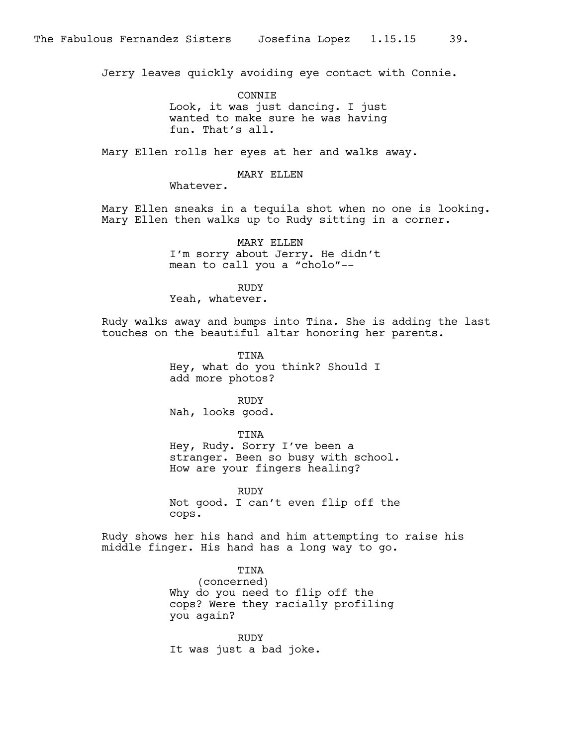Jerry leaves quickly avoiding eye contact with Connie.

CONNIE
Look, it was just dancing. I just wanted to make sure he was having fun. That's all.

Mary Ellen rolls her eyes at her and walks away.

MARY ELLEN
Whatever.

Mary Ellen sneaks in a tequila shot when no one is looking. Mary Ellen then walks up to Rudy sitting in a corner.

MARY ELLEN
I'm sorry about Jerry. He didn't mean to call you a "cholo"--

RUDY
Yeah, whatever.

Rudy walks away and bumps into Tina. She is adding the last touches on the beautiful altar honoring her parents.

TINA
Hey, what do you think? Should I add more photos?

RUDY
Nah, looks good.

TINA
Hey, Rudy. Sorry I've been a stranger. Been so busy with school. How are your fingers healing?

RUDY
Not good. I can't even flip off the cops.

Rudy shows her his hand and him attempting to raise his middle finger. His hand has a long way to go.

TINA
(concerned)
Why do you need to flip off the cops? Were they racially profiling you again?

RUDY
It was just a bad joke.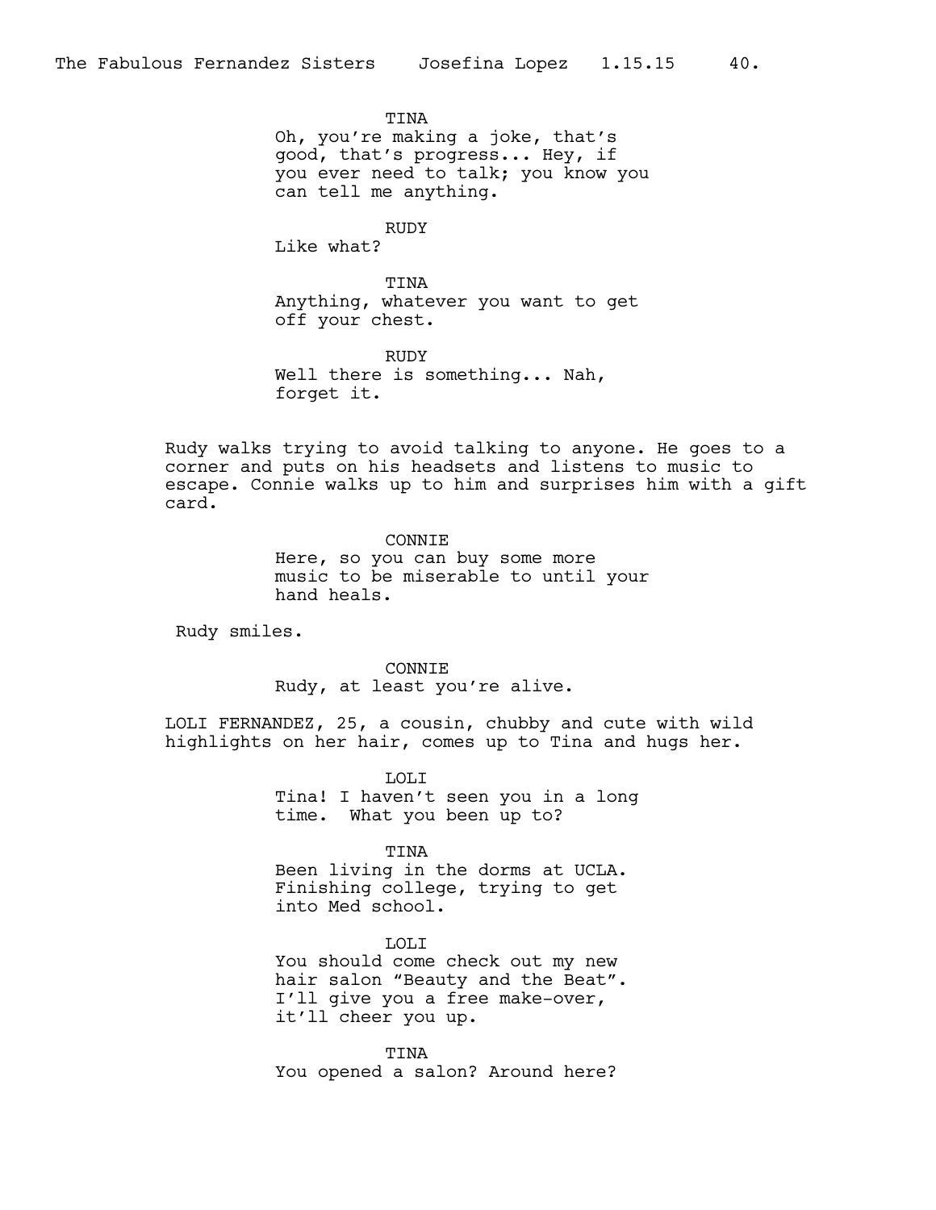TINA
Oh, you're making a joke, that's good, that's progress... Hey, if you ever need to talk; you know you can tell me anything.

RUDY
Like what?

TINA
Anything, whatever you want to get off your chest.

RUDY
Well there is something... Nah, forget it.

Rudy walks trying to avoid talking to anyone. He goes to a corner and puts on his headsets and listens to music to escape. Connie walks up to him and surprises him with a gift card.

CONNIE
Here, so you can buy some more music to be miserable to until your hand heals.

Rudy smiles.

CONNIE
Rudy, at least you're alive.

LOLI FERNANDEZ, 25, a cousin, chubby and cute with wild highlights on her hair, comes up to Tina and hugs her.

LOLI
Tina! I haven't seen you in a long time. What you been up to?

TINA
Been living in the dorms at UCLA. Finishing college, trying to get into Med school.

LOLI
You should come check out my new hair salon "Beauty and the Beat". I'll give you a free make-over, it'll cheer you up.

TINA
You opened a salon? Around here?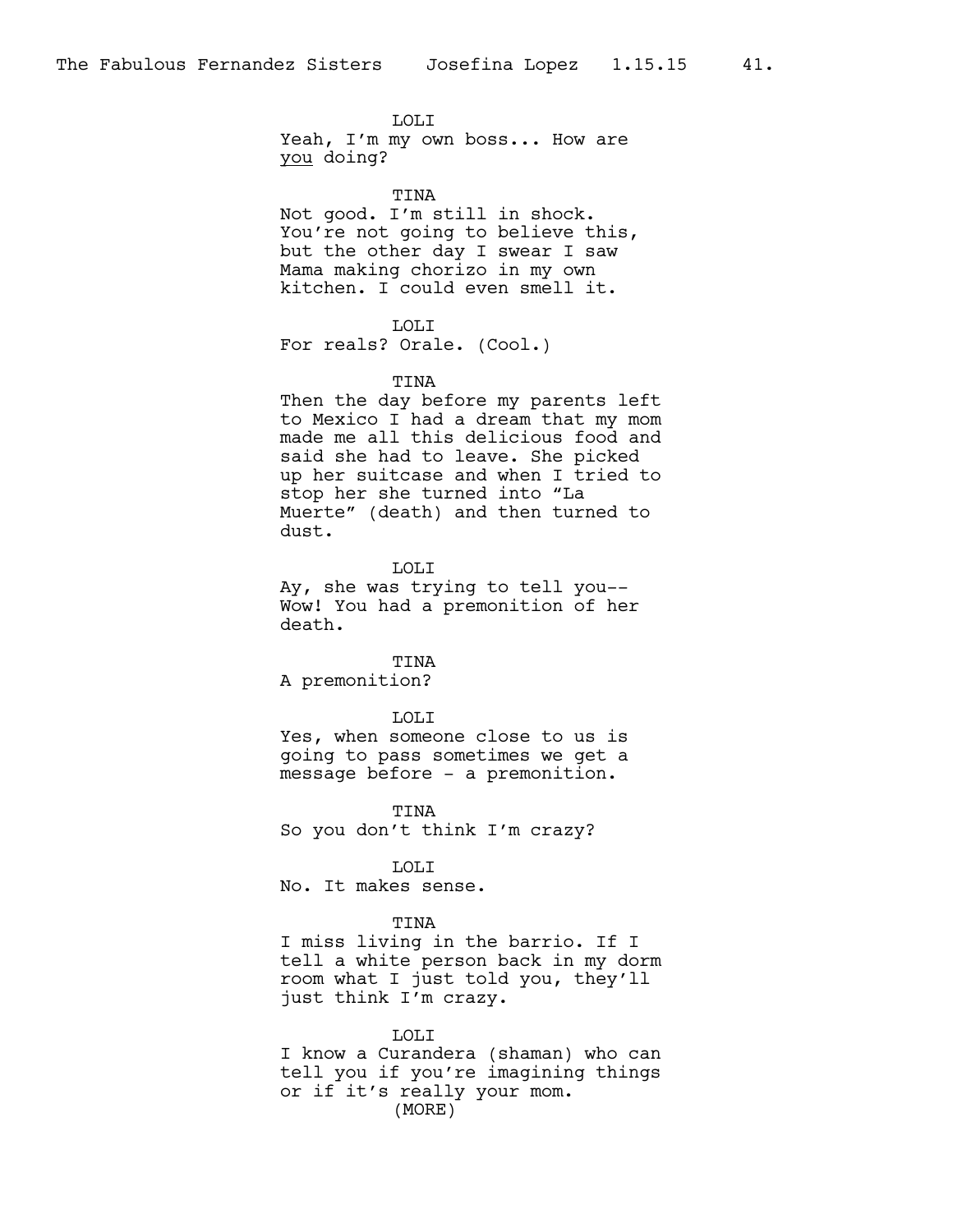LOLI
Yeah, I'm my own boss... How are _you_ doing?

TINA
Not good. I'm still in shock. You're not going to believe this, but the other day I swear I saw Mama making chorizo in my own kitchen. I could even smell it.

LOLI
For reals? Orale. (Cool.)

TINA
Then the day before my parents left to Mexico I had a dream that my mom made me all this delicious food and said she had to leave. She picked up her suitcase and when I tried to stop her she turned into "La Muerte" (death) and then turned to dust.

LOLI
Ay, she was trying to tell you-- Wow! You had a premonition of her death.

TINA
A premonition?

LOLI
Yes, when someone close to us is going to pass sometimes we get a message before - a premonition.

TINA
So you don't think I'm crazy?

LOLI
No. It makes sense.

TINA
I miss living in the barrio. If I tell a white person back in my dorm room what I just told you, they'll just think I'm crazy.

LOLI
I know a Curandera (shaman) who can tell you if you're imagining things or if it's really your mom.
(MORE)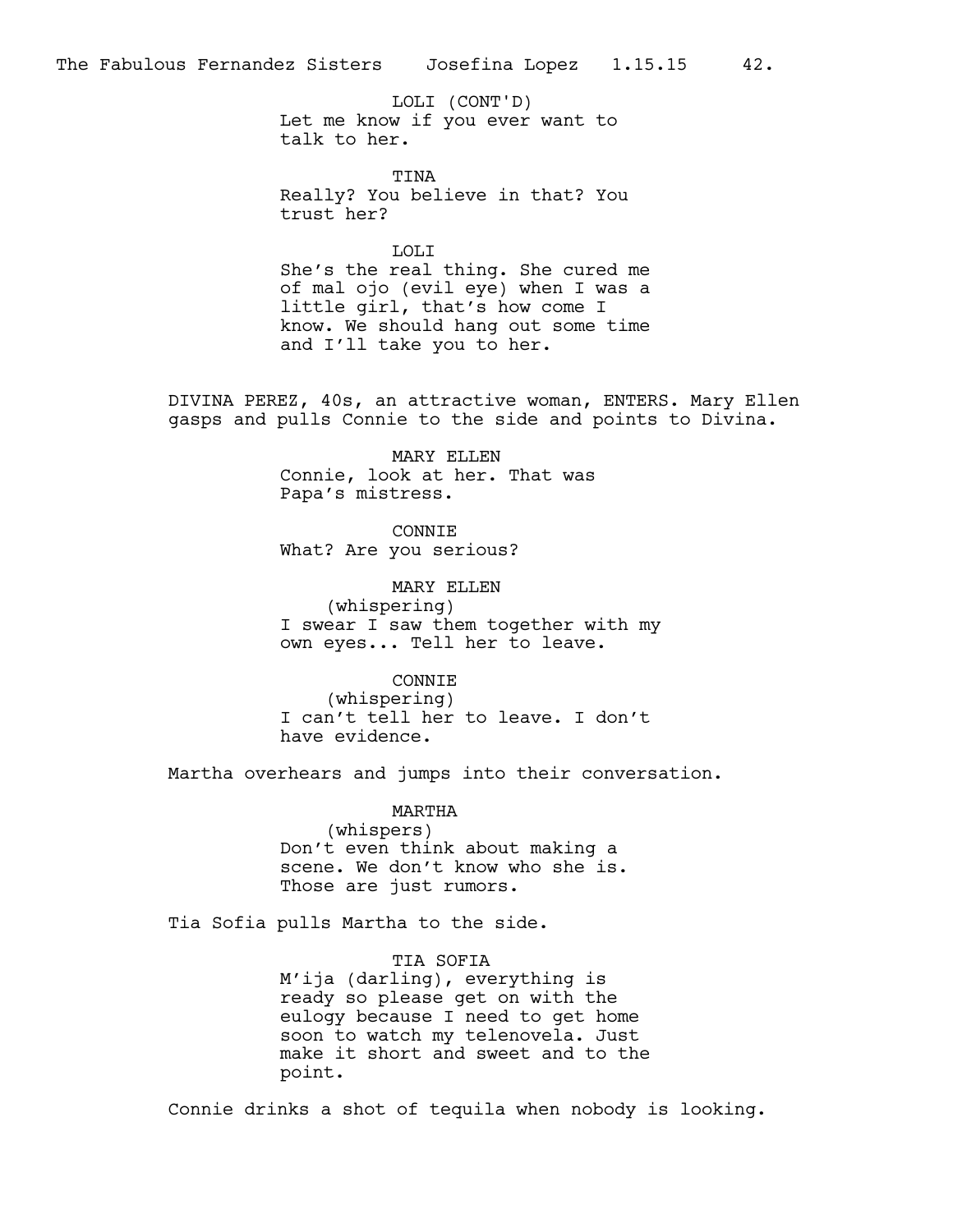LOLI (CONT'D)
Let me know if you ever want to talk to her.

TINA
Really? You believe in that? You trust her?

LOLI
She's the real thing. She cured me of mal ojo (evil eye) when I was a little girl, that's how come I know. We should hang out some time and I'll take you to her.

DIVINA PEREZ, 40s, an attractive woman, ENTERS. Mary Ellen gasps and pulls Connie to the side and points to Divina.

MARY ELLEN
Connie, look at her. That was Papa's mistress.

CONNIE
What? Are you serious?

MARY ELLEN
(whispering)
I swear I saw them together with my own eyes... Tell her to leave.

CONNIE
(whispering)
I can't tell her to leave. I don't have evidence.

Martha overhears and jumps into their conversation.

MARTHA
(whispers)
Don't even think about making a scene. We don't know who she is. Those are just rumors.

Tia Sofia pulls Martha to the side.

TIA SOFIA
M'ija (darling), everything is ready so please get on with the eulogy because I need to get home soon to watch my telenovela. Just make it short and sweet and to the point.

Connie drinks a shot of tequila when nobody is looking.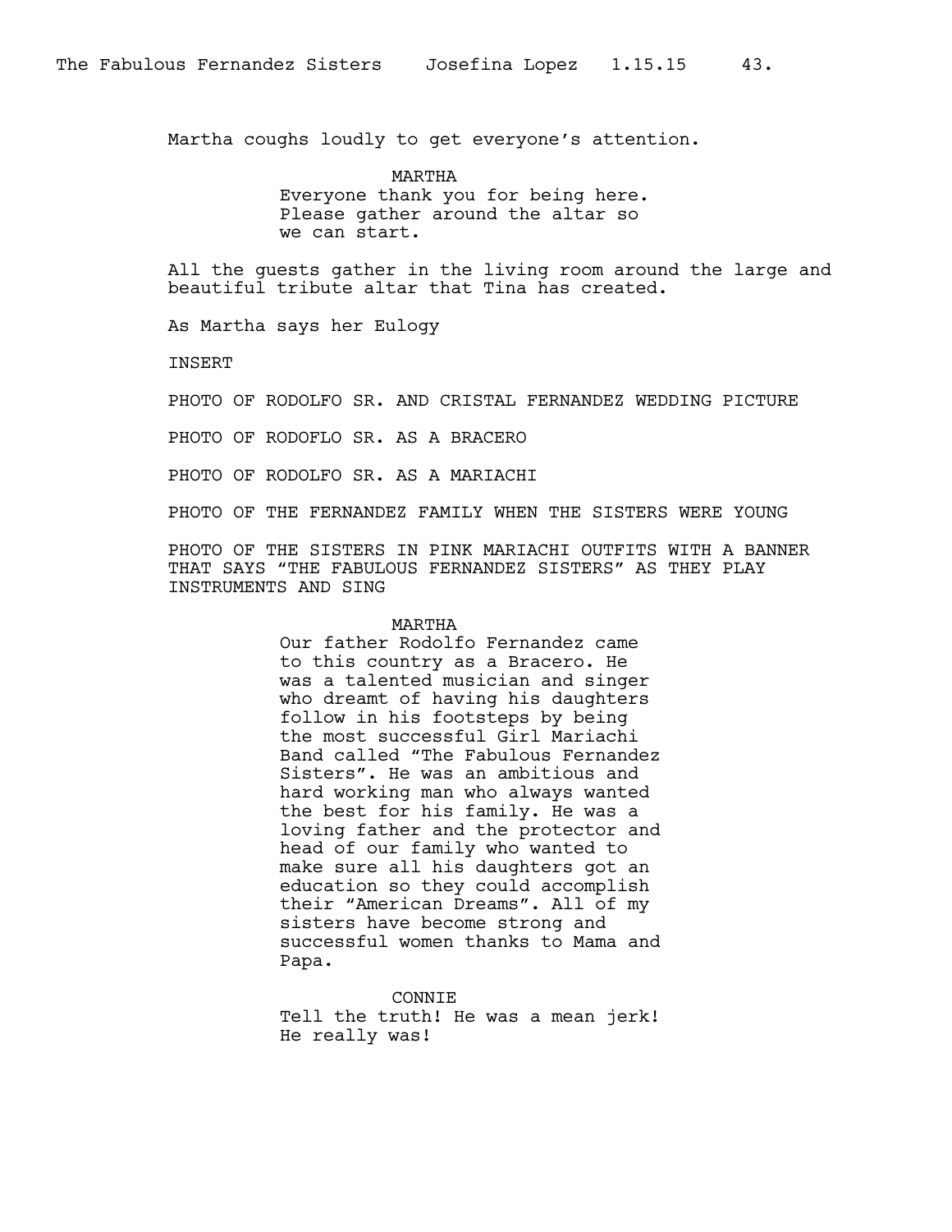Martha coughs loudly to get everyone's attention.

MARTHA
Everyone thank you for being here. Please gather around the altar so we can start.

All the guests gather in the living room around the large and beautiful tribute altar that Tina has created.

As Martha says her Eulogy

INSERT

PHOTO OF RODOLFO SR. AND CRISTAL FERNANDEZ WEDDING PICTURE

PHOTO OF RODOFLO SR. AS A BRACERO

PHOTO OF RODOLFO SR. AS A MARIACHI

PHOTO OF THE FERNANDEZ FAMILY WHEN THE SISTERS WERE YOUNG

PHOTO OF THE SISTERS IN PINK MARIACHI OUTFITS WITH A BANNER THAT SAYS "THE FABULOUS FERNANDEZ SISTERS" AS THEY PLAY INSTRUMENTS AND SING

MARTHA
Our father Rodolfo Fernandez came to this country as a Bracero. He was a talented musician and singer who dreamt of having his daughters follow in his footsteps by being the most successful Girl Mariachi Band called "The Fabulous Fernandez Sisters". He was an ambitious and hard working man who always wanted the best for his family. He was a loving father and the protector and head of our family who wanted to make sure all his daughters got an education so they could accomplish their "American Dreams". All of my sisters have become strong and successful women thanks to Mama and Papa.

CONNIE
Tell the truth! He was a mean jerk! He really was!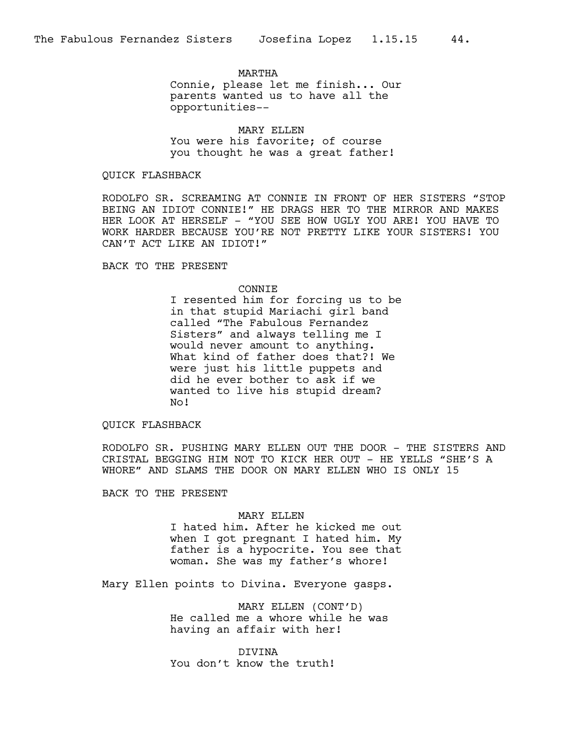MARTHA
Connie, please let me finish... Our parents wanted us to have all the opportunities--

MARY ELLEN
You were his favorite; of course you thought he was a great father!

QUICK FLASHBACK

RODOLFO SR. SCREAMING AT CONNIE IN FRONT OF HER SISTERS "STOP BEING AN IDIOT CONNIE!" HE DRAGS HER TO THE MIRROR AND MAKES HER LOOK AT HERSELF - "YOU SEE HOW UGLY YOU ARE! YOU HAVE TO WORK HARDER BECAUSE YOU'RE NOT PRETTY LIKE YOUR SISTERS! YOU CAN'T ACT LIKE AN IDIOT!"

BACK TO THE PRESENT

CONNIE
I resented him for forcing us to be in that stupid Mariachi girl band called "The Fabulous Fernandez Sisters" and always telling me I would never amount to anything. What kind of father does that?! We were just his little puppets and did he ever bother to ask if we wanted to live his stupid dream? No!

QUICK FLASHBACK

RODOLFO SR. PUSHING MARY ELLEN OUT THE DOOR - THE SISTERS AND CRISTAL BEGGING HIM NOT TO KICK HER OUT - HE YELLS "SHE'S A WHORE" AND SLAMS THE DOOR ON MARY ELLEN WHO IS ONLY 15

BACK TO THE PRESENT

MARY ELLEN
I hated him. After he kicked me out when I got pregnant I hated him. My father is a hypocrite. You see that woman. She was my father's whore!

Mary Ellen points to Divina. Everyone gasps.

MARY ELLEN (CONT'D)
He called me a whore while he was having an affair with her!

DIVINA
You don't know the truth!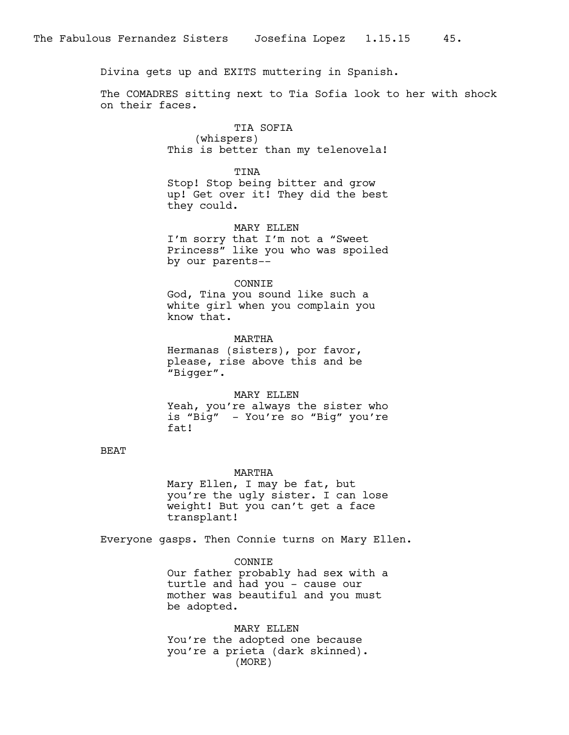Divina gets up and EXITS muttering in Spanish.

The COMADRES sitting next to Tia Sofia look to her with shock on their faces.

TIA SOFIA
(whispers)
This is better than my telenovela!

TINA
Stop! Stop being bitter and grow up! Get over it! They did the best they could.

MARY ELLEN
I'm sorry that I'm not a "Sweet Princess" like you who was spoiled by our parents--

CONNIE
God, Tina you sound like such a white girl when you complain you know that.

MARTHA
Hermanas (sisters), por favor, please, rise above this and be "Bigger".

MARY ELLEN
Yeah, you're always the sister who is "Big" - You're so "Big" you're fat!

BEAT

MARTHA
Mary Ellen, I may be fat, but you're the ugly sister. I can lose weight! But you can't get a face transplant!

Everyone gasps. Then Connie turns on Mary Ellen.

CONNIE
Our father probably had sex with a turtle and had you - cause our mother was beautiful and you must be adopted.

MARY ELLEN
You're the adopted one because you're a prieta (dark skinned).
(MORE)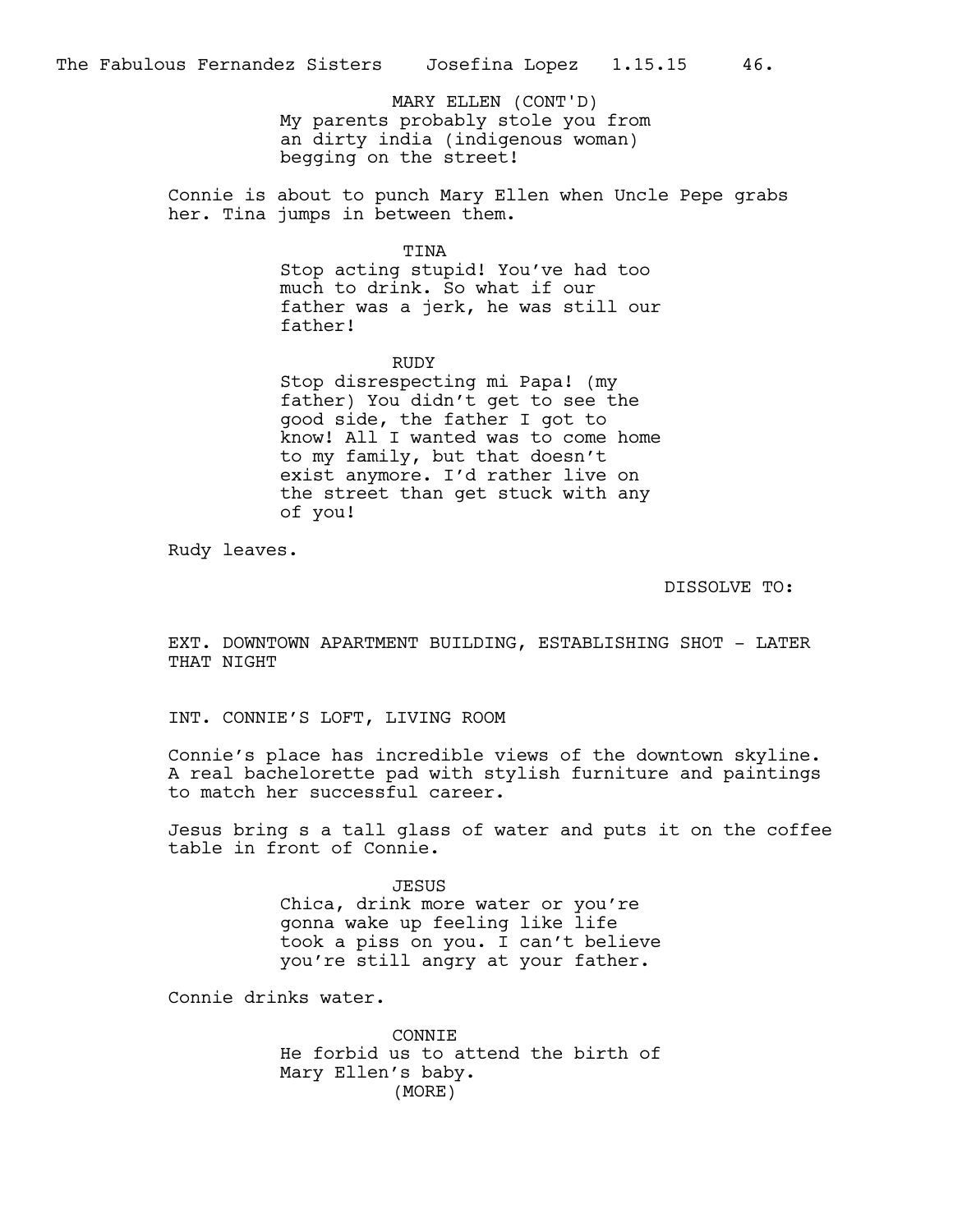MARY ELLEN (CONT'D)
My parents probably stole you from an dirty india (indigenous woman) begging on the street!

Connie is about to punch Mary Ellen when Uncle Pepe grabs her. Tina jumps in between them.

TINA
Stop acting stupid! You've had too much to drink. So what if our father was a jerk, he was still our father!

RUDY
Stop disrespecting mi Papa! (my father) You didn't get to see the good side, the father I got to know! All I wanted was to come home to my family, but that doesn't exist anymore. I'd rather live on the street than get stuck with any of you!

Rudy leaves.

DISSOLVE TO:

EXT. DOWNTOWN APARTMENT BUILDING, ESTABLISHING SHOT - LATER THAT NIGHT

INT. CONNIE'S LOFT, LIVING ROOM

Connie's place has incredible views of the downtown skyline. A real bachelorette pad with stylish furniture and paintings to match her successful career.

Jesus bring s a tall glass of water and puts it on the coffee table in front of Connie.

JESUS
Chica, drink more water or you're gonna wake up feeling like life took a piss on you. I can't believe you're still angry at your father.

Connie drinks water.

CONNIE
He forbid us to attend the birth of Mary Ellen's baby.
(MORE)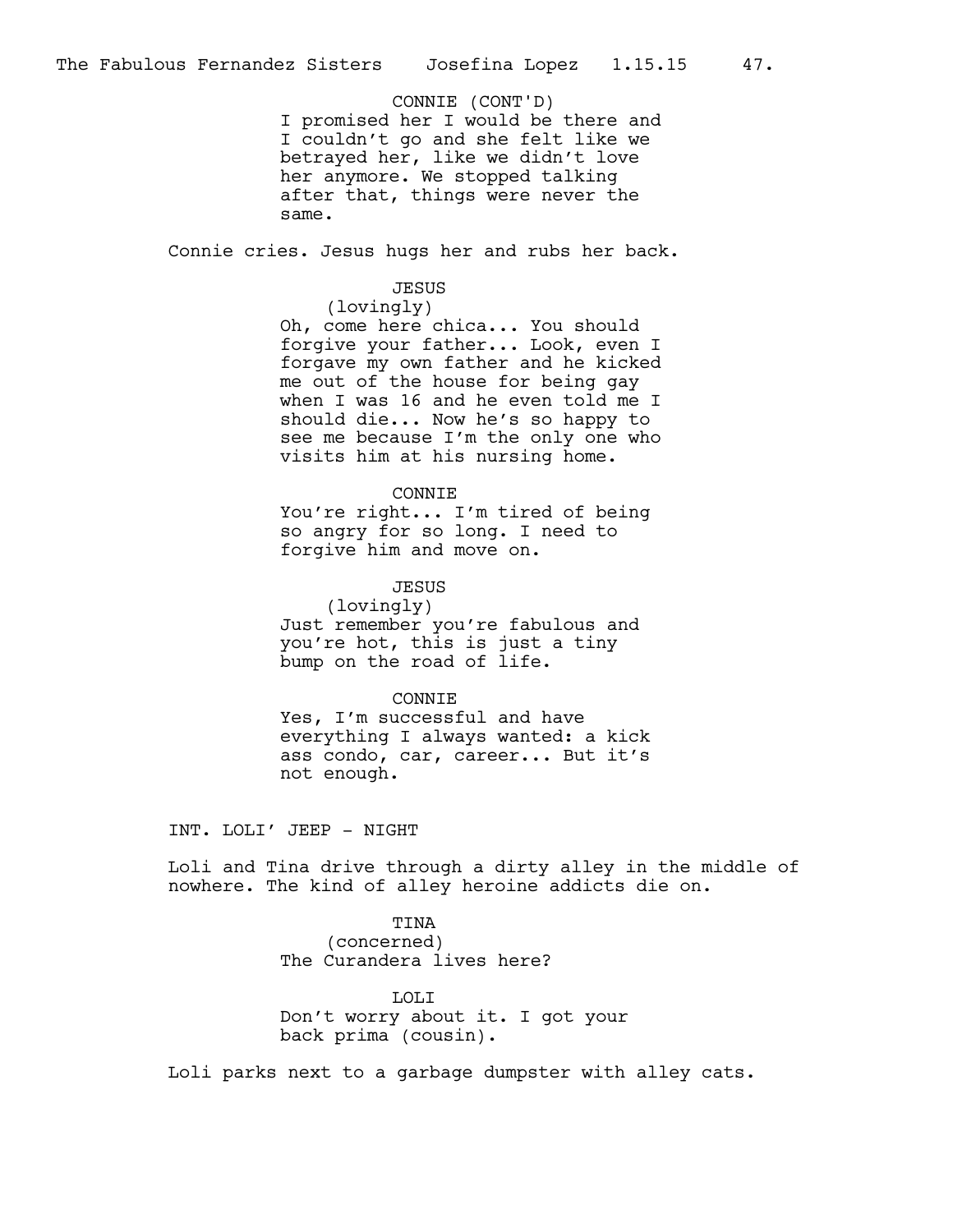CONNIE (CONT'D)
I promised her I would be there and I couldn't go and she felt like we betrayed her, like we didn't love her anymore. We stopped talking after that, things were never the same.

Connie cries. Jesus hugs her and rubs her back.

JESUS
(lovingly)
Oh, come here chica... You should forgive your father... Look, even I forgave my own father and he kicked me out of the house for being gay when I was 16 and he even told me I should die... Now he's so happy to see me because I'm the only one who visits him at his nursing home.

CONNIE
You're right... I'm tired of being so angry for so long. I need to forgive him and move on.

JESUS
(lovingly)
Just remember you're fabulous and you're hot, this is just a tiny bump on the road of life.

CONNIE
Yes, I'm successful and have everything I always wanted: a kick ass condo, car, career... But it's not enough.

INT. LOLI' JEEP - NIGHT

Loli and Tina drive through a dirty alley in the middle of nowhere. The kind of alley heroine addicts die on.

TINA
(concerned)
The Curandera lives here?

LOLI
Don't worry about it. I got your back prima (cousin).

Loli parks next to a garbage dumpster with alley cats.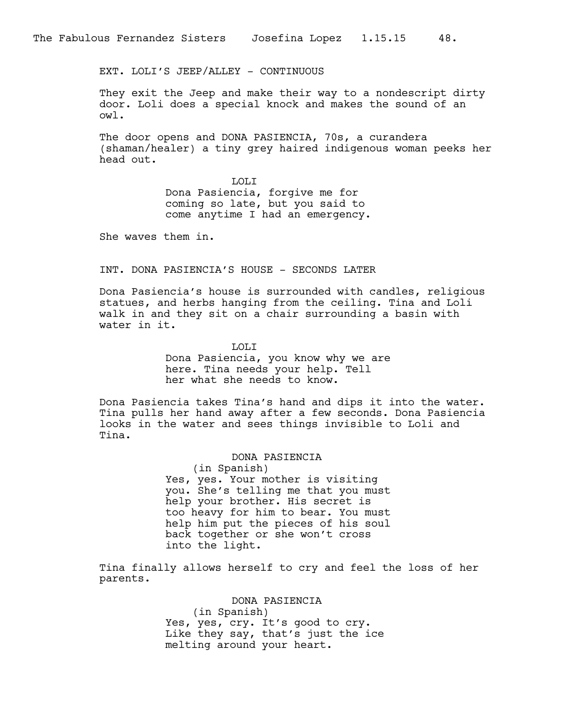EXT. LOLI'S JEEP/ALLEY - CONTINUOUS

They exit the Jeep and make their way to a nondescript dirty door. Loli does a special knock and makes the sound of an owl.

The door opens and DONA PASIENCIA, 70s, a curandera (shaman/healer) a tiny grey haired indigenous woman peeks her head out.

LOLI
Dona Pasiencia, forgive me for coming so late, but you said to come anytime I had an emergency.

She waves them in.

INT. DONA PASIENCIA'S HOUSE - SECONDS LATER

Dona Pasiencia's house is surrounded with candles, religious statues, and herbs hanging from the ceiling. Tina and Loli walk in and they sit on a chair surrounding a basin with water in it.

LOLI
Dona Pasiencia, you know why we are here. Tina needs your help. Tell her what she needs to know.

Dona Pasiencia takes Tina's hand and dips it into the water. Tina pulls her hand away after a few seconds. Dona Pasiencia looks in the water and sees things invisible to Loli and Tina.

DONA PASIENCIA
(in Spanish)
Yes, yes. Your mother is visiting you. She's telling me that you must help your brother. His secret is too heavy for him to bear. You must help him put the pieces of his soul back together or she won't cross into the light.

Tina finally allows herself to cry and feel the loss of her parents.

DONA PASIENCIA
(in Spanish)
Yes, yes, cry. It's good to cry. Like they say, that's just the ice melting around your heart.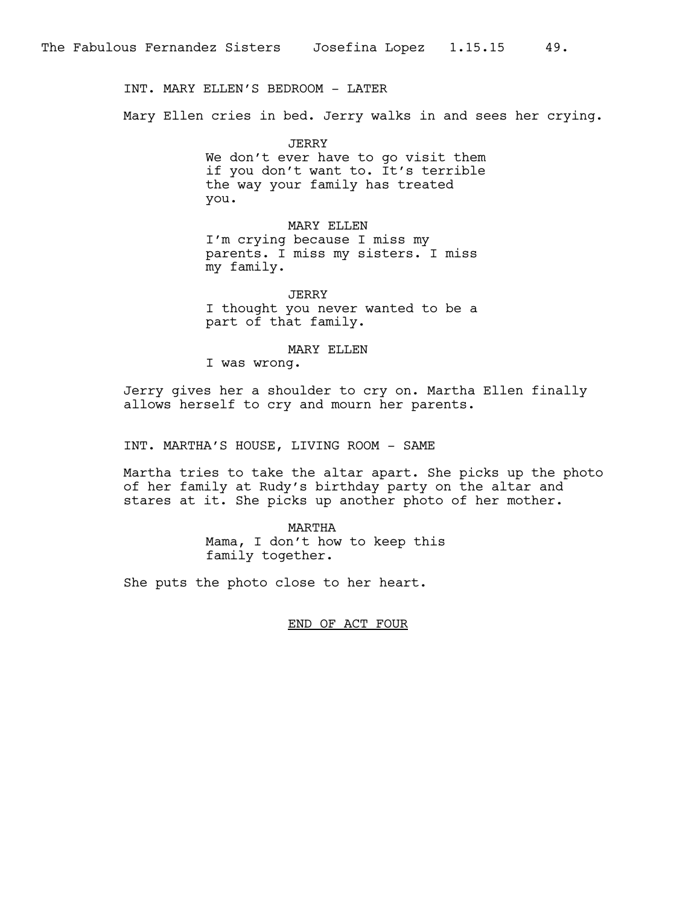INT. MARY ELLEN'S BEDROOM - LATER

Mary Ellen cries in bed. Jerry walks in and sees her crying.

JERRY
We don't ever have to go visit them if you don't want to. It's terrible the way your family has treated you.

MARY ELLEN
I'm crying because I miss my parents. I miss my sisters. I miss my family.

JERRY
I thought you never wanted to be a part of that family.

MARY ELLEN
I was wrong.

Jerry gives her a shoulder to cry on. Martha Ellen finally allows herself to cry and mourn her parents.

INT. MARTHA'S HOUSE, LIVING ROOM - SAME

Martha tries to take the altar apart. She picks up the photo of her family at Rudy's birthday party on the altar and stares at it. She picks up another photo of her mother.

MARTHA
Mama, I don't how to keep this family together.

She puts the photo close to her heart.

END OF ACT FOUR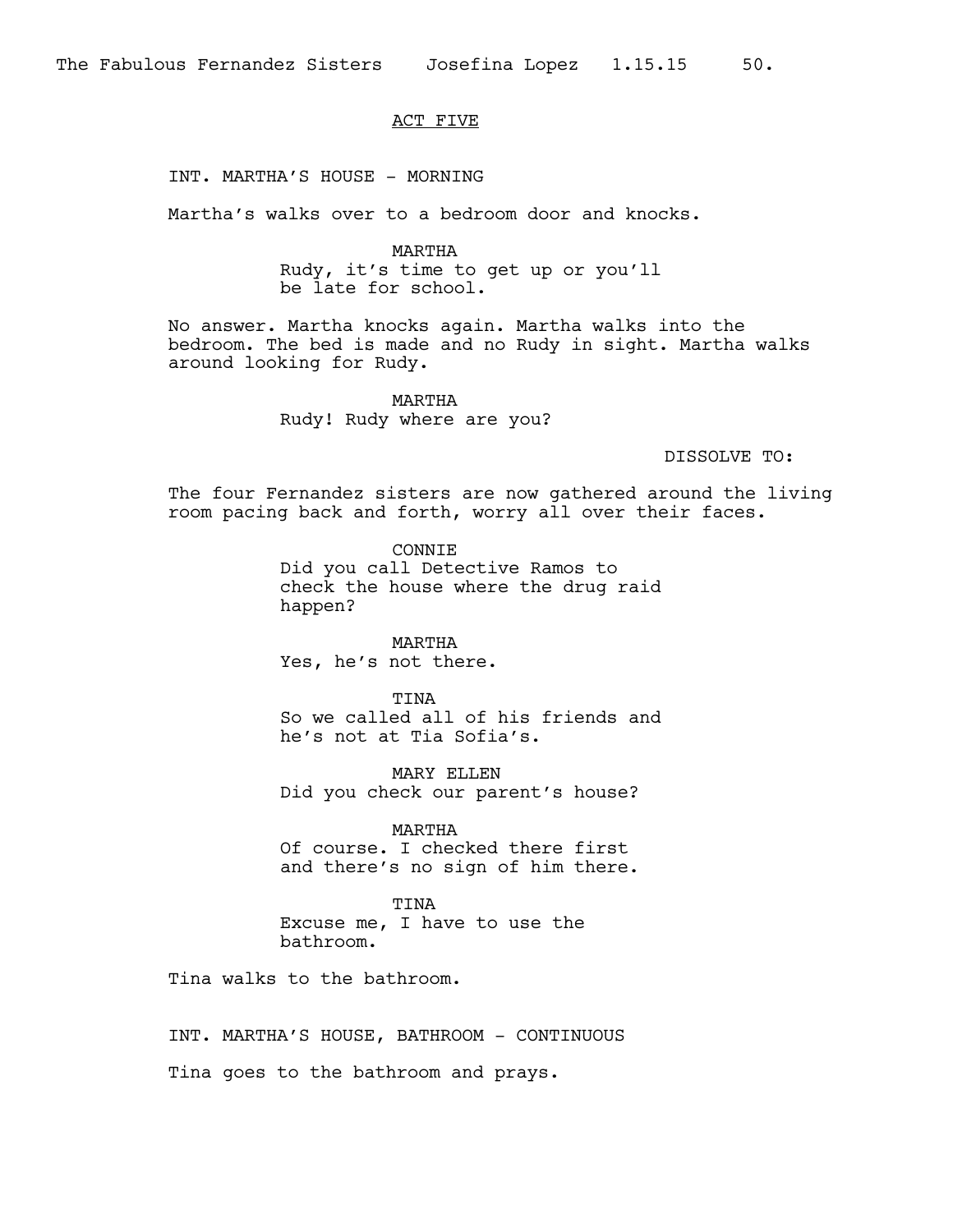ACT FIVE

INT. MARTHA'S HOUSE - MORNING

Martha's walks over to a bedroom door and knocks.

MARTHA
Rudy, it's time to get up or you'll be late for school.

No answer. Martha knocks again. Martha walks into the bedroom. The bed is made and no Rudy in sight. Martha walks around looking for Rudy.

MARTHA
Rudy! Rudy where are you?

DISSOLVE TO:

The four Fernandez sisters are now gathered around the living room pacing back and forth, worry all over their faces.

CONNIE
Did you call Detective Ramos to check the house where the drug raid happen?

MARTHA
Yes, he's not there.

TINA
So we called all of his friends and he's not at Tia Sofia's.

MARY ELLEN
Did you check our parent's house?

MARTHA
Of course. I checked there first and there's no sign of him there.

TINA
Excuse me, I have to use the bathroom.

Tina walks to the bathroom.

INT. MARTHA'S HOUSE, BATHROOM - CONTINUOUS

Tina goes to the bathroom and prays.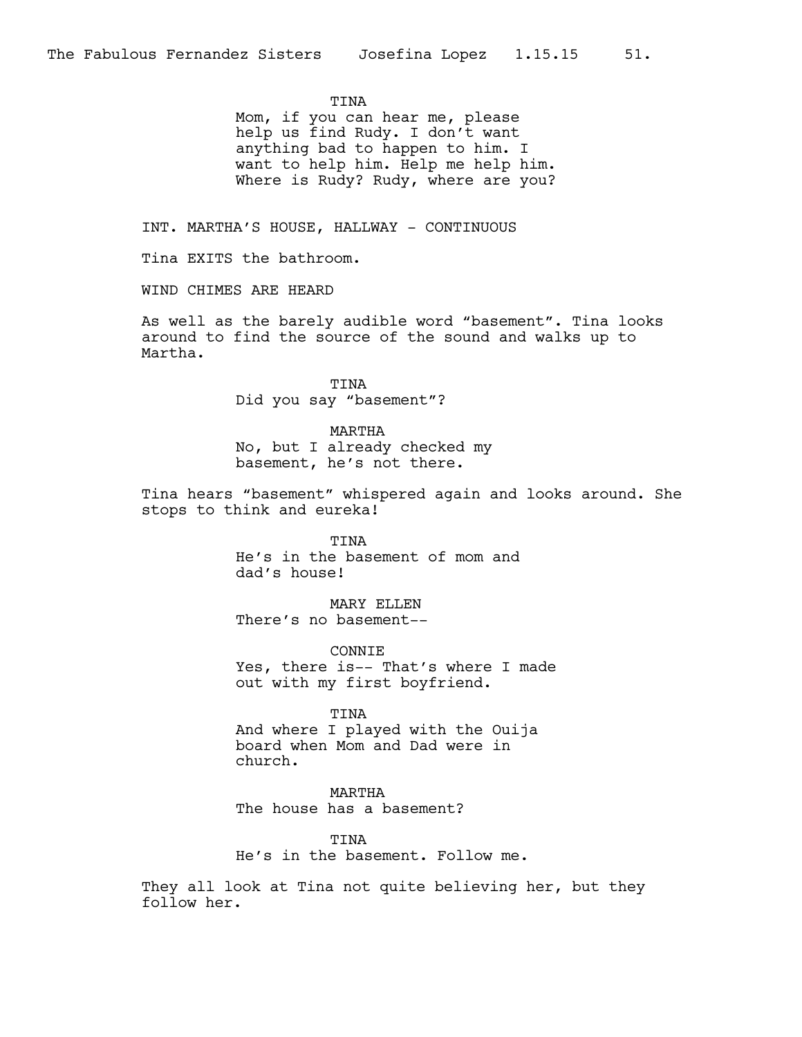TINA

Mom, if you can hear me, please help us find Rudy. I don't want anything bad to happen to him. I want to help him. Help me help him. Where is Rudy? Rudy, where are you?

INT. MARTHA'S HOUSE, HALLWAY - CONTINUOUS

Tina EXITS the bathroom.

WIND CHIMES ARE HEARD

As well as the barely audible word "basement". Tina looks around to find the source of the sound and walks up to Martha.

TINA

Did you say "basement"?

MARTHA

No, but I already checked my basement, he's not there.

Tina hears "basement" whispered again and looks around. She stops to think and eureka!

TINA

He's in the basement of mom and dad's house!

MARY ELLEN

There's no basement--

CONNIE

Yes, there is-- That's where I made out with my first boyfriend.

TINA

And where I played with the Ouija board when Mom and Dad were in church.

MARTHA

The house has a basement?

TINA

He's in the basement. Follow me.

They all look at Tina not quite believing her, but they follow her.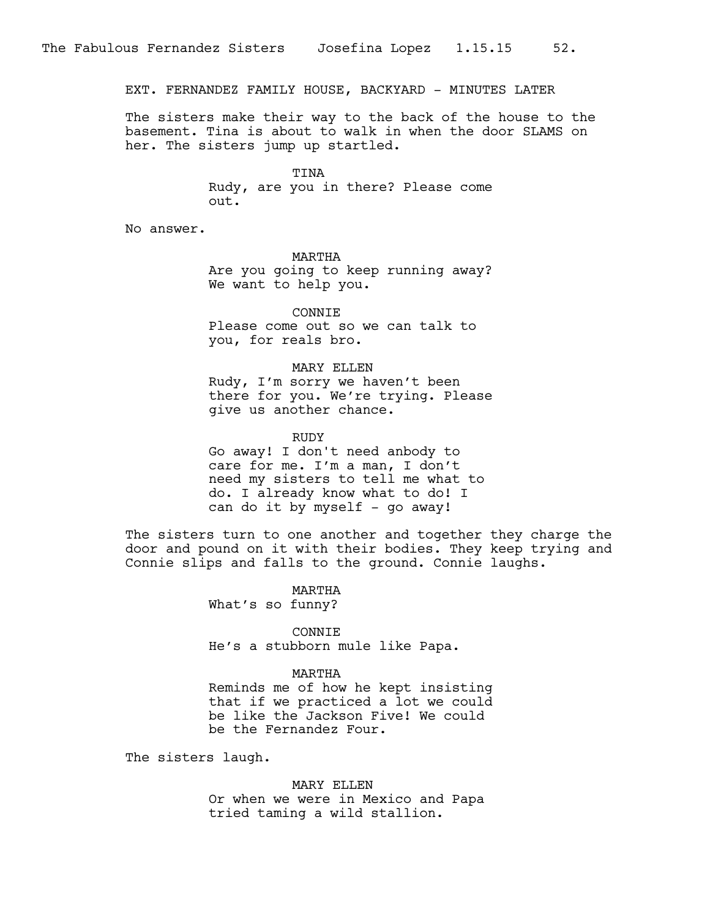EXT. FERNANDEZ FAMILY HOUSE, BACKYARD - MINUTES LATER

The sisters make their way to the back of the house to the basement. Tina is about to walk in when the door SLAMS on her. The sisters jump up startled.

TINA
Rudy, are you in there? Please come out.

No answer.

MARTHA
Are you going to keep running away? We want to help you.

CONNIE
Please come out so we can talk to you, for reals bro.

MARY ELLEN
Rudy, I'm sorry we haven't been there for you. We're trying. Please give us another chance.

RUDY
Go away! I don't need anbody to care for me. I'm a man, I don't need my sisters to tell me what to do. I already know what to do! I can do it by myself - go away!

The sisters turn to one another and together they charge the door and pound on it with their bodies. They keep trying and Connie slips and falls to the ground. Connie laughs.

MARTHA
What's so funny?

CONNIE
He's a stubborn mule like Papa.

MARTHA
Reminds me of how he kept insisting that if we practiced a lot we could be like the Jackson Five! We could be the Fernandez Four.

The sisters laugh.

MARY ELLEN
Or when we were in Mexico and Papa tried taming a wild stallion.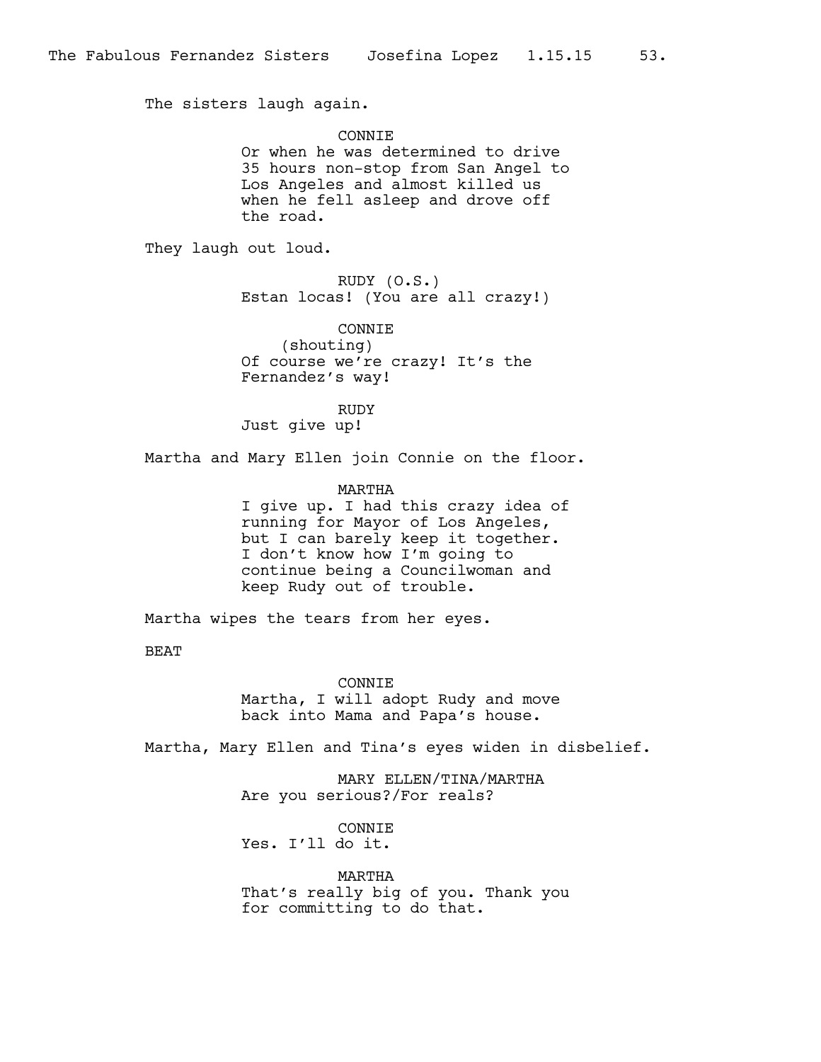The sisters laugh again.

CONNIE
Or when he was determined to drive 35 hours non-stop from San Angel to Los Angeles and almost killed us when he fell asleep and drove off the road.

They laugh out loud.

RUDY (O.S.)
Estan locas! (You are all crazy!)

CONNIE
(shouting)
Of course we're crazy! It's the Fernandez's way!

RUDY
Just give up!

Martha and Mary Ellen join Connie on the floor.

MARTHA
I give up. I had this crazy idea of running for Mayor of Los Angeles, but I can barely keep it together. I don't know how I'm going to continue being a Councilwoman and keep Rudy out of trouble.

Martha wipes the tears from her eyes.

BEAT

CONNIE
Martha, I will adopt Rudy and move back into Mama and Papa's house.

Martha, Mary Ellen and Tina's eyes widen in disbelief.

MARY ELLEN/TINA/MARTHA
Are you serious?/For reals?

CONNIE
Yes. I'll do it.

MARTHA
That's really big of you. Thank you for committing to do that.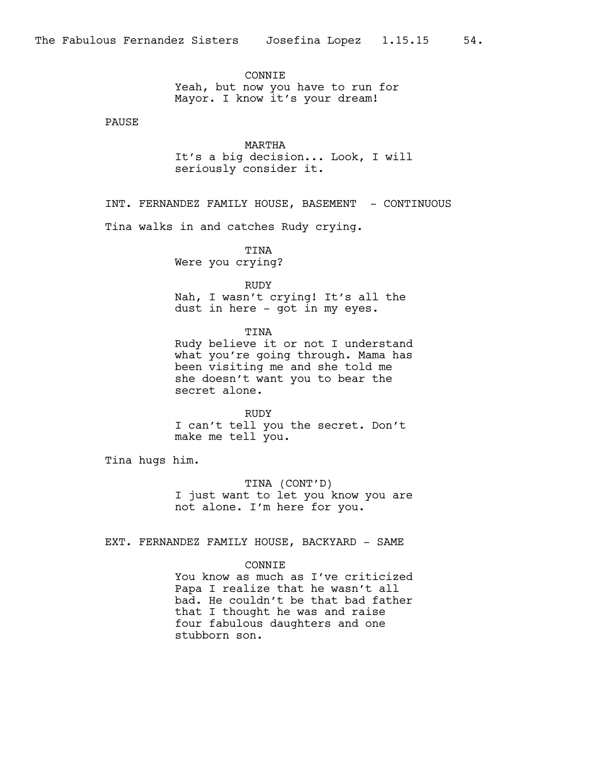CONNIE
Yeah, but now you have to run for Mayor. I know it's your dream!

PAUSE

MARTHA
It's a big decision... Look, I will seriously consider it.

INT. FERNANDEZ FAMILY HOUSE, BASEMENT - CONTINUOUS

Tina walks in and catches Rudy crying.

TINA
Were you crying?

RUDY
Nah, I wasn't crying! It's all the dust in here - got in my eyes.

TINA
Rudy believe it or not I understand what you're going through. Mama has been visiting me and she told me she doesn't want you to bear the secret alone.

RUDY
I can't tell you the secret. Don't make me tell you.

Tina hugs him.

TINA (CONT'D)
I just want to let you know you are not alone. I'm here for you.

EXT. FERNANDEZ FAMILY HOUSE, BACKYARD - SAME

CONNIE
You know as much as I've criticized Papa I realize that he wasn't all bad. He couldn't be that bad father that I thought he was and raise four fabulous daughters and one stubborn son.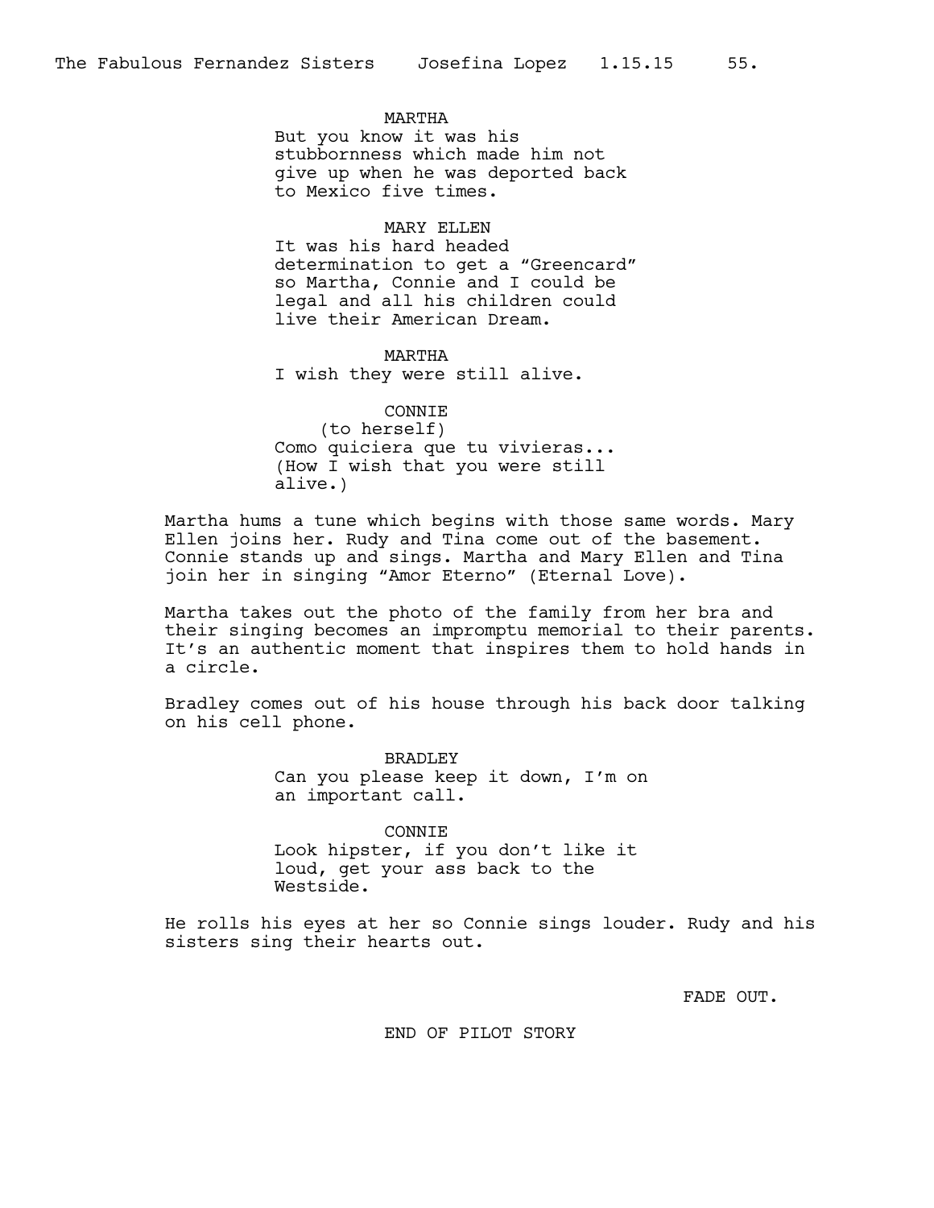MARTHA
But you know it was his stubbornness which made him not give up when he was deported back to Mexico five times.

MARY ELLEN
It was his hard headed determination to get a "Greencard" so Martha, Connie and I could be legal and all his children could live their American Dream.

MARTHA
I wish they were still alive.

CONNIE
(to herself)
Como quiciera que tu vivieras...
(How I wish that you were still alive.)

Martha hums a tune which begins with those same words. Mary Ellen joins her. Rudy and Tina come out of the basement. Connie stands up and sings. Martha and Mary Ellen and Tina join her in singing "Amor Eterno" (Eternal Love).

Martha takes out the photo of the family from her bra and their singing becomes an impromptu memorial to their parents. It's an authentic moment that inspires them to hold hands in a circle.

Bradley comes out of his house through his back door talking on his cell phone.

BRADLEY
Can you please keep it down, I'm on an important call.

CONNIE
Look hipster, if you don't like it loud, get your ass back to the Westside.

He rolls his eyes at her so Connie sings louder. Rudy and his sisters sing their hearts out.

FADE OUT.

END OF PILOT STORY